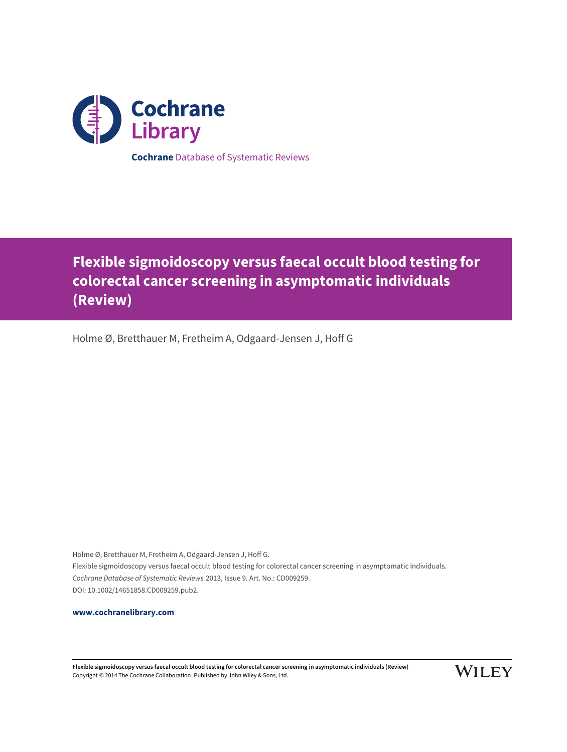Cochrane Library

**Cochrane** Database of Systematic Reviews

# Flexible sigmoidoscopy versus faecal occult blood testing for colorectal cancer screening in asymptomatic individuals (Review)

Holme Ø, Bretthauer M, Fretheim A, Odgaard-Jensen J, Hoff G

Holme Ø, Bretthauer M, Fretheim A, Odgaard-Jensen J, Hoff G.
Flexible sigmoidoscopy versus faecal occult blood testing for colorectal cancer screening in asymptomatic individuals.
*Cochrane Database of Systematic Reviews* 2013, Issue 9. Art. No.: CD009259.
DOI: 10.1002/14651858.CD009259.pub2.

**www.cochranelibrary.com**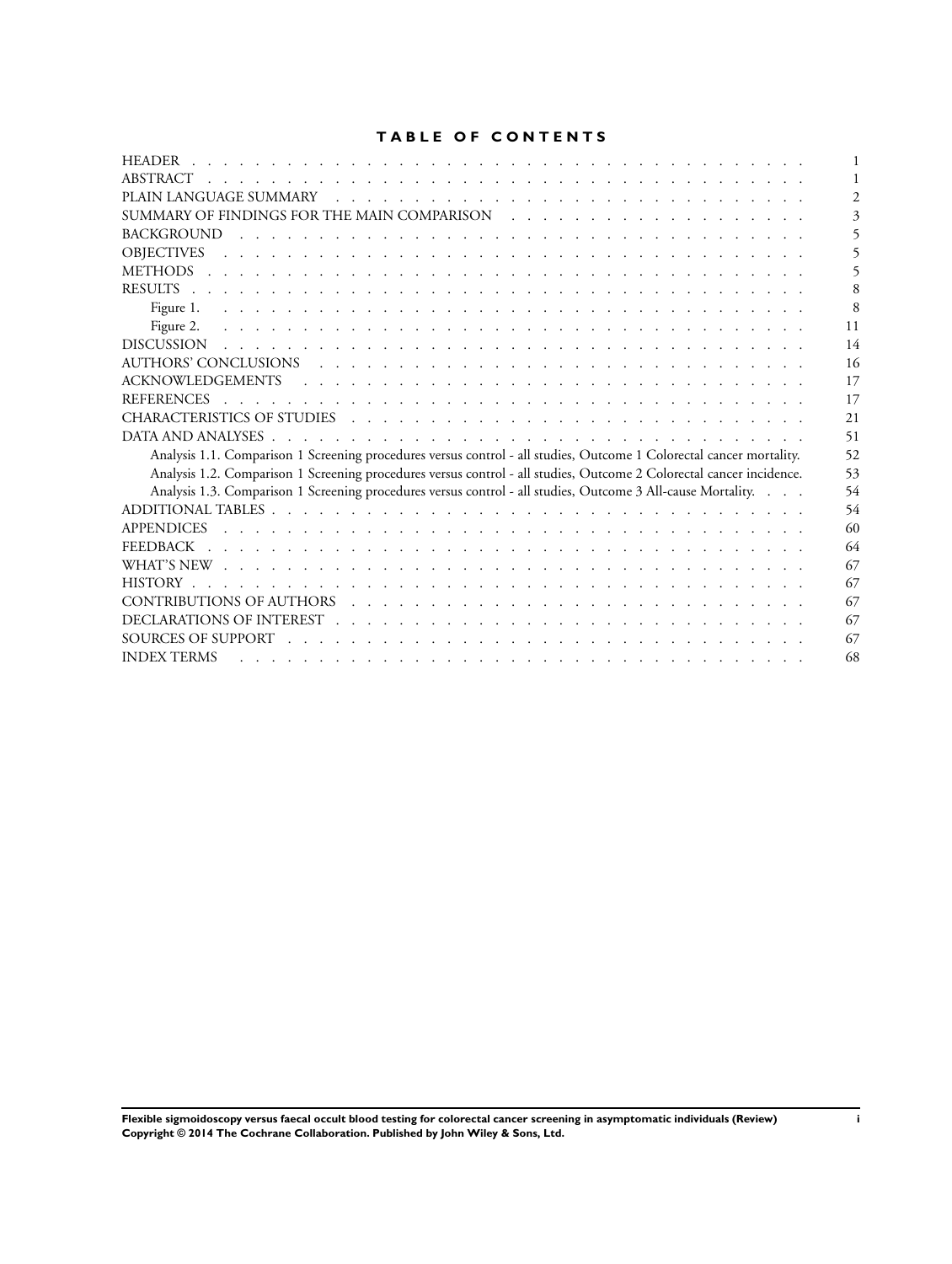# TABLE OF CONTENTS

| | |
|---|---|
| HEADER | 1 |
| ABSTRACT | 1 |
| PLAIN LANGUAGE SUMMARY | 2 |
| SUMMARY OF FINDINGS FOR THE MAIN COMPARISON | 3 |
| BACKGROUND | 5 |
| OBJECTIVES | 5 |
| METHODS | 5 |
| RESULTS | 8 |
| Figure 1. | 8 |
| Figure 2. | 11 |
| DISCUSSION | 14 |
| AUTHORS' CONCLUSIONS | 16 |
| ACKNOWLEDGEMENTS | 17 |
| REFERENCES | 17 |
| CHARACTERISTICS OF STUDIES | 21 |
| DATA AND ANALYSES | 51 |
| Analysis 1.1. Comparison 1 Screening procedures versus control - all studies, Outcome 1 Colorectal cancer mortality. | 52 |
| Analysis 1.2. Comparison 1 Screening procedures versus control - all studies, Outcome 2 Colorectal cancer incidence. | 53 |
| Analysis 1.3. Comparison 1 Screening procedures versus control - all studies, Outcome 3 All-cause Mortality. | 54 |
| ADDITIONAL TABLES | 54 |
| APPENDICES | 60 |
| FEEDBACK | 64 |
| WHAT'S NEW | 67 |
| HISTORY | 67 |
| CONTRIBUTIONS OF AUTHORS | 67 |
| DECLARATIONS OF INTEREST | 67 |
| SOURCES OF SUPPORT | 67 |
| INDEX TERMS | 68 |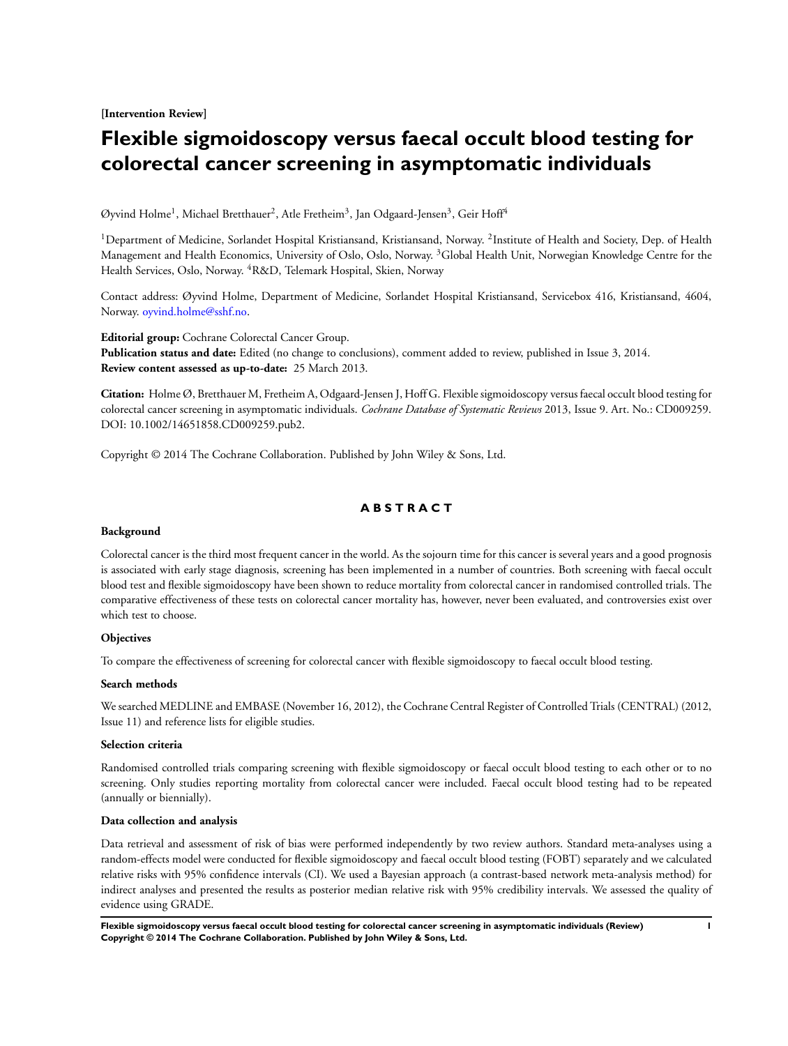**[Intervention Review]**

# Flexible sigmoidoscopy versus faecal occult blood testing for colorectal cancer screening in asymptomatic individuals

Øyvind Holme[1], Michael Bretthauer[2], Atle Fretheim[3], Jan Odgaard-Jensen[3], Geir Hoff[4]

[1]Department of Medicine, Sorlandet Hospital Kristiansand, Kristiansand, Norway. [2]Institute of Health and Society, Dep. of Health Management and Health Economics, University of Oslo, Oslo, Norway. [3]Global Health Unit, Norwegian Knowledge Centre for the Health Services, Oslo, Norway. [4]R&D, Telemark Hospital, Skien, Norway

Contact address: Øyvind Holme, Department of Medicine, Sorlandet Hospital Kristiansand, Servicebox 416, Kristiansand, 4604, Norway. oyvind.holme@sshf.no.

**Editorial group:** Cochrane Colorectal Cancer Group.
**Publication status and date:** Edited (no change to conclusions), comment added to review, published in Issue 3, 2014.
**Review content assessed as up-to-date:** 25 March 2013.

**Citation:** Holme Ø, Bretthauer M, Fretheim A, Odgaard-Jensen J, Hoff G. Flexible sigmoidoscopy versus faecal occult blood testing for colorectal cancer screening in asymptomatic individuals. *Cochrane Database of Systematic Reviews* 2013, Issue 9. Art. No.: CD009259. DOI: 10.1002/14651858.CD009259.pub2.

Copyright © 2014 The Cochrane Collaboration. Published by John Wiley & Sons, Ltd.

## ABSTRACT

### Background

Colorectal cancer is the third most frequent cancer in the world. As the sojourn time for this cancer is several years and a good prognosis is associated with early stage diagnosis, screening has been implemented in a number of countries. Both screening with faecal occult blood test and flexible sigmoidoscopy have been shown to reduce mortality from colorectal cancer in randomised controlled trials. The comparative effectiveness of these tests on colorectal cancer mortality has, however, never been evaluated, and controversies exist over which test to choose.

### Objectives

To compare the effectiveness of screening for colorectal cancer with flexible sigmoidoscopy to faecal occult blood testing.

### Search methods

We searched MEDLINE and EMBASE (November 16, 2012), the Cochrane Central Register of Controlled Trials (CENTRAL) (2012, Issue 11) and reference lists for eligible studies.

### Selection criteria

Randomised controlled trials comparing screening with flexible sigmoidoscopy or faecal occult blood testing to each other or to no screening. Only studies reporting mortality from colorectal cancer were included. Faecal occult blood testing had to be repeated (annually or biennially).

### Data collection and analysis

Data retrieval and assessment of risk of bias were performed independently by two review authors. Standard meta-analyses using a random-effects model were conducted for flexible sigmoidoscopy and faecal occult blood testing (FOBT) separately and we calculated relative risks with 95% confidence intervals (CI). We used a Bayesian approach (a contrast-based network meta-analysis method) for indirect analyses and presented the results as posterior median relative risk with 95% credibility intervals. We assessed the quality of evidence using GRADE.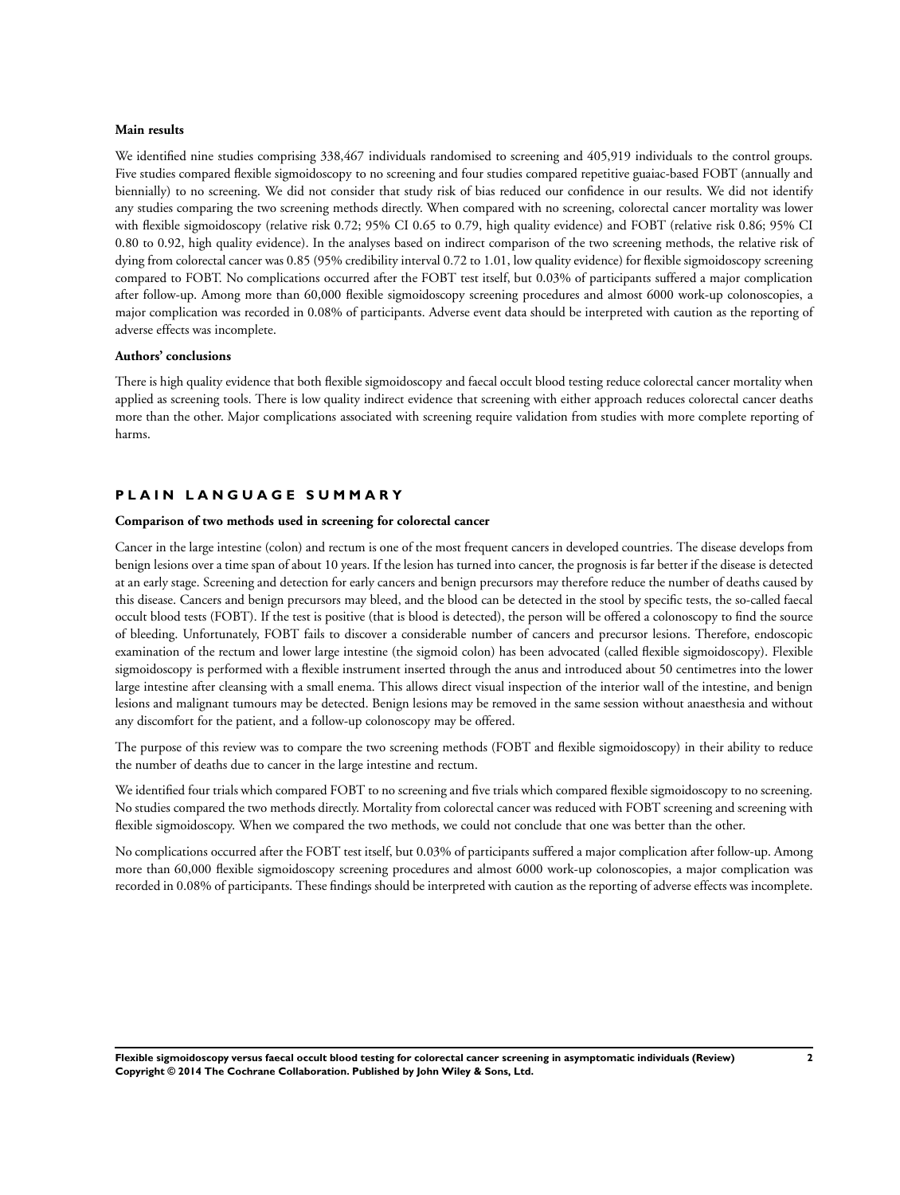**Main results**

We identified nine studies comprising 338,467 individuals randomised to screening and 405,919 individuals to the control groups. Five studies compared flexible sigmoidoscopy to no screening and four studies compared repetitive guaiac-based FOBT (annually and biennially) to no screening. We did not consider that study risk of bias reduced our confidence in our results. We did not identify any studies comparing the two screening methods directly. When compared with no screening, colorectal cancer mortality was lower with flexible sigmoidoscopy (relative risk 0.72; 95% CI 0.65 to 0.79, high quality evidence) and FOBT (relative risk 0.86; 95% CI 0.80 to 0.92, high quality evidence). In the analyses based on indirect comparison of the two screening methods, the relative risk of dying from colorectal cancer was 0.85 (95% credibility interval 0.72 to 1.01, low quality evidence) for flexible sigmoidoscopy screening compared to FOBT. No complications occurred after the FOBT test itself, but 0.03% of participants suffered a major complication after follow-up. Among more than 60,000 flexible sigmoidoscopy screening procedures and almost 6000 work-up colonoscopies, a major complication was recorded in 0.08% of participants. Adverse event data should be interpreted with caution as the reporting of adverse effects was incomplete.

**Authors' conclusions**

There is high quality evidence that both flexible sigmoidoscopy and faecal occult blood testing reduce colorectal cancer mortality when applied as screening tools. There is low quality indirect evidence that screening with either approach reduces colorectal cancer deaths more than the other. Major complications associated with screening require validation from studies with more complete reporting of harms.

## PLAIN LANGUAGE SUMMARY

**Comparison of two methods used in screening for colorectal cancer**

Cancer in the large intestine (colon) and rectum is one of the most frequent cancers in developed countries. The disease develops from benign lesions over a time span of about 10 years. If the lesion has turned into cancer, the prognosis is far better if the disease is detected at an early stage. Screening and detection for early cancers and benign precursors may therefore reduce the number of deaths caused by this disease. Cancers and benign precursors may bleed, and the blood can be detected in the stool by specific tests, the so-called faecal occult blood tests (FOBT). If the test is positive (that is blood is detected), the person will be offered a colonoscopy to find the source of bleeding. Unfortunately, FOBT fails to discover a considerable number of cancers and precursor lesions. Therefore, endoscopic examination of the rectum and lower large intestine (the sigmoid colon) has been advocated (called flexible sigmoidoscopy). Flexible sigmoidoscopy is performed with a flexible instrument inserted through the anus and introduced about 50 centimetres into the lower large intestine after cleansing with a small enema. This allows direct visual inspection of the interior wall of the intestine, and benign lesions and malignant tumours may be detected. Benign lesions may be removed in the same session without anaesthesia and without any discomfort for the patient, and a follow-up colonoscopy may be offered.

The purpose of this review was to compare the two screening methods (FOBT and flexible sigmoidoscopy) in their ability to reduce the number of deaths due to cancer in the large intestine and rectum.

We identified four trials which compared FOBT to no screening and five trials which compared flexible sigmoidoscopy to no screening. No studies compared the two methods directly. Mortality from colorectal cancer was reduced with FOBT screening and screening with flexible sigmoidoscopy. When we compared the two methods, we could not conclude that one was better than the other.

No complications occurred after the FOBT test itself, but 0.03% of participants suffered a major complication after follow-up. Among more than 60,000 flexible sigmoidoscopy screening procedures and almost 6000 work-up colonoscopies, a major complication was recorded in 0.08% of participants. These findings should be interpreted with caution as the reporting of adverse effects was incomplete.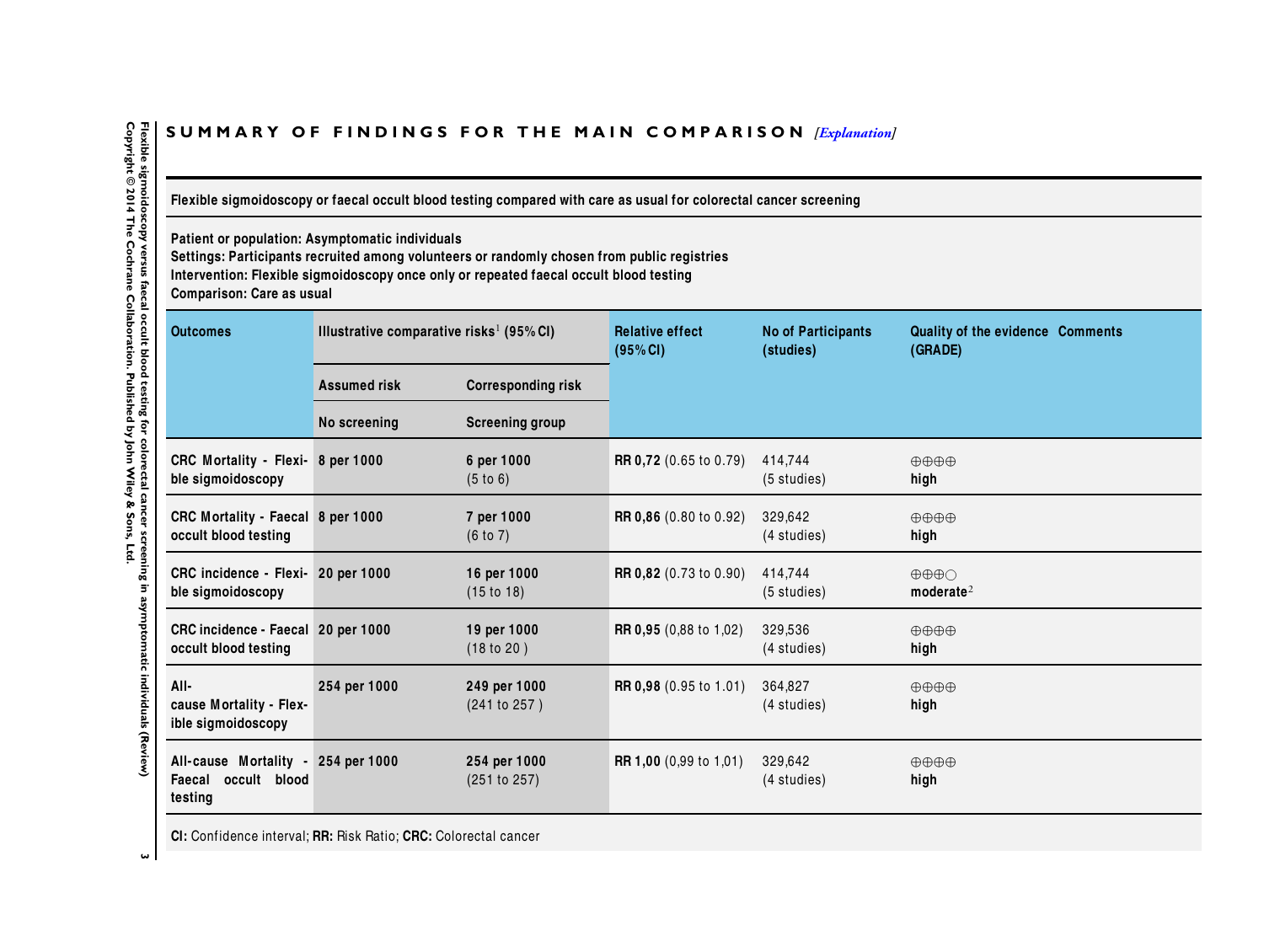## SUMMARY OF FINDINGS FOR THE MAIN COMPARISON *[Explanation]*

**Flexible sigmoidoscopy or faecal occult blood testing compared with care as usual for colorectal cancer screening**

**Patient or population: Asymptomatic individuals**
**Settings: Participants recruited among volunteers or randomly chosen from public registries**
**Intervention: Flexible sigmoidoscopy once only or repeated faecal occult blood testing**
**Comparison: Care as usual**

| Outcomes | Illustrative comparative risks[1] (95% CI) | | Relative effect (95% CI) | No of Participants (studies) | Quality of the evidence (GRADE) | Comments |
|---|---|---|---|---|---|---|
| | Assumed risk | Corresponding risk | | | | |
| | No screening | Screening group | | | | |
| CRC Mortality - Flexible sigmoidoscopy | 8 per 1000 | 6 per 1000 (5 to 6) | RR 0,72 (0.65 to 0.79) | 414,744 (5 studies) | ⊕⊕⊕⊕ high | |
| CRC Mortality - Faecal occult blood testing | 8 per 1000 | 7 per 1000 (6 to 7) | RR 0,86 (0.80 to 0.92) | 329,642 (4 studies) | ⊕⊕⊕⊕ high | |
| CRC incidence - Flexible sigmoidoscopy | 20 per 1000 | 16 per 1000 (15 to 18) | RR 0,82 (0.73 to 0.90) | 414,744 (5 studies) | ⊕⊕⊕◯ moderate[2] | |
| CRC incidence - Faecal occult blood testing | 20 per 1000 | 19 per 1000 (18 to 20 ) | RR 0,95 (0,88 to 1,02) | 329,536 (4 studies) | ⊕⊕⊕⊕ high | |
| All-cause Mortality - Flexible sigmoidoscopy | 254 per 1000 | 249 per 1000 (241 to 257 ) | RR 0,98 (0.95 to 1.01) | 364,827 (4 studies) | ⊕⊕⊕⊕ high | |
| All-cause Mortality - Faecal occult blood testing | 254 per 1000 | 254 per 1000 (251 to 257) | RR 1,00 (0,99 to 1,01) | 329,642 (4 studies) | ⊕⊕⊕⊕ high | |

**CI:** Confidence interval; **RR:** Risk Ratio; **CRC:** Colorectal cancer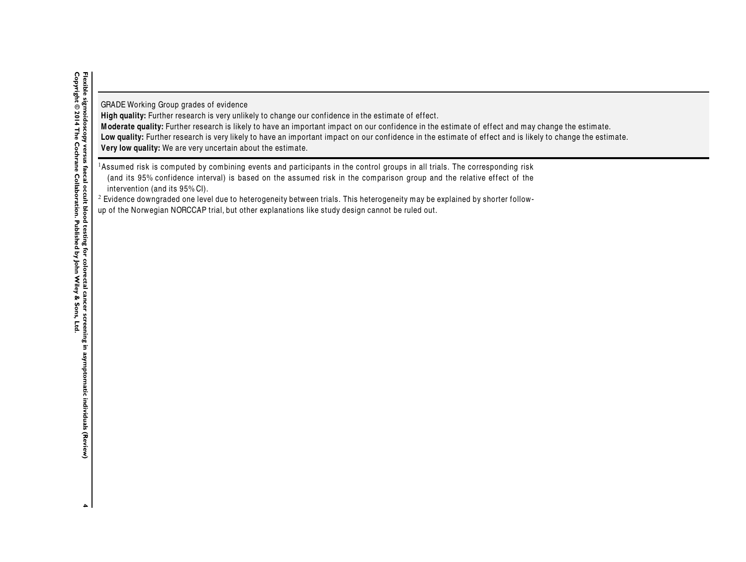GRADE Working Group grades of evidence

**High quality:** Further research is very unlikely to change our confidence in the estimate of effect.

**Moderate quality:** Further research is likely to have an important impact on our confidence in the estimate of effect and may change the estimate.

**Low quality:** Further research is very likely to have an important impact on our confidence in the estimate of effect and is likely to change the estimate.

**Very low quality:** We are very uncertain about the estimate.

[1] Assumed risk is computed by combining events and participants in the control groups in all trials. The corresponding risk (and its 95% confidence interval) is based on the assumed risk in the comparison group and the relative effect of the intervention (and its 95% CI).

[2] Evidence downgraded one level due to heterogeneity between trials. This heterogeneity may be explained by shorter follow-up of the Norwegian NORCCAP trial, but other explanations like study design cannot be ruled out.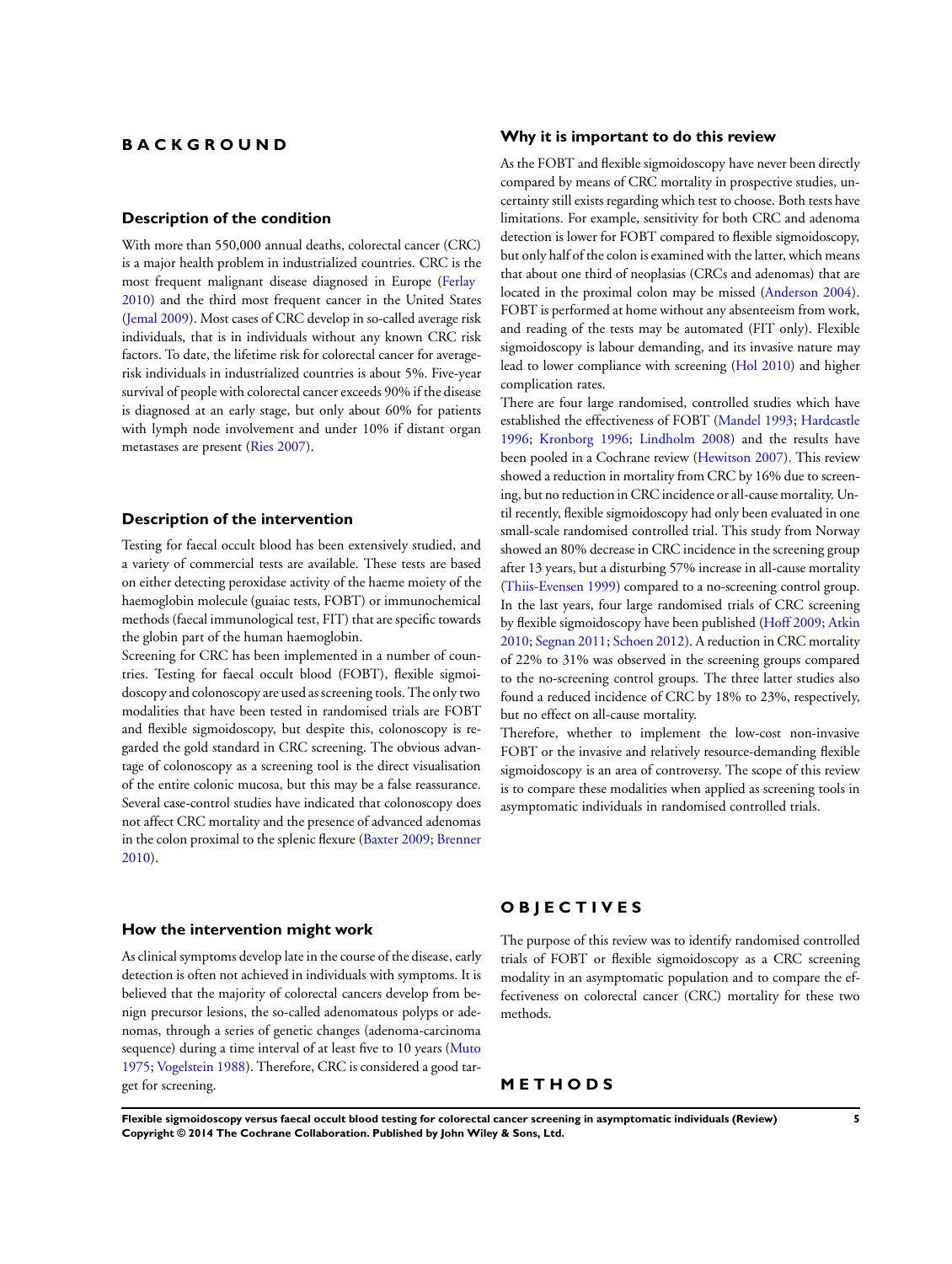# BACKGROUND

## Description of the condition

With more than 550,000 annual deaths, colorectal cancer (CRC) is a major health problem in industrialized countries. CRC is the most frequent malignant disease diagnosed in Europe (Ferlay 2010) and the third most frequent cancer in the United States (Jemal 2009). Most cases of CRC develop in so-called average risk individuals, that is in individuals without any known CRC risk factors. To date, the lifetime risk for colorectal cancer for average-risk individuals in industrialized countries is about 5%. Five-year survival of people with colorectal cancer exceeds 90% if the disease is diagnosed at an early stage, but only about 60% for patients with lymph node involvement and under 10% if distant organ metastases are present (Ries 2007).

## Description of the intervention

Testing for faecal occult blood has been extensively studied, and a variety of commercial tests are available. These tests are based on either detecting peroxidase activity of the haeme moiety of the haemoglobin molecule (guaiac tests, FOBT) or immunochemical methods (faecal immunological test, FIT) that are specific towards the globin part of the human haemoglobin.

Screening for CRC has been implemented in a number of countries. Testing for faecal occult blood (FOBT), flexible sigmoidoscopy and colonoscopy are used as screening tools. The only two modalities that have been tested in randomised trials are FOBT and flexible sigmoidoscopy, but despite this, colonoscopy is regarded the gold standard in CRC screening. The obvious advantage of colonoscopy as a screening tool is the direct visualisation of the entire colonic mucosa, but this may be a false reassurance. Several case-control studies have indicated that colonoscopy does not affect CRC mortality and the presence of advanced adenomas in the colon proximal to the splenic flexure (Baxter 2009; Brenner 2010).

## How the intervention might work

As clinical symptoms develop late in the course of the disease, early detection is often not achieved in individuals with symptoms. It is believed that the majority of colorectal cancers develop from benign precursor lesions, the so-called adenomatous polyps or adenomas, through a series of genetic changes (adenoma-carcinoma sequence) during a time interval of at least five to 10 years (Muto 1975; Vogelstein 1988). Therefore, CRC is considered a good target for screening.

## Why it is important to do this review

As the FOBT and flexible sigmoidoscopy have never been directly compared by means of CRC mortality in prospective studies, uncertainty still exists regarding which test to choose. Both tests have limitations. For example, sensitivity for both CRC and adenoma detection is lower for FOBT compared to flexible sigmoidoscopy, but only half of the colon is examined with the latter, which means that about one third of neoplasias (CRCs and adenomas) that are located in the proximal colon may be missed (Anderson 2004). FOBT is performed at home without any absenteeism from work, and reading of the tests may be automated (FIT only). Flexible sigmoidoscopy is labour demanding, and its invasive nature may lead to lower compliance with screening (Hol 2010) and higher complication rates.

There are four large randomised, controlled studies which have established the effectiveness of FOBT (Mandel 1993; Hardcastle 1996; Kronborg 1996; Lindholm 2008) and the results have been pooled in a Cochrane review (Hewitson 2007). This review showed a reduction in mortality from CRC by 16% due to screening, but no reduction in CRC incidence or all-cause mortality. Until recently, flexible sigmoidoscopy had only been evaluated in one small-scale randomised controlled trial. This study from Norway showed an 80% decrease in CRC incidence in the screening group after 13 years, but a disturbing 57% increase in all-cause mortality (Thiis-Evensen 1999) compared to a no-screening control group. In the last years, four large randomised trials of CRC screening by flexible sigmoidoscopy have been published (Hoff 2009; Atkin 2010; Segnan 2011; Schoen 2012). A reduction in CRC mortality of 22% to 31% was observed in the screening groups compared to the no-screening control groups. The three latter studies also found a reduced incidence of CRC by 18% to 23%, respectively, but no effect on all-cause mortality.

Therefore, whether to implement the low-cost non-invasive FOBT or the invasive and relatively resource-demanding flexible sigmoidoscopy is an area of controversy. The scope of this review is to compare these modalities when applied as screening tools in asymptomatic individuals in randomised controlled trials.

# OBJECTIVES

The purpose of this review was to identify randomised controlled trials of FOBT or flexible sigmoidoscopy as a CRC screening modality in an asymptomatic population and to compare the effectiveness on colorectal cancer (CRC) mortality for these two methods.

# METHODS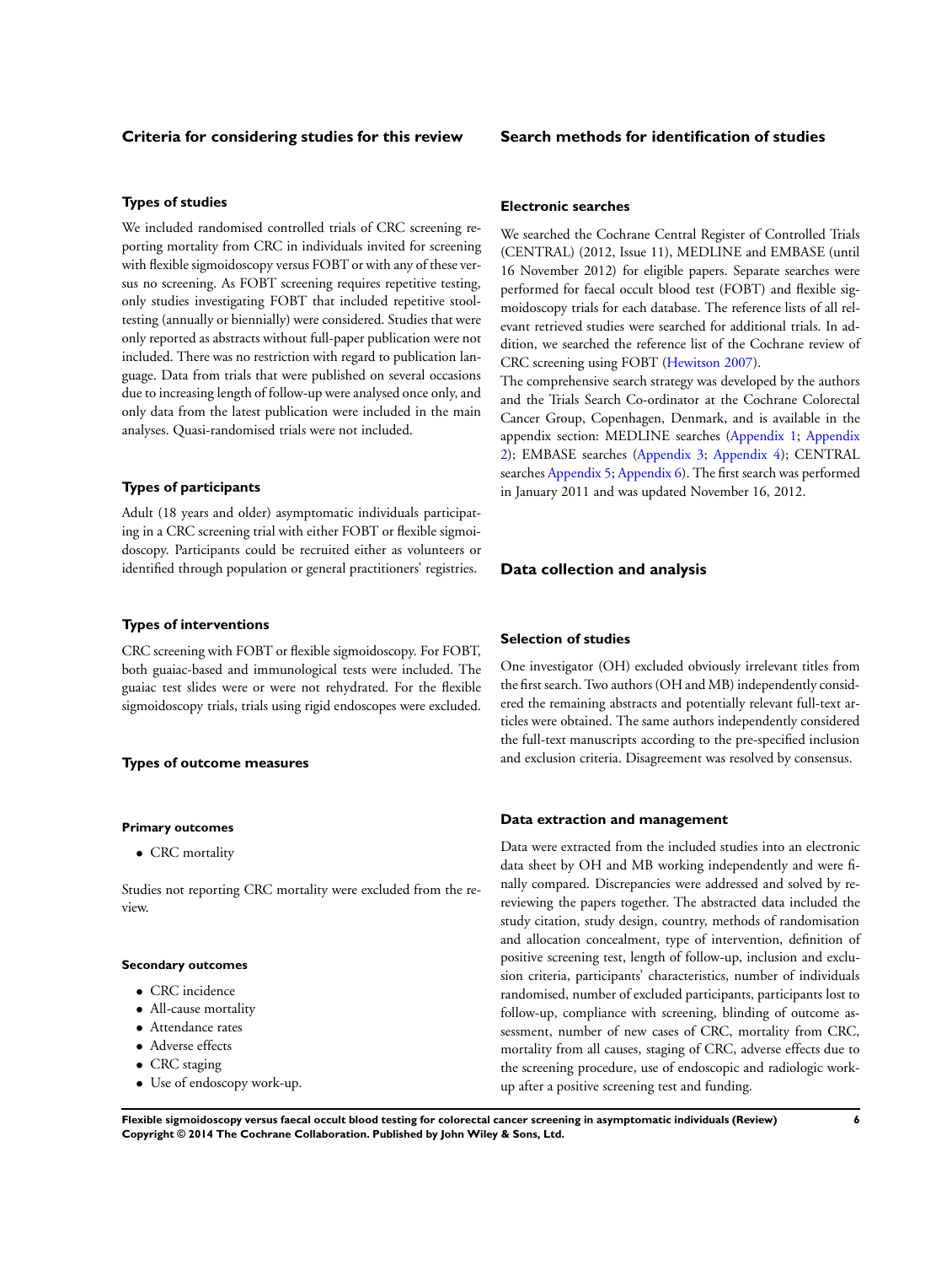## Criteria for considering studies for this review

### Types of studies

We included randomised controlled trials of CRC screening reporting mortality from CRC in individuals invited for screening with flexible sigmoidoscopy versus FOBT or with any of these versus no screening. As FOBT screening requires repetitive testing, only studies investigating FOBT that included repetitive stool-testing (annually or biennially) were considered. Studies that were only reported as abstracts without full-paper publication were not included. There was no restriction with regard to publication language. Data from trials that were published on several occasions due to increasing length of follow-up were analysed once only, and only data from the latest publication were included in the main analyses. Quasi-randomised trials were not included.

### Types of participants

Adult (18 years and older) asymptomatic individuals participating in a CRC screening trial with either FOBT or flexible sigmoidoscopy. Participants could be recruited either as volunteers or identified through population or general practitioners' registries.

### Types of interventions

CRC screening with FOBT or flexible sigmoidoscopy. For FOBT, both guaiac-based and immunological tests were included. The guaiac test slides were or were not rehydrated. For the flexible sigmoidoscopy trials, trials using rigid endoscopes were excluded.

### Types of outcome measures

#### Primary outcomes

- CRC mortality

Studies not reporting CRC mortality were excluded from the review.

#### Secondary outcomes

- CRC incidence
- All-cause mortality
- Attendance rates
- Adverse effects
- CRC staging
- Use of endoscopy work-up.

## Search methods for identification of studies

### Electronic searches

We searched the Cochrane Central Register of Controlled Trials (CENTRAL) (2012, Issue 11), MEDLINE and EMBASE (until 16 November 2012) for eligible papers. Separate searches were performed for faecal occult blood test (FOBT) and flexible sigmoidoscopy trials for each database. The reference lists of all relevant retrieved studies were searched for additional trials. In addition, we searched the reference list of the Cochrane review of CRC screening using FOBT (Hewitson 2007).

The comprehensive search strategy was developed by the authors and the Trials Search Co-ordinator at the Cochrane Colorectal Cancer Group, Copenhagen, Denmark, and is available in the appendix section: MEDLINE searches (Appendix 1; Appendix 2); EMBASE searches (Appendix 3; Appendix 4); CENTRAL searches Appendix 5; Appendix 6). The first search was performed in January 2011 and was updated November 16, 2012.

## Data collection and analysis

### Selection of studies

One investigator (OH) excluded obviously irrelevant titles from the first search. Two authors (OH and MB) independently considered the remaining abstracts and potentially relevant full-text articles were obtained. The same authors independently considered the full-text manuscripts according to the pre-specified inclusion and exclusion criteria. Disagreement was resolved by consensus.

### Data extraction and management

Data were extracted from the included studies into an electronic data sheet by OH and MB working independently and were finally compared. Discrepancies were addressed and solved by reviewing the papers together. The abstracted data included the study citation, study design, country, methods of randomisation and allocation concealment, type of intervention, definition of positive screening test, length of follow-up, inclusion and exclusion criteria, participants' characteristics, number of individuals randomised, number of excluded participants, participants lost to follow-up, compliance with screening, blinding of outcome assessment, number of new cases of CRC, mortality from CRC, mortality from all causes, staging of CRC, adverse effects due to the screening procedure, use of endoscopic and radiologic work-up after a positive screening test and funding.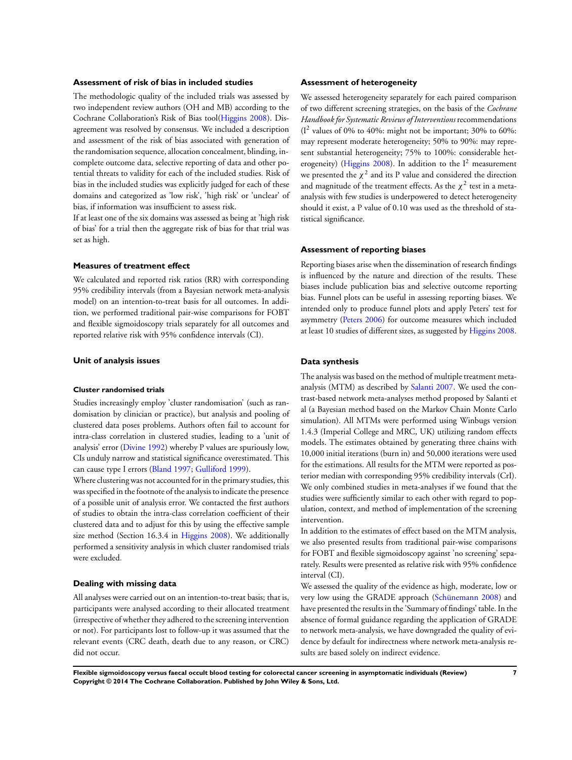### Assessment of risk of bias in included studies

The methodologic quality of the included trials was assessed by two independent review authors (OH and MB) according to the Cochrane Collaboration's Risk of Bias tool(Higgins 2008). Disagreement was resolved by consensus. We included a description and assessment of the risk of bias associated with generation of the randomisation sequence, allocation concealment, blinding, incomplete outcome data, selective reporting of data and other potential threats to validity for each of the included studies. Risk of bias in the included studies was explicitly judged for each of these domains and categorized as 'low risk', 'high risk' or 'unclear' of bias, if information was insufficient to assess risk.

If at least one of the six domains was assessed as being at 'high risk of bias' for a trial then the aggregate risk of bias for that trial was set as high.

### Measures of treatment effect

We calculated and reported risk ratios (RR) with corresponding 95% credibility intervals (from a Bayesian network meta-analysis model) on an intention-to-treat basis for all outcomes. In addition, we performed traditional pair-wise comparisons for FOBT and flexible sigmoidoscopy trials separately for all outcomes and reported relative risk with 95% confidence intervals (CI).

### Unit of analysis issues

#### Cluster randomised trials

Studies increasingly employ 'cluster randomisation' (such as randomisation by clinician or practice), but analysis and pooling of clustered data poses problems. Authors often fail to account for intra-class correlation in clustered studies, leading to a 'unit of analysis' error (Divine 1992) whereby P values are spuriously low, CIs unduly narrow and statistical significance overestimated. This can cause type I errors (Bland 1997; Gulliford 1999).

Where clustering was not accounted for in the primary studies, this was specified in the footnote of the analysis to indicate the presence of a possible unit of analysis error. We contacted the first authors of studies to obtain the intra-class correlation coefficient of their clustered data and to adjust for this by using the effective sample size method (Section 16.3.4 in Higgins 2008). We additionally performed a sensitivity analysis in which cluster randomised trials were excluded.

### Dealing with missing data

All analyses were carried out on an intention-to-treat basis; that is, participants were analysed according to their allocated treatment (irrespective of whether they adhered to the screening intervention or not). For participants lost to follow-up it was assumed that the relevant events (CRC death, death due to any reason, or CRC) did not occur.

### Assessment of heterogeneity

We assessed heterogeneity separately for each paired comparison of two different screening strategies, on the basis of the *Cochrane Handbook for Systematic Reviews of Interventions* recommendations ($I^2$ values of 0% to 40%: might not be important; 30% to 60%: may represent moderate heterogeneity; 50% to 90%: may represent substantial heterogeneity; 75% to 100%: considerable heterogeneity) (Higgins 2008). In addition to the $I^2$ measurement we presented the $\chi^2$ and its P value and considered the direction and magnitude of the treatment effects. As the $\chi^2$ test in a meta-analysis with few studies is underpowered to detect heterogeneity should it exist, a P value of 0.10 was used as the threshold of statistical significance.

### Assessment of reporting biases

Reporting biases arise when the dissemination of research findings is influenced by the nature and direction of the results. These biases include publication bias and selective outcome reporting bias. Funnel plots can be useful in assessing reporting biases. We intended only to produce funnel plots and apply Peters' test for asymmetry (Peters 2006) for outcome measures which included at least 10 studies of different sizes, as suggested by Higgins 2008.

### Data synthesis

The analysis was based on the method of multiple treatment meta-analysis (MTM) as described by Salanti 2007. We used the contrast-based network meta-analyses method proposed by Salanti et al (a Bayesian method based on the Markov Chain Monte Carlo simulation). All MTMs were performed using Winbugs version 1.4.3 (Imperial College and MRC, UK) utilizing random effects models. The estimates obtained by generating three chains with 10,000 initial iterations (burn in) and 50,000 iterations were used for the estimations. All results for the MTM were reported as posterior median with corresponding 95% credibility intervals (CrI). We only combined studies in meta-analyses if we found that the studies were sufficiently similar to each other with regard to population, context, and method of implementation of the screening intervention.

In addition to the estimates of effect based on the MTM analysis, we also presented results from traditional pair-wise comparisons for FOBT and flexible sigmoidoscopy against 'no screening' separately. Results were presented as relative risk with 95% confidence interval (CI).

We assessed the quality of the evidence as high, moderate, low or very low using the GRADE approach (Schünemann 2008) and have presented the results in the 'Summary of findings' table. In the absence of formal guidance regarding the application of GRADE to network meta-analysis, we have downgraded the quality of evidence by default for indirectness where network meta-analysis results are based solely on indirect evidence.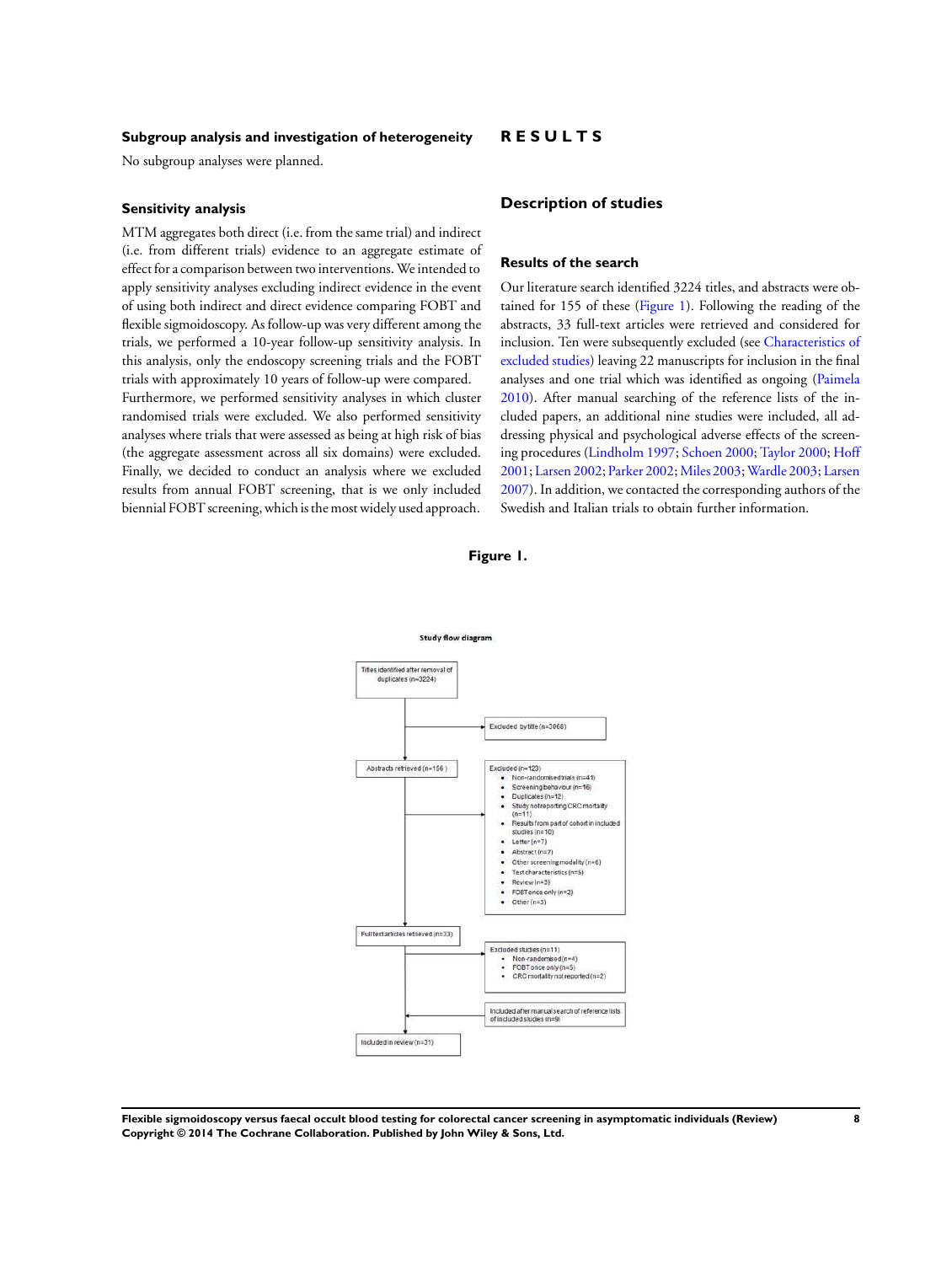### Subgroup analysis and investigation of heterogeneity

No subgroup analyses were planned.

### Sensitivity analysis

MTM aggregates both direct (i.e. from the same trial) and indirect (i.e. from different trials) evidence to an aggregate estimate of effect for a comparison between two interventions. We intended to apply sensitivity analyses excluding indirect evidence in the event of using both indirect and direct evidence comparing FOBT and flexible sigmoidoscopy. As follow-up was very different among the trials, we performed a 10-year follow-up sensitivity analysis. In this analysis, only the endoscopy screening trials and the FOBT trials with approximately 10 years of follow-up were compared. Furthermore, we performed sensitivity analyses in which cluster randomised trials were excluded. We also performed sensitivity analyses where trials that were assessed as being at high risk of bias (the aggregate assessment across all six domains) were excluded. Finally, we decided to conduct an analysis where we excluded results from annual FOBT screening, that is we only included biennial FOBT screening, which is the most widely used approach.

# R E S U L T S

## Description of studies

### Results of the search

Our literature search identified 3224 titles, and abstracts were obtained for 155 of these (Figure 1). Following the reading of the abstracts, 33 full-text articles were retrieved and considered for inclusion. Ten were subsequently excluded (see Characteristics of excluded studies) leaving 22 manuscripts for inclusion in the final analyses and one trial which was identified as ongoing (Paimela 2010). After manual searching of the reference lists of the included papers, an additional nine studies were included, all addressing physical and psychological adverse effects of the screening procedures (Lindholm 1997; Schoen 2000; Taylor 2000; Hoff 2001; Larsen 2002; Parker 2002; Miles 2003; Wardle 2003; Larsen 2007). In addition, we contacted the corresponding authors of the Swedish and Italian trials to obtain further information.

**Figure 1.**

Study flow diagram

- Titles identified after removal of duplicates (n=3224)
  - → Excluded by title (n=3068)
- Abstracts retrieved (n=156)
  - → Excluded (n=123)
    - Non-randomised trials (n=41)
    - Screening behaviour (n=16)
    - Duplicates (n=12)
    - Study not reporting CRC mortality (n=11)
    - Results from part of cohort in included studies (n=10)
    - Letter (n=7)
    - Abstract (n=7)
    - Other screening modality (n=6)
    - Test characteristics (n=5)
    - Review (n=3)
    - FOBT once only (n=2)
    - Other (n=3)
- Full text articles retrieved (n=33)
  - → Excluded studies (n=11)
    - Non-randomised (n=4)
    - FOBT once only (n=5)
    - CRC mortality not reported (n=2)
  - ← Included after manual search of reference lists of included studies (n=9)
- Included in review (n=31)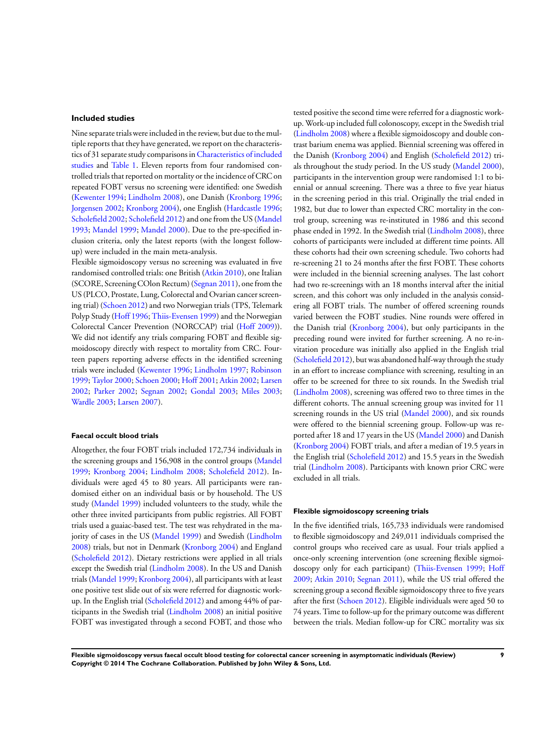### Included studies

Nine separate trials were included in the review, but due to the multiple reports that they have generated, we report on the characteristics of 31 separate study comparisons in Characteristics of included studies and Table 1. Eleven reports from four randomised controlled trials that reported on mortality or the incidence of CRC on repeated FOBT versus no screening were identified: one Swedish (Kewenter 1994; Lindholm 2008), one Danish (Kronborg 1996; Jorgensen 2002; Kronborg 2004), one English (Hardcastle 1996; Scholefield 2002; Scholefield 2012) and one from the US (Mandel 1993; Mandel 1999; Mandel 2000). Due to the pre-specified inclusion criteria, only the latest reports (with the longest follow-up) were included in the main meta-analysis.

Flexible sigmoidoscopy versus no screening was evaluated in five randomised controlled trials: one British (Atkin 2010), one Italian (SCORE, Screening COlon Rectum) (Segnan 2011), one from the US (PLCO, Prostate, Lung, Colorectal and Ovarian cancer screening trial) (Schoen 2012) and two Norwegian trials (TPS, Telemark Polyp Study (Hoff 1996; Thiis-Evensen 1999) and the Norwegian Colorectal Cancer Prevention (NORCCAP) trial (Hoff 2009)). We did not identify any trials comparing FOBT and flexible sigmoidoscopy directly with respect to mortality from CRC. Fourteen papers reporting adverse effects in the identified screening trials were included (Kewenter 1996; Lindholm 1997; Robinson 1999; Taylor 2000; Schoen 2000; Hoff 2001; Atkin 2002; Larsen 2002; Parker 2002; Segnan 2002; Gondal 2003; Miles 2003; Wardle 2003; Larsen 2007).

#### Faecal occult blood trials

Altogether, the four FOBT trials included 172,734 individuals in the screening groups and 156,908 in the control groups (Mandel 1999; Kronborg 2004; Lindholm 2008; Scholefield 2012). Individuals were aged 45 to 80 years. All participants were randomised either on an individual basis or by household. The US study (Mandel 1999) included volunteers to the study, while the other three invited participants from public registries. All FOBT trials used a guaiac-based test. The test was rehydrated in the majority of cases in the US (Mandel 1999) and Swedish (Lindholm 2008) trials, but not in Denmark (Kronborg 2004) and England (Scholefield 2012). Dietary restrictions were applied in all trials except the Swedish trial (Lindholm 2008). In the US and Danish trials (Mandel 1999; Kronborg 2004), all participants with at least one positive test slide out of six were referred for diagnostic workup. In the English trial (Scholefield 2012) and among 44% of participants in the Swedish trial (Lindholm 2008) an initial positive FOBT was investigated through a second FOBT, and those who tested positive the second time were referred for a diagnostic workup. Work-up included full colonoscopy, except in the Swedish trial (Lindholm 2008) where a flexible sigmoidoscopy and double contrast barium enema was applied. Biennial screening was offered in the Danish (Kronborg 2004) and English (Scholefield 2012) trials throughout the study period. In the US study (Mandel 2000), participants in the intervention group were randomised 1:1 to biennial or annual screening. There was a three to five year hiatus in the screening period in this trial. Originally the trial ended in 1982, but due to lower than expected CRC mortality in the control group, screening was re-instituted in 1986 and this second phase ended in 1992. In the Swedish trial (Lindholm 2008), three cohorts of participants were included at different time points. All these cohorts had their own screening schedule. Two cohorts had re-screening 21 to 24 months after the first FOBT. These cohorts were included in the biennial screening analyses. The last cohort had two re-screenings with an 18 months interval after the initial screen, and this cohort was only included in the analysis considering all FOBT trials. The number of offered screening rounds varied between the FOBT studies. Nine rounds were offered in the Danish trial (Kronborg 2004), but only participants in the preceding round were invited for further screening. A no re-invitation procedure was initially also applied in the English trial (Scholefield 2012), but was abandoned half-way through the study in an effort to increase compliance with screening, resulting in an offer to be screened for three to six rounds. In the Swedish trial (Lindholm 2008), screening was offered two to three times in the different cohorts. The annual screening group was invited for 11 screening rounds in the US trial (Mandel 2000), and six rounds were offered to the biennial screening group. Follow-up was reported after 18 and 17 years in the US (Mandel 2000) and Danish (Kronborg 2004) FOBT trials, and after a median of 19.5 years in the English trial (Scholefield 2012) and 15.5 years in the Swedish trial (Lindholm 2008). Participants with known prior CRC were excluded in all trials.

#### Flexible sigmoidoscopy screening trials

In the five identified trials, 165,733 individuals were randomised to flexible sigmoidoscopy and 249,011 individuals comprised the control groups who received care as usual. Four trials applied a once-only screening intervention (one screening flexible sigmoidoscopy only for each participant) (Thiis-Evensen 1999; Hoff 2009; Atkin 2010; Segnan 2011), while the US trial offered the screening group a second flexible sigmoidoscopy three to five years after the first (Schoen 2012). Eligible individuals were aged 50 to 74 years. Time to follow-up for the primary outcome was different between the trials. Median follow-up for CRC mortality was six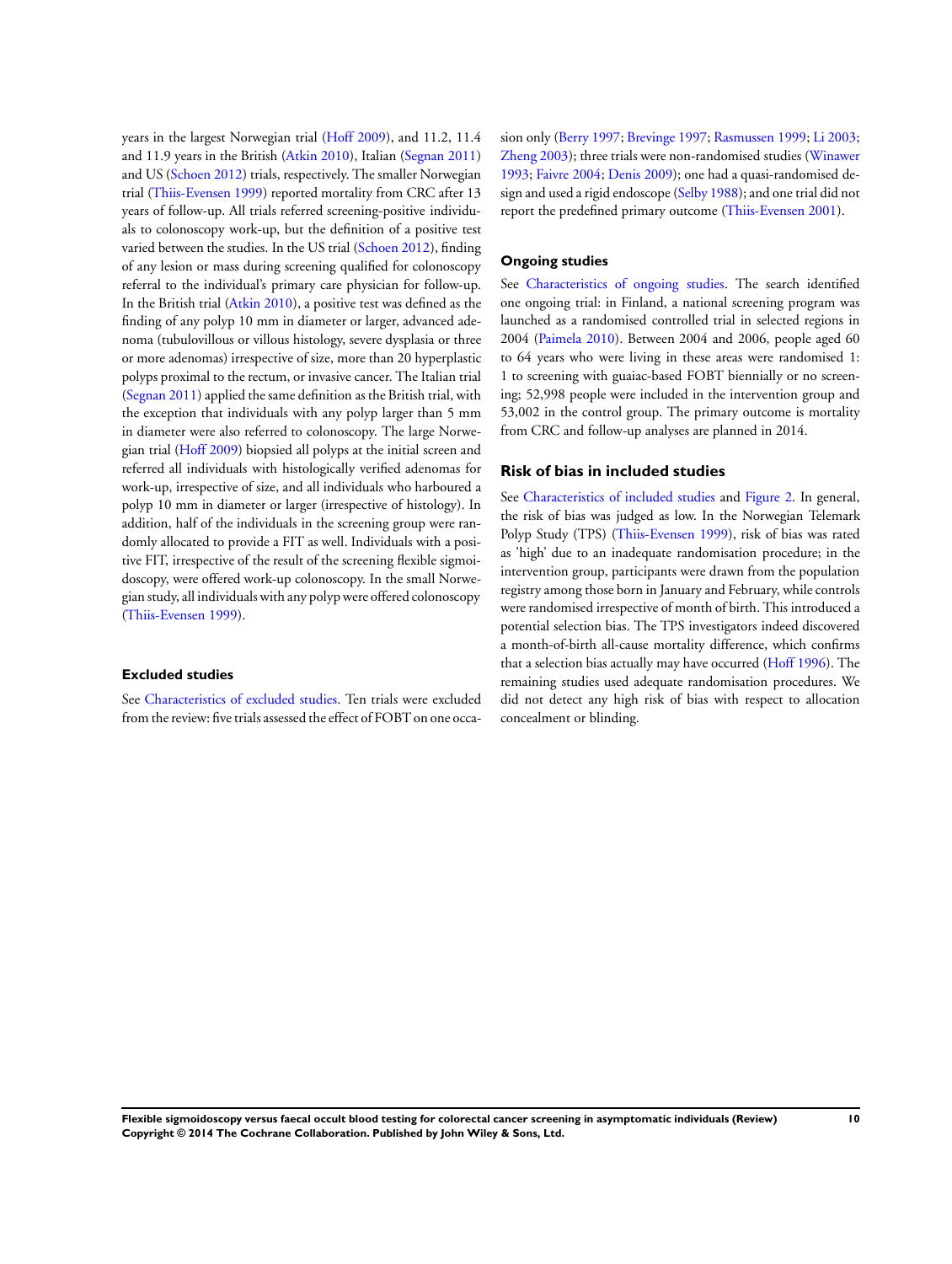years in the largest Norwegian trial (Hoff 2009), and 11.2, 11.4 and 11.9 years in the British (Atkin 2010), Italian (Segnan 2011) and US (Schoen 2012) trials, respectively. The smaller Norwegian trial (Thiis-Evensen 1999) reported mortality from CRC after 13 years of follow-up. All trials referred screening-positive individuals to colonoscopy work-up, but the definition of a positive test varied between the studies. In the US trial (Schoen 2012), finding of any lesion or mass during screening qualified for colonoscopy referral to the individual's primary care physician for follow-up. In the British trial (Atkin 2010), a positive test was defined as the finding of any polyp 10 mm in diameter or larger, advanced adenoma (tubulovillous or villous histology, severe dysplasia or three or more adenomas) irrespective of size, more than 20 hyperplastic polyps proximal to the rectum, or invasive cancer. The Italian trial (Segnan 2011) applied the same definition as the British trial, with the exception that individuals with any polyp larger than 5 mm in diameter were also referred to colonoscopy. The large Norwegian trial (Hoff 2009) biopsied all polyps at the initial screen and referred all individuals with histologically verified adenomas for work-up, irrespective of size, and all individuals who harboured a polyp 10 mm in diameter or larger (irrespective of histology). In addition, half of the individuals in the screening group were randomly allocated to provide a FIT as well. Individuals with a positive FIT, irrespective of the result of the screening flexible sigmoidoscopy, were offered work-up colonoscopy. In the small Norwegian study, all individuals with any polyp were offered colonoscopy (Thiis-Evensen 1999).

### Excluded studies

See Characteristics of excluded studies. Ten trials were excluded from the review: five trials assessed the effect of FOBT on one occasion only (Berry 1997; Brevinge 1997; Rasmussen 1999; Li 2003; Zheng 2003); three trials were non-randomised studies (Winawer 1993; Faivre 2004; Denis 2009); one had a quasi-randomised design and used a rigid endoscope (Selby 1988); and one trial did not report the predefined primary outcome (Thiis-Evensen 2001).

### Ongoing studies

See Characteristics of ongoing studies. The search identified one ongoing trial: in Finland, a national screening program was launched as a randomised controlled trial in selected regions in 2004 (Paimela 2010). Between 2004 and 2006, people aged 60 to 64 years who were living in these areas were randomised 1: 1 to screening with guaiac-based FOBT biennially or no screening; 52,998 people were included in the intervention group and 53,002 in the control group. The primary outcome is mortality from CRC and follow-up analyses are planned in 2014.

## Risk of bias in included studies

See Characteristics of included studies and Figure 2. In general, the risk of bias was judged as low. In the Norwegian Telemark Polyp Study (TPS) (Thiis-Evensen 1999), risk of bias was rated as 'high' due to an inadequate randomisation procedure; in the intervention group, participants were drawn from the population registry among those born in January and February, while controls were randomised irrespective of month of birth. This introduced a potential selection bias. The TPS investigators indeed discovered a month-of-birth all-cause mortality difference, which confirms that a selection bias actually may have occurred (Hoff 1996). The remaining studies used adequate randomisation procedures. We did not detect any high risk of bias with respect to allocation concealment or blinding.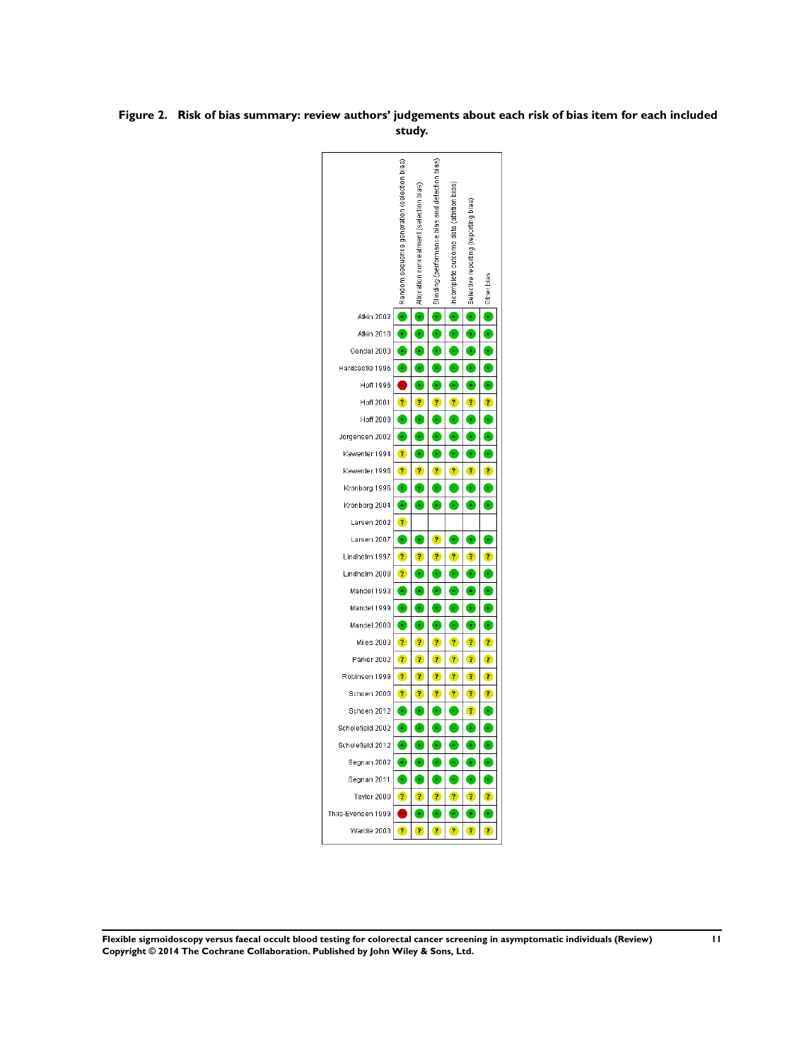**Figure 2. Risk of bias summary: review authors' judgements about each risk of bias item for each included study.**

| | Random sequence generation (selection bias) | Allocation concealment (selection bias) | Blinding (performance bias and detection bias) | Incomplete outcome data (attrition bias) | Selective reporting (reporting bias) | Other bias |
|---|---|---|---|---|---|---|
| Atkin 2002 | + | + | + | + | + | + |
| Atkin 2010 | + | + | + | + | + | + |
| Gondal 2003 | + | + | + | + | + | + |
| Hardcastle 1996 | + | + | + | + | + | + |
| Hoff 1996 | − | + | + | + | + | + |
| Hoff 2001 | ? | ? | ? | ? | ? | ? |
| Hoff 2009 | + | + | + | + | + | + |
| Jorgensen 2002 | + | + | + | + | + | + |
| Kewenter 1994 | ? | + | + | + | + | + |
| Kewenter 1996 | ? | ? | ? | ? | ? | ? |
| Kronborg 1996 | + | + | + | + | + | + |
| Kronborg 2004 | + | + | + | + | + | + |
| Larsen 2002 | ? | | | | | |
| Larsen 2007 | + | + | ? | + | + | + |
| Lindholm 1997 | ? | ? | ? | ? | ? | ? |
| Lindholm 2008 | ? | + | + | + | + | + |
| Mandel 1993 | + | + | + | + | + | + |
| Mandel 1999 | + | + | + | + | + | + |
| Mandel 2000 | + | + | + | + | + | + |
| Miles 2003 | ? | ? | ? | ? | ? | ? |
| Parker 2002 | ? | ? | ? | ? | ? | ? |
| Robinson 1999 | ? | ? | ? | ? | ? | ? |
| Schoen 2000 | ? | ? | ? | ? | ? | ? |
| Schoen 2012 | + | + | + | + | ? | + |
| Scholefield 2002 | + | + | + | + | + | + |
| Scholefield 2012 | + | + | + | + | + | + |
| Segnan 2002 | + | + | + | + | + | + |
| Segnan 2011 | + | + | + | + | + | + |
| Taylor 2000 | ? | ? | ? | ? | ? | ? |
| Thiis-Evensen 1999 | − | + | + | + | + | + |
| Wardle 2003 | ? | ? | ? | ? | ? | ? |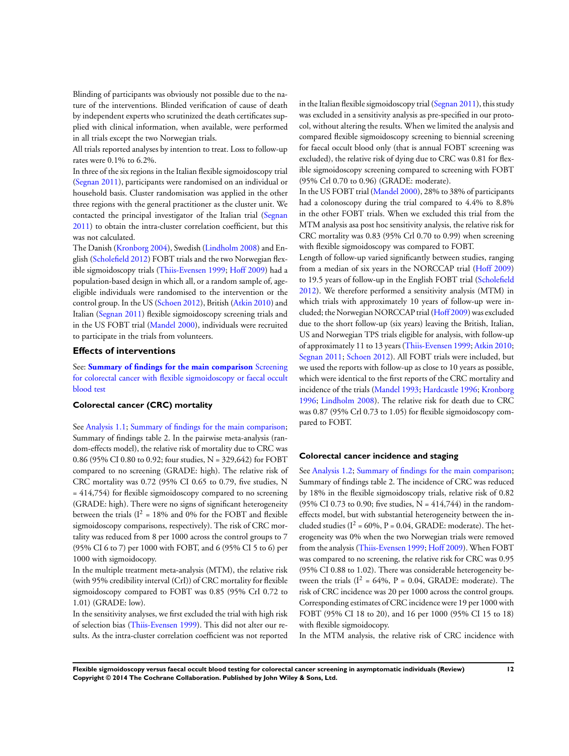Blinding of participants was obviously not possible due to the nature of the interventions. Blinded verification of cause of death by independent experts who scrutinized the death certificates supplied with clinical information, when available, were performed in all trials except the two Norwegian trials.

All trials reported analyses by intention to treat. Loss to follow-up rates were 0.1% to 6.2%.

In three of the six regions in the Italian flexible sigmoidoscopy trial (Segnan 2011), participants were randomised on an individual or household basis. Cluster randomisation was applied in the other three regions with the general practitioner as the cluster unit. We contacted the principal investigator of the Italian trial (Segnan 2011) to obtain the intra-cluster correlation coefficient, but this was not calculated.

The Danish (Kronborg 2004), Swedish (Lindholm 2008) and English (Scholefield 2012) FOBT trials and the two Norwegian flexible sigmoidoscopy trials (Thiis-Evensen 1999; Hoff 2009) had a population-based design in which all, or a random sample of, age-eligible individuals were randomised to the intervention or the control group. In the US (Schoen 2012), British (Atkin 2010) and Italian (Segnan 2011) flexible sigmoidoscopy screening trials and in the US FOBT trial (Mandel 2000), individuals were recruited to participate in the trials from volunteers.

## Effects of interventions

See: **Summary of findings for the main comparison** Screening for colorectal cancer with flexible sigmoidoscopy or faecal occult blood test

### Colorectal cancer (CRC) mortality

See Analysis 1.1; Summary of findings for the main comparison; Summary of findings table 2. In the pairwise meta-analysis (random-effects model), the relative risk of mortality due to CRC was 0.86 (95% CI 0.80 to 0.92; four studies, N = 329,642) for FOBT compared to no screening (GRADE: high). The relative risk of CRC mortality was 0.72 (95% CI 0.65 to 0.79, five studies, N = 414,754) for flexible sigmoidoscopy compared to no screening (GRADE: high). There were no signs of significant heterogeneity between the trials ($I^2$ = 18% and 0% for the FOBT and flexible sigmoidoscopy comparisons, respectively). The risk of CRC mortality was reduced from 8 per 1000 across the control groups to 7 (95% CI 6 to 7) per 1000 with FOBT, and 6 (95% CI 5 to 6) per 1000 with sigmoidocopy.

In the multiple treatment meta-analysis (MTM), the relative risk (with 95% credibility interval (CrI)) of CRC mortality for flexible sigmoidoscopy compared to FOBT was 0.85 (95% CrI 0.72 to 1.01) (GRADE: low).

In the sensitivity analyses, we first excluded the trial with high risk of selection bias (Thiis-Evensen 1999). This did not alter our results. As the intra-cluster correlation coefficient was not reported in the Italian flexible sigmoidoscopy trial (Segnan 2011), this study was excluded in a sensitivity analysis as pre-specified in our protocol, without altering the results. When we limited the analysis and compared flexible sigmoidoscopy screening to biennial screening for faecal occult blood only (that is annual FOBT screening was excluded), the relative risk of dying due to CRC was 0.81 for flexible sigmoidoscopy screening compared to screening with FOBT (95% CrI 0.70 to 0.96) (GRADE: moderate).

In the US FOBT trial (Mandel 2000), 28% to 38% of participants had a colonoscopy during the trial compared to 4.4% to 8.8% in the other FOBT trials. When we excluded this trial from the MTM analysis asa post hoc sensitivity analysis, the relative risk for CRC mortality was 0.83 (95% CrI 0.70 to 0.99) when screening with flexible sigmoidoscopy was compared to FOBT.

Length of follow-up varied significantly between studies, ranging from a median of six years in the NORCCAP trial (Hoff 2009) to 19.5 years of follow-up in the English FOBT trial (Scholefield 2012). We therefore performed a sensitivity analysis (MTM) in which trials with approximately 10 years of follow-up were included; the Norwegian NORCCAP trial (Hoff 2009) was excluded due to the short follow-up (six years) leaving the British, Italian, US and Norwegian TPS trials eligible for analysis, with follow-up of approximately 11 to 13 years (Thiis-Evensen 1999; Atkin 2010; Segnan 2011; Schoen 2012). All FOBT trials were included, but we used the reports with follow-up as close to 10 years as possible, which were identical to the first reports of the CRC mortality and incidence of the trials (Mandel 1993; Hardcastle 1996; Kronborg 1996; Lindholm 2008). The relative risk for death due to CRC was 0.87 (95% CrI 0.73 to 1.05) for flexible sigmoidoscopy compared to FOBT.

### Colorectal cancer incidence and staging

See Analysis 1.2; Summary of findings for the main comparison; Summary of findings table 2. The incidence of CRC was reduced by 18% in the flexible sigmoidoscopy trials, relative risk of 0.82 (95% CI 0.73 to 0.90; five studies, N = 414,744) in the random-effects model, but with substantial heterogeneity between the included studies ($I^2$ = 60%, P = 0.04, GRADE: moderate). The heterogeneity was 0% when the two Norwegian trials were removed from the analysis (Thiis-Evensen 1999; Hoff 2009). When FOBT was compared to no screening, the relative risk for CRC was 0.95 (95% CI 0.88 to 1.02). There was considerable heterogeneity between the trials ($I^2$ = 64%, P = 0.04, GRADE: moderate). The risk of CRC incidence was 20 per 1000 across the control groups. Corresponding estimates of CRC incidence were 19 per 1000 with FOBT (95% CI 18 to 20), and 16 per 1000 (95% CI 15 to 18) with flexible sigmoidocopy.

In the MTM analysis, the relative risk of CRC incidence with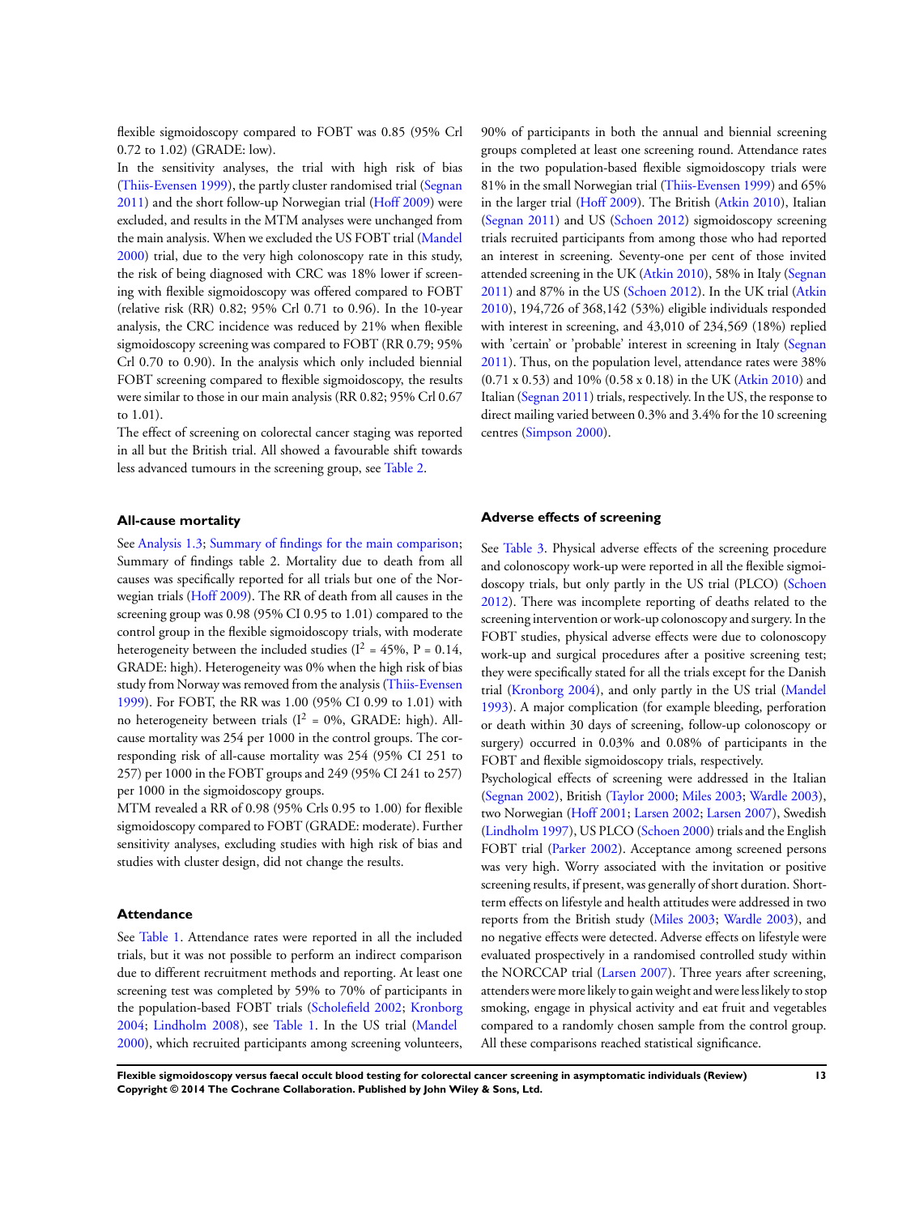flexible sigmoidoscopy compared to FOBT was 0.85 (95% CrI 0.72 to 1.02) (GRADE: low).

In the sensitivity analyses, the trial with high risk of bias (Thiis-Evensen 1999), the partly cluster randomised trial (Segnan 2011) and the short follow-up Norwegian trial (Hoff 2009) were excluded, and results in the MTM analyses were unchanged from the main analysis. When we excluded the US FOBT trial (Mandel 2000) trial, due to the very high colonoscopy rate in this study, the risk of being diagnosed with CRC was 18% lower if screening with flexible sigmoidoscopy was offered compared to FOBT (relative risk (RR) 0.82; 95% CrI 0.71 to 0.96). In the 10-year analysis, the CRC incidence was reduced by 21% when flexible sigmoidoscopy screening was compared to FOBT (RR 0.79; 95% CrI 0.70 to 0.90). In the analysis which only included biennial FOBT screening compared to flexible sigmoidoscopy, the results were similar to those in our main analysis (RR 0.82; 95% CrI 0.67 to 1.01).

The effect of screening on colorectal cancer staging was reported in all but the British trial. All showed a favourable shift towards less advanced tumours in the screening group, see Table 2.

### All-cause mortality

See Analysis 1.3; Summary of findings for the main comparison; Summary of findings table 2. Mortality due to death from all causes was specifically reported for all trials but one of the Norwegian trials (Hoff 2009). The RR of death from all causes in the screening group was 0.98 (95% CI 0.95 to 1.01) compared to the control group in the flexible sigmoidoscopy trials, with moderate heterogeneity between the included studies ($I^2$ = 45%, P = 0.14, GRADE: high). Heterogeneity was 0% when the high risk of bias study from Norway was removed from the analysis (Thiis-Evensen 1999). For FOBT, the RR was 1.00 (95% CI 0.99 to 1.01) with no heterogeneity between trials ($I^2$ = 0%, GRADE: high). All-cause mortality was 254 per 1000 in the control groups. The corresponding risk of all-cause mortality was 254 (95% CI 251 to 257) per 1000 in the FOBT groups and 249 (95% CI 241 to 257) per 1000 in the sigmoidoscopy groups.

MTM revealed a RR of 0.98 (95% CrIs 0.95 to 1.00) for flexible sigmoidoscopy compared to FOBT (GRADE: moderate). Further sensitivity analyses, excluding studies with high risk of bias and studies with cluster design, did not change the results.

### Attendance

See Table 1. Attendance rates were reported in all the included trials, but it was not possible to perform an indirect comparison due to different recruitment methods and reporting. At least one screening test was completed by 59% to 70% of participants in the population-based FOBT trials (Scholefield 2002; Kronborg 2004; Lindholm 2008), see Table 1. In the US trial (Mandel 2000), which recruited participants among screening volunteers, 90% of participants in both the annual and biennial screening groups completed at least one screening round. Attendance rates in the two population-based flexible sigmoidoscopy trials were 81% in the small Norwegian trial (Thiis-Evensen 1999) and 65% in the larger trial (Hoff 2009). The British (Atkin 2010), Italian (Segnan 2011) and US (Schoen 2012) sigmoidoscopy screening trials recruited participants from among those who had reported an interest in screening. Seventy-one per cent of those invited attended screening in the UK (Atkin 2010), 58% in Italy (Segnan 2011) and 87% in the US (Schoen 2012). In the UK trial (Atkin 2010), 194,726 of 368,142 (53%) eligible individuals responded with interest in screening, and 43,010 of 234,569 (18%) replied with 'certain' or 'probable' interest in screening in Italy (Segnan 2011). Thus, on the population level, attendance rates were 38% (0.71 x 0.53) and 10% (0.58 x 0.18) in the UK (Atkin 2010) and Italian (Segnan 2011) trials, respectively. In the US, the response to direct mailing varied between 0.3% and 3.4% for the 10 screening centres (Simpson 2000).

### Adverse effects of screening

See Table 3. Physical adverse effects of the screening procedure and colonoscopy work-up were reported in all the flexible sigmoidoscopy trials, but only partly in the US trial (PLCO) (Schoen 2012). There was incomplete reporting of deaths related to the screening intervention or work-up colonoscopy and surgery. In the FOBT studies, physical adverse effects were due to colonoscopy work-up and surgical procedures after a positive screening test; they were specifically stated for all the trials except for the Danish trial (Kronborg 2004), and only partly in the US trial (Mandel 1993). A major complication (for example bleeding, perforation or death within 30 days of screening, follow-up colonoscopy or surgery) occurred in 0.03% and 0.08% of participants in the FOBT and flexible sigmoidoscopy trials, respectively.

Psychological effects of screening were addressed in the Italian (Segnan 2002), British (Taylor 2000; Miles 2003; Wardle 2003), two Norwegian (Hoff 2001; Larsen 2002; Larsen 2007), Swedish (Lindholm 1997), US PLCO (Schoen 2000) trials and the English FOBT trial (Parker 2002). Acceptance among screened persons was very high. Worry associated with the invitation or positive screening results, if present, was generally of short duration. Short-term effects on lifestyle and health attitudes were addressed in two reports from the British study (Miles 2003; Wardle 2003), and no negative effects were detected. Adverse effects on lifestyle were evaluated prospectively in a randomised controlled study within the NORCCAP trial (Larsen 2007). Three years after screening, attenders were more likely to gain weight and were less likely to stop smoking, engage in physical activity and eat fruit and vegetables compared to a randomly chosen sample from the control group. All these comparisons reached statistical significance.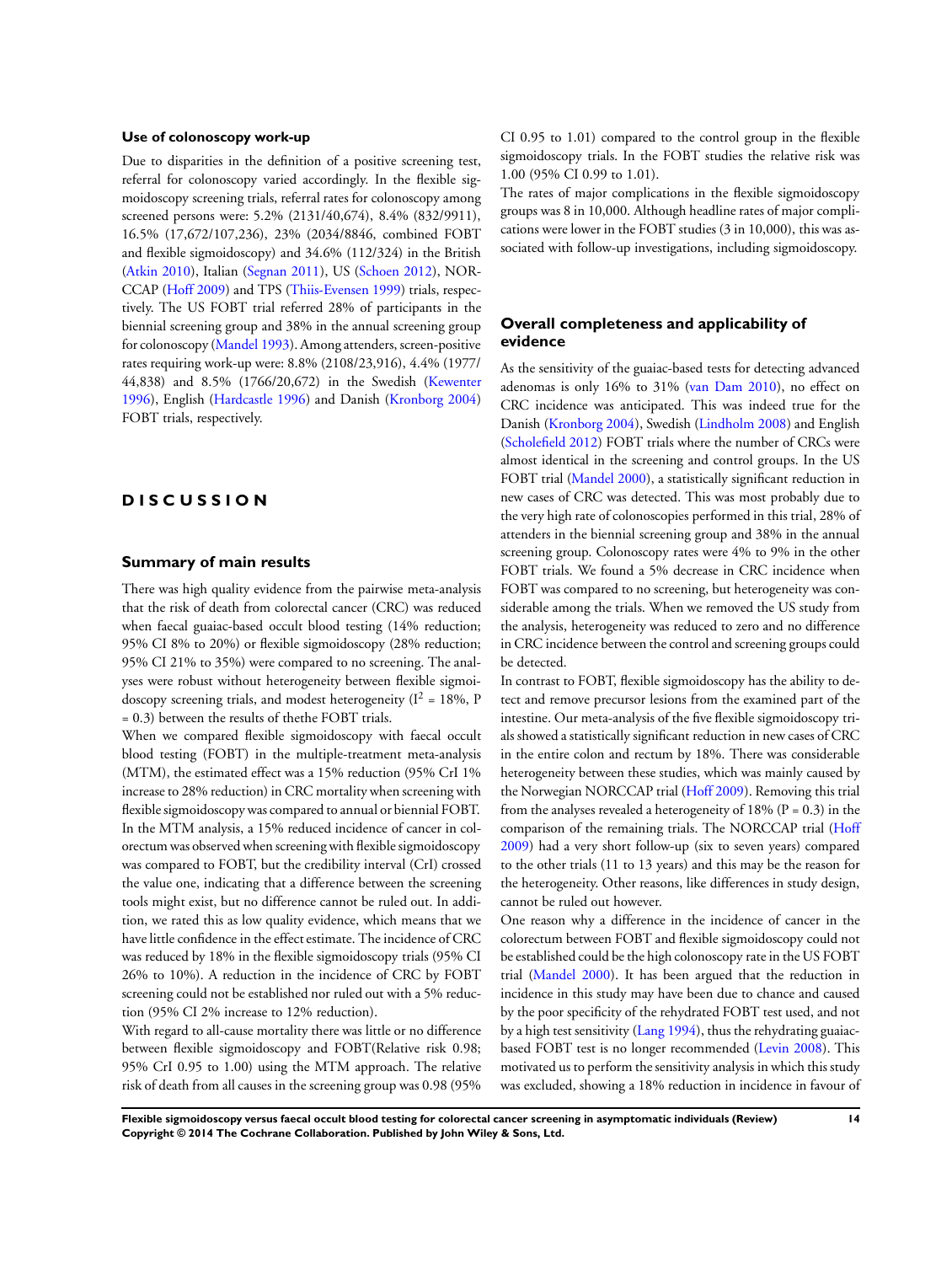### Use of colonoscopy work-up

Due to disparities in the definition of a positive screening test, referral for colonoscopy varied accordingly. In the flexible sigmoidoscopy screening trials, referral rates for colonoscopy among screened persons were: 5.2% (2131/40,674), 8.4% (832/9911), 16.5% (17,672/107,236), 23% (2034/8846, combined FOBT and flexible sigmoidoscopy) and 34.6% (112/324) in the British (Atkin 2010), Italian (Segnan 2011), US (Schoen 2012), NORCCAP (Hoff 2009) and TPS (Thiis-Evensen 1999) trials, respectively. The US FOBT trial referred 28% of participants in the biennial screening group and 38% in the annual screening group for colonoscopy (Mandel 1993). Among attenders, screen-positive rates requiring work-up were: 8.8% (2108/23,916), 4.4% (1977/44,838) and 8.5% (1766/20,672) in the Swedish (Kewenter 1996), English (Hardcastle 1996) and Danish (Kronborg 2004) FOBT trials, respectively.

# DISCUSSION

## Summary of main results

There was high quality evidence from the pairwise meta-analysis that the risk of death from colorectal cancer (CRC) was reduced when faecal guaiac-based occult blood testing (14% reduction; 95% CI 8% to 20%) or flexible sigmoidoscopy (28% reduction; 95% CI 21% to 35%) were compared to no screening. The analyses were robust without heterogeneity between flexible sigmoidoscopy screening trials, and modest heterogeneity ($I^2$ = 18%, P = 0.3) between the results of thethe FOBT trials.

When we compared flexible sigmoidoscopy with faecal occult blood testing (FOBT) in the multiple-treatment meta-analysis (MTM), the estimated effect was a 15% reduction (95% CrI 1% increase to 28% reduction) in CRC mortality when screening with flexible sigmoidoscopy was compared to annual or biennial FOBT. In the MTM analysis, a 15% reduced incidence of cancer in colorectum was observed when screening with flexible sigmoidoscopy was compared to FOBT, but the credibility interval (CrI) crossed the value one, indicating that a difference between the screening tools might exist, but no difference cannot be ruled out. In addition, we rated this as low quality evidence, which means that we have little confidence in the effect estimate. The incidence of CRC was reduced by 18% in the flexible sigmoidoscopy trials (95% CI 26% to 10%). A reduction in the incidence of CRC by FOBT screening could not be established nor ruled out with a 5% reduction (95% CI 2% increase to 12% reduction).

With regard to all-cause mortality there was little or no difference between flexible sigmoidoscopy and FOBT(Relative risk 0.98; 95% CrI 0.95 to 1.00) using the MTM approach. The relative risk of death from all causes in the screening group was 0.98 (95% CI 0.95 to 1.01) compared to the control group in the flexible sigmoidoscopy trials. In the FOBT studies the relative risk was 1.00 (95% CI 0.99 to 1.01).

The rates of major complications in the flexible sigmoidoscopy groups was 8 in 10,000. Although headline rates of major complications were lower in the FOBT studies (3 in 10,000), this was associated with follow-up investigations, including sigmoidoscopy.

## Overall completeness and applicability of evidence

As the sensitivity of the guaiac-based tests for detecting advanced adenomas is only 16% to 31% (van Dam 2010), no effect on CRC incidence was anticipated. This was indeed true for the Danish (Kronborg 2004), Swedish (Lindholm 2008) and English (Scholefield 2012) FOBT trials where the number of CRCs were almost identical in the screening and control groups. In the US FOBT trial (Mandel 2000), a statistically significant reduction in new cases of CRC was detected. This was most probably due to the very high rate of colonoscopies performed in this trial, 28% of attenders in the biennial screening group and 38% in the annual screening group. Colonoscopy rates were 4% to 9% in the other FOBT trials. We found a 5% decrease in CRC incidence when FOBT was compared to no screening, but heterogeneity was considerable among the trials. When we removed the US study from the analysis, heterogeneity was reduced to zero and no difference in CRC incidence between the control and screening groups could be detected.

In contrast to FOBT, flexible sigmoidoscopy has the ability to detect and remove precursor lesions from the examined part of the intestine. Our meta-analysis of the five flexible sigmoidoscopy trials showed a statistically significant reduction in new cases of CRC in the entire colon and rectum by 18%. There was considerable heterogeneity between these studies, which was mainly caused by the Norwegian NORCCAP trial (Hoff 2009). Removing this trial from the analyses revealed a heterogeneity of 18% (P = 0.3) in the comparison of the remaining trials. The NORCCAP trial (Hoff 2009) had a very short follow-up (six to seven years) compared to the other trials (11 to 13 years) and this may be the reason for the heterogeneity. Other reasons, like differences in study design, cannot be ruled out however.

One reason why a difference in the incidence of cancer in the colorectum between FOBT and flexible sigmoidoscopy could not be established could be the high colonoscopy rate in the US FOBT trial (Mandel 2000). It has been argued that the reduction in incidence in this study may have been due to chance and caused by the poor specificity of the rehydrated FOBT test used, and not by a high test sensitivity (Lang 1994), thus the rehydrating guaiac-based FOBT test is no longer recommended (Levin 2008). This motivated us to perform the sensitivity analysis in which this study was excluded, showing a 18% reduction in incidence in favour of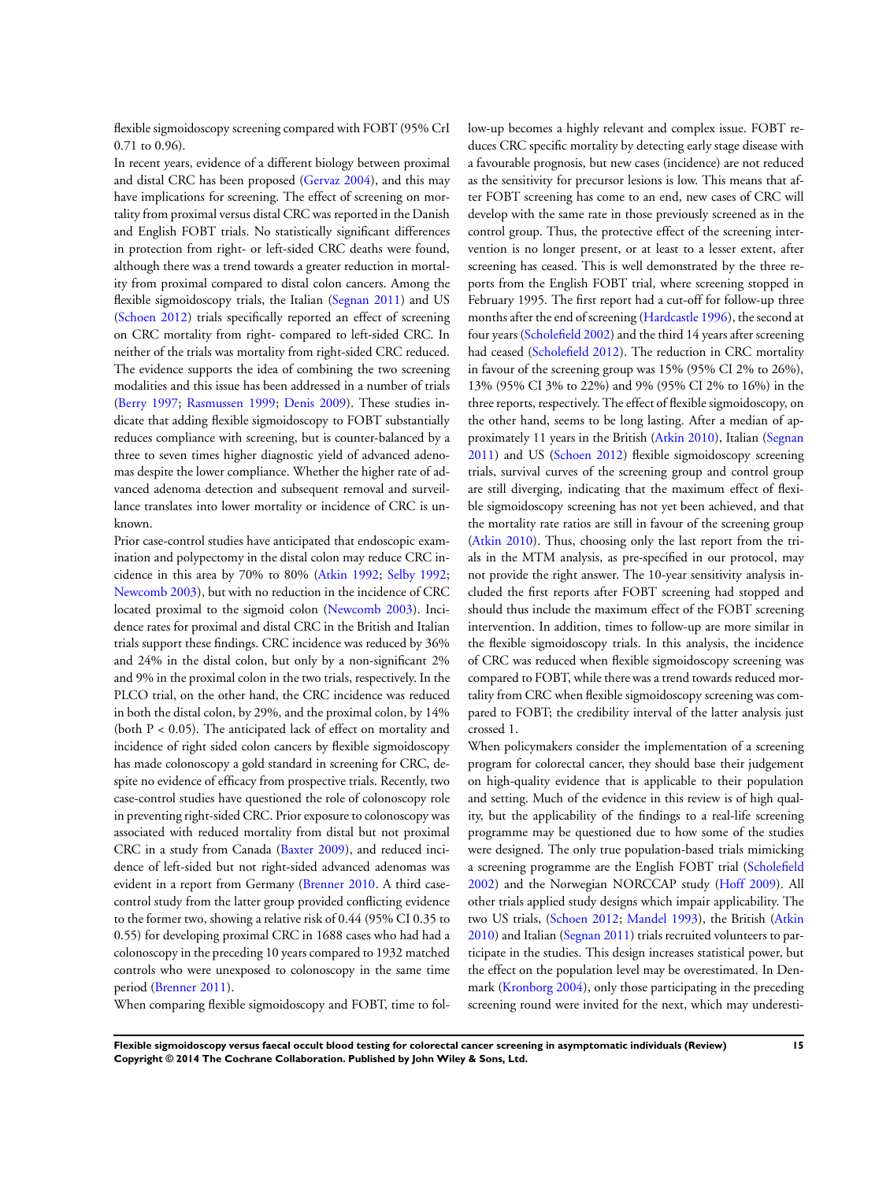flexible sigmoidoscopy screening compared with FOBT (95% CrI 0.71 to 0.96).

In recent years, evidence of a different biology between proximal and distal CRC has been proposed (Gervaz 2004), and this may have implications for screening. The effect of screening on mortality from proximal versus distal CRC was reported in the Danish and English FOBT trials. No statistically significant differences in protection from right- or left-sided CRC deaths were found, although there was a trend towards a greater reduction in mortality from proximal compared to distal colon cancers. Among the flexible sigmoidoscopy trials, the Italian (Segnan 2011) and US (Schoen 2012) trials specifically reported an effect of screening on CRC mortality from right- compared to left-sided CRC. In neither of the trials was mortality from right-sided CRC reduced. The evidence supports the idea of combining the two screening modalities and this issue has been addressed in a number of trials (Berry 1997; Rasmussen 1999; Denis 2009). These studies indicate that adding flexible sigmoidoscopy to FOBT substantially reduces compliance with screening, but is counter-balanced by a three to seven times higher diagnostic yield of advanced adenomas despite the lower compliance. Whether the higher rate of advanced adenoma detection and subsequent removal and surveillance translates into lower mortality or incidence of CRC is unknown.

Prior case-control studies have anticipated that endoscopic examination and polypectomy in the distal colon may reduce CRC incidence in this area by 70% to 80% (Atkin 1992; Selby 1992; Newcomb 2003), but with no reduction in the incidence of CRC located proximal to the sigmoid colon (Newcomb 2003). Incidence rates for proximal and distal CRC in the British and Italian trials support these findings. CRC incidence was reduced by 36% and 24% in the distal colon, but only by a non-significant 2% and 9% in the proximal colon in the two trials, respectively. In the PLCO trial, on the other hand, the CRC incidence was reduced in both the distal colon, by 29%, and the proximal colon, by 14% (both $P < 0.05$). The anticipated lack of effect on mortality and incidence of right sided colon cancers by flexible sigmoidoscopy has made colonoscopy a gold standard in screening for CRC, despite no evidence of efficacy from prospective trials. Recently, two case-control studies have questioned the role of colonoscopy role in preventing right-sided CRC. Prior exposure to colonoscopy was associated with reduced mortality from distal but not proximal CRC in a study from Canada (Baxter 2009), and reduced incidence of left-sided but not right-sided advanced adenomas was evident in a report from Germany (Brenner 2010. A third case-control study from the latter group provided conflicting evidence to the former two, showing a relative risk of 0.44 (95% CI 0.35 to 0.55) for developing proximal CRC in 1688 cases who had had a colonoscopy in the preceding 10 years compared to 1932 matched controls who were unexposed to colonoscopy in the same time period (Brenner 2011).

When comparing flexible sigmoidoscopy and FOBT, time to follow-up becomes a highly relevant and complex issue. FOBT reduces CRC specific mortality by detecting early stage disease with a favourable prognosis, but new cases (incidence) are not reduced as the sensitivity for precursor lesions is low. This means that after FOBT screening has come to an end, new cases of CRC will develop with the same rate in those previously screened as in the control group. Thus, the protective effect of the screening intervention is no longer present, or at least to a lesser extent, after screening has ceased. This is well demonstrated by the three reports from the English FOBT trial, where screening stopped in February 1995. The first report had a cut-off for follow-up three months after the end of screening (Hardcastle 1996), the second at four years (Scholefield 2002) and the third 14 years after screening had ceased (Scholefield 2012). The reduction in CRC mortality in favour of the screening group was 15% (95% CI 2% to 26%), 13% (95% CI 3% to 22%) and 9% (95% CI 2% to 16%) in the three reports, respectively. The effect of flexible sigmoidoscopy, on the other hand, seems to be long lasting. After a median of approximately 11 years in the British (Atkin 2010), Italian (Segnan 2011) and US (Schoen 2012) flexible sigmoidoscopy screening trials, survival curves of the screening group and control group are still diverging, indicating that the maximum effect of flexible sigmoidoscopy screening has not yet been achieved, and that the mortality rate ratios are still in favour of the screening group (Atkin 2010). Thus, choosing only the last report from the trials in the MTM analysis, as pre-specified in our protocol, may not provide the right answer. The 10-year sensitivity analysis included the first reports after FOBT screening had stopped and should thus include the maximum effect of the FOBT screening intervention. In addition, times to follow-up are more similar in the flexible sigmoidoscopy trials. In this analysis, the incidence of CRC was reduced when flexible sigmoidoscopy screening was compared to FOBT, while there was a trend towards reduced mortality from CRC when flexible sigmoidoscopy screening was compared to FOBT; the credibility interval of the latter analysis just crossed 1.

When policymakers consider the implementation of a screening program for colorectal cancer, they should base their judgement on high-quality evidence that is applicable to their population and setting. Much of the evidence in this review is of high quality, but the applicability of the findings to a real-life screening programme may be questioned due to how some of the studies were designed. The only true population-based trials mimicking a screening programme are the English FOBT trial (Scholefield 2002) and the Norwegian NORCCAP study (Hoff 2009). All other trials applied study designs which impair applicability. The two US trials, (Schoen 2012; Mandel 1993), the British (Atkin 2010) and Italian (Segnan 2011) trials recruited volunteers to participate in the studies. This design increases statistical power, but the effect on the population level may be overestimated. In Denmark (Kronborg 2004), only those participating in the preceding screening round were invited for the next, which may underesti-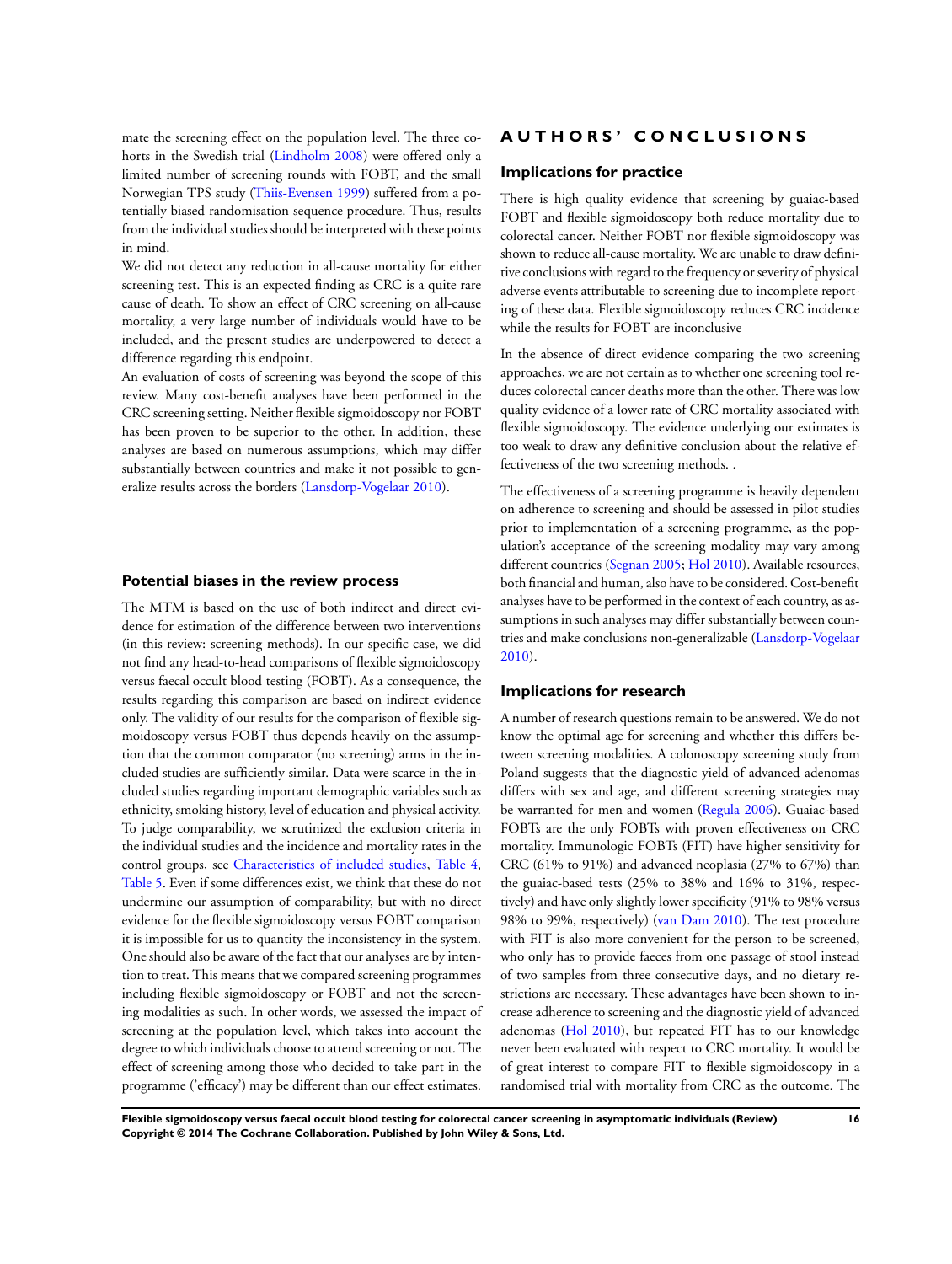mate the screening effect on the population level. The three cohorts in the Swedish trial (Lindholm 2008) were offered only a limited number of screening rounds with FOBT, and the small Norwegian TPS study (Thiis-Evensen 1999) suffered from a potentially biased randomisation sequence procedure. Thus, results from the individual studies should be interpreted with these points in mind.

We did not detect any reduction in all-cause mortality for either screening test. This is an expected finding as CRC is a quite rare cause of death. To show an effect of CRC screening on all-cause mortality, a very large number of individuals would have to be included, and the present studies are underpowered to detect a difference regarding this endpoint.

An evaluation of costs of screening was beyond the scope of this review. Many cost-benefit analyses have been performed in the CRC screening setting. Neither flexible sigmoidoscopy nor FOBT has been proven to be superior to the other. In addition, these analyses are based on numerous assumptions, which may differ substantially between countries and make it not possible to generalize results across the borders (Lansdorp-Vogelaar 2010).

## Potential biases in the review process

The MTM is based on the use of both indirect and direct evidence for estimation of the difference between two interventions (in this review: screening methods). In our specific case, we did not find any head-to-head comparisons of flexible sigmoidoscopy versus faecal occult blood testing (FOBT). As a consequence, the results regarding this comparison are based on indirect evidence only. The validity of our results for the comparison of flexible sigmoidoscopy versus FOBT thus depends heavily on the assumption that the common comparator (no screening) arms in the included studies are sufficiently similar. Data were scarce in the included studies regarding important demographic variables such as ethnicity, smoking history, level of education and physical activity. To judge comparability, we scrutinized the exclusion criteria in the individual studies and the incidence and mortality rates in the control groups, see Characteristics of included studies, Table 4, Table 5. Even if some differences exist, we think that these do not undermine our assumption of comparability, but with no direct evidence for the flexible sigmoidoscopy versus FOBT comparison it is impossible for us to quantity the inconsistency in the system. One should also be aware of the fact that our analyses are by intention to treat. This means that we compared screening programmes including flexible sigmoidoscopy or FOBT and not the screening modalities as such. In other words, we assessed the impact of screening at the population level, which takes into account the degree to which individuals choose to attend screening or not. The effect of screening among those who decided to take part in the programme ('efficacy') may be different than our effect estimates.

# AUTHORS' CONCLUSIONS

## Implications for practice

There is high quality evidence that screening by guaiac-based FOBT and flexible sigmoidoscopy both reduce mortality due to colorectal cancer. Neither FOBT nor flexible sigmoidoscopy was shown to reduce all-cause mortality. We are unable to draw definitive conclusions with regard to the frequency or severity of physical adverse events attributable to screening due to incomplete reporting of these data. Flexible sigmoidoscopy reduces CRC incidence while the results for FOBT are inconclusive

In the absence of direct evidence comparing the two screening approaches, we are not certain as to whether one screening tool reduces colorectal cancer deaths more than the other. There was low quality evidence of a lower rate of CRC mortality associated with flexible sigmoidoscopy. The evidence underlying our estimates is too weak to draw any definitive conclusion about the relative effectiveness of the two screening methods. .

The effectiveness of a screening programme is heavily dependent on adherence to screening and should be assessed in pilot studies prior to implementation of a screening programme, as the population's acceptance of the screening modality may vary among different countries (Segnan 2005; Hol 2010). Available resources, both financial and human, also have to be considered. Cost-benefit analyses have to be performed in the context of each country, as assumptions in such analyses may differ substantially between countries and make conclusions non-generalizable (Lansdorp-Vogelaar 2010).

## Implications for research

A number of research questions remain to be answered. We do not know the optimal age for screening and whether this differs between screening modalities. A colonoscopy screening study from Poland suggests that the diagnostic yield of advanced adenomas differs with sex and age, and different screening strategies may be warranted for men and women (Regula 2006). Guaiac-based FOBTs are the only FOBTs with proven effectiveness on CRC mortality. Immunologic FOBTs (FIT) have higher sensitivity for CRC (61% to 91%) and advanced neoplasia (27% to 67%) than the guaiac-based tests (25% to 38% and 16% to 31%, respectively) and have only slightly lower specificity (91% to 98% versus 98% to 99%, respectively) (van Dam 2010). The test procedure with FIT is also more convenient for the person to be screened, who only has to provide faeces from one passage of stool instead of two samples from three consecutive days, and no dietary restrictions are necessary. These advantages have been shown to increase adherence to screening and the diagnostic yield of advanced adenomas (Hol 2010), but repeated FIT has to our knowledge never been evaluated with respect to CRC mortality. It would be of great interest to compare FIT to flexible sigmoidoscopy in a randomised trial with mortality from CRC as the outcome. The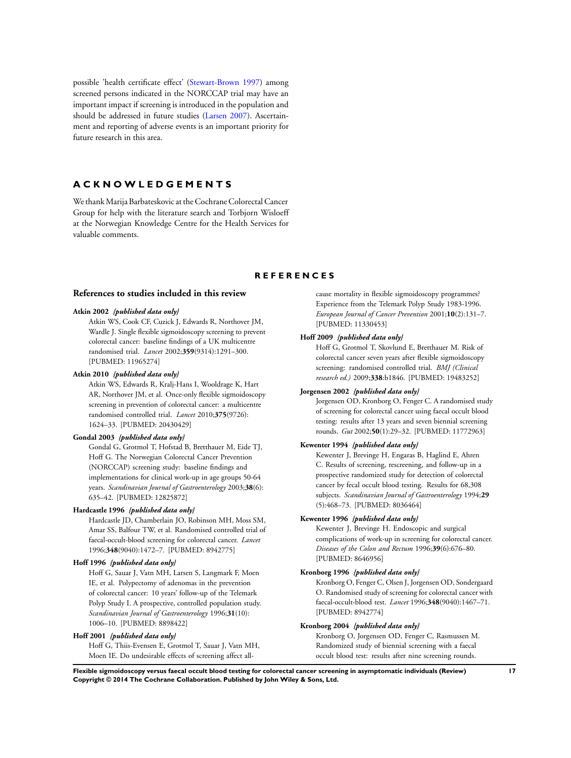possible 'health certificate effect' (Stewart-Brown 1997) among screened persons indicated in the NORCCAP trial may have an important impact if screening is introduced in the population and should be addressed in future studies (Larsen 2007). Ascertainment and reporting of adverse events is an important priority for future research in this area.

# ACKNOWLEDGEMENTS

We thank Marija Barbateskovic at the Cochrane Colorectal Cancer Group for help with the literature search and Torbjorn Wisloeff at the Norwegian Knowledge Centre for the Health Services for valuable comments.

# REFERENCES

## References to studies included in this review

**Atkin 2002** *{published data only}*
Atkin WS, Cook CF, Cuzick J, Edwards R, Northover JM, Wardle J. Single flexible sigmoidoscopy screening to prevent colorectal cancer: baseline findings of a UK multicentre randomised trial. *Lancet* 2002;**359**(9314):1291–300. [PUBMED: 11965274]

**Atkin 2010** *{published data only}*
Atkin WS, Edwards R, Kralj-Hans I, Wooldrage K, Hart AR, Northover JM, et al. Once-only flexible sigmoidoscopy screening in prevention of colorectal cancer: a multicentre randomised controlled trial. *Lancet* 2010;**375**(9726): 1624–33. [PUBMED: 20430429]

**Gondal 2003** *{published data only}*
Gondal G, Grotmol T, Hofstad B, Bretthauer M, Eide TJ, Hoff G. The Norwegian Colorectal Cancer Prevention (NORCCAP) screening study: baseline findings and implementations for clinical work-up in age groups 50-64 years. *Scandinavian Journal of Gastroenterology* 2003;**38**(6): 635–42. [PUBMED: 12825872]

**Hardcastle 1996** *{published data only}*
Hardcastle JD, Chamberlain JO, Robinson MH, Moss SM, Amar SS, Balfour TW, et al. Randomised controlled trial of faecal-occult-blood screening for colorectal cancer. *Lancet* 1996;**348**(9040):1472–7. [PUBMED: 8942775]

**Hoff 1996** *{published data only}*
Hoff G, Sauar J, Vatn MH, Larsen S, Langmark F, Moen IE, et al. Polypectomy of adenomas in the prevention of colorectal cancer: 10 years' follow-up of the Telemark Polyp Study I. A prospective, controlled population study. *Scandinavian Journal of Gastroenterology* 1996;**31**(10): 1006–10. [PUBMED: 8898422]

**Hoff 2001** *{published data only}*
Hoff G, Thiis-Evensen E, Grotmol T, Sauar J, Vatn MH, Moen IE. Do undesirable effects of screening affect all-cause mortality in flexible sigmoidoscopy programmes? Experience from the Telemark Polyp Study 1983-1996. *European Journal of Cancer Prevention* 2001;**10**(2):131–7. [PUBMED: 11330453]

**Hoff 2009** *{published data only}*
Hoff G, Grotmol T, Skovlund E, Bretthauer M. Risk of colorectal cancer seven years after flexible sigmoidoscopy screening: randomised controlled trial. *BMJ (Clinical research ed.)* 2009;**338**:b1846. [PUBMED: 19483252]

**Jorgensen 2002** *{published data only}*
Jorgensen OD, Kronborg O, Fenger C. A randomised study of screening for colorectal cancer using faecal occult blood testing: results after 13 years and seven biennial screening rounds. *Gut* 2002;**50**(1):29–32. [PUBMED: 11772963]

**Kewenter 1994** *{published data only}*
Kewenter J, Brevinge H, Engaras B, Haglind E, Ahren C. Results of screening, rescreening, and follow-up in a prospective randomized study for detection of colorectal cancer by fecal occult blood testing. Results for 68,308 subjects. *Scandinavian Journal of Gastroenterology* 1994;**29** (5):468–73. [PUBMED: 8036464]

**Kewenter 1996** *{published data only}*
Kewenter J, Brevinge H. Endoscopic and surgical complications of work-up in screening for colorectal cancer. *Diseases of the Colon and Rectum* 1996;**39**(6):676–80. [PUBMED: 8646956]

**Kronborg 1996** *{published data only}*
Kronborg O, Fenger C, Olsen J, Jorgensen OD, Sondergaard O. Randomised study of screening for colorectal cancer with faecal-occult-blood test. *Lancet* 1996;**348**(9040):1467–71. [PUBMED: 8942774]

**Kronborg 2004** *{published data only}*
Kronborg O, Jorgensen OD, Fenger C, Rasmussen M. Randomized study of biennial screening with a faecal occult blood test: results after nine screening rounds.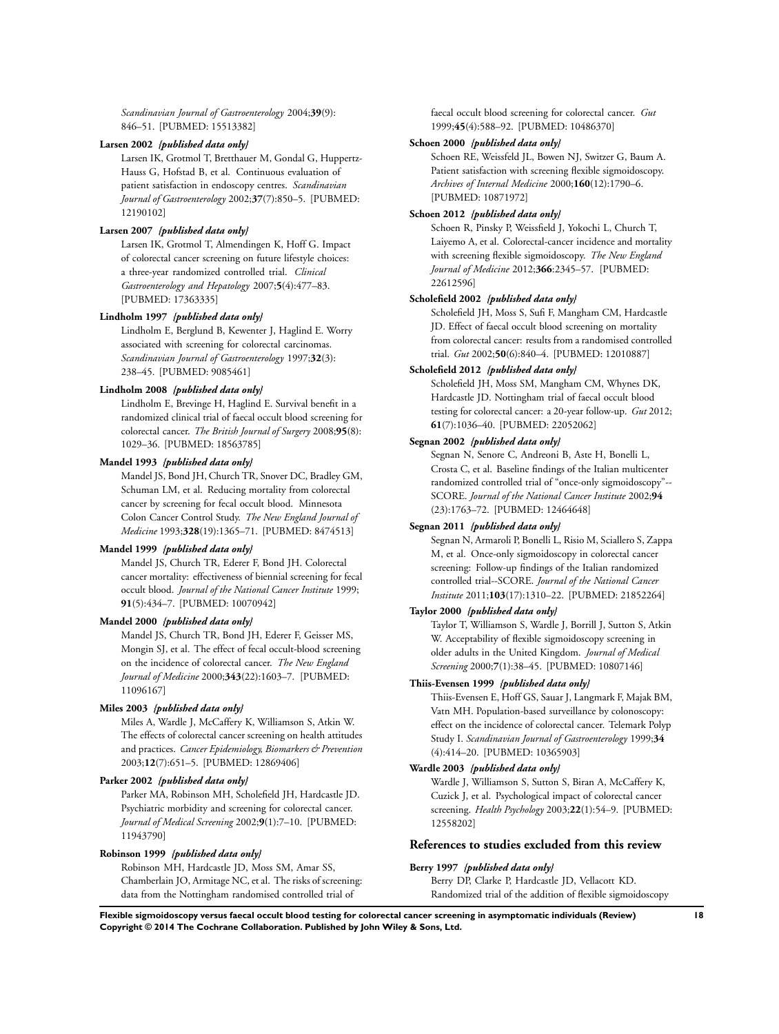*Scandinavian Journal of Gastroenterology* 2004;**39**(9): 846–51. [PUBMED: 15513382]

**Larsen 2002** *{published data only}*

Larsen IK, Grotmol T, Bretthauer M, Gondal G, Huppertz-Hauss G, Hofstad B, et al. Continuous evaluation of patient satisfaction in endoscopy centres. *Scandinavian Journal of Gastroenterology* 2002;**37**(7):850–5. [PUBMED: 12190102]

**Larsen 2007** *{published data only}*

Larsen IK, Grotmol T, Almendingen K, Hoff G. Impact of colorectal cancer screening on future lifestyle choices: a three-year randomized controlled trial. *Clinical Gastroenterology and Hepatology* 2007;**5**(4):477–83. [PUBMED: 17363335]

**Lindholm 1997** *{published data only}*

Lindholm E, Berglund B, Kewenter J, Haglind E. Worry associated with screening for colorectal carcinomas. *Scandinavian Journal of Gastroenterology* 1997;**32**(3): 238–45. [PUBMED: 9085461]

**Lindholm 2008** *{published data only}*

Lindholm E, Brevinge H, Haglind E. Survival benefit in a randomized clinical trial of faecal occult blood screening for colorectal cancer. *The British Journal of Surgery* 2008;**95**(8): 1029–36. [PUBMED: 18563785]

**Mandel 1993** *{published data only}*

Mandel JS, Bond JH, Church TR, Snover DC, Bradley GM, Schuman LM, et al. Reducing mortality from colorectal cancer by screening for fecal occult blood. Minnesota Colon Cancer Control Study. *The New England Journal of Medicine* 1993;**328**(19):1365–71. [PUBMED: 8474513]

**Mandel 1999** *{published data only}*

Mandel JS, Church TR, Ederer F, Bond JH. Colorectal cancer mortality: effectiveness of biennial screening for fecal occult blood. *Journal of the National Cancer Institute* 1999; **91**(5):434–7. [PUBMED: 10070942]

**Mandel 2000** *{published data only}*

Mandel JS, Church TR, Bond JH, Ederer F, Geisser MS, Mongin SJ, et al. The effect of fecal occult-blood screening on the incidence of colorectal cancer. *The New England Journal of Medicine* 2000;**343**(22):1603–7. [PUBMED: 11096167]

**Miles 2003** *{published data only}*

Miles A, Wardle J, McCaffery K, Williamson S, Atkin W. The effects of colorectal cancer screening on health attitudes and practices. *Cancer Epidemiology, Biomarkers & Prevention* 2003;**12**(7):651–5. [PUBMED: 12869406]

**Parker 2002** *{published data only}*

Parker MA, Robinson MH, Scholefield JH, Hardcastle JD. Psychiatric morbidity and screening for colorectal cancer. *Journal of Medical Screening* 2002;**9**(1):7–10. [PUBMED: 11943790]

**Robinson 1999** *{published data only}*

Robinson MH, Hardcastle JD, Moss SM, Amar SS, Chamberlain JO, Armitage NC, et al. The risks of screening: data from the Nottingham randomised controlled trial of faecal occult blood screening for colorectal cancer. *Gut* 1999;**45**(4):588–92. [PUBMED: 10486370]

**Schoen 2000** *{published data only}*

Schoen RE, Weissfeld JL, Bowen NJ, Switzer G, Baum A. Patient satisfaction with screening flexible sigmoidoscopy. *Archives of Internal Medicine* 2000;**160**(12):1790–6. [PUBMED: 10871972]

**Schoen 2012** *{published data only}*

Schoen R, Pinsky P, Weissfield J, Yokochi L, Church T, Laiyemo A, et al. Colorectal-cancer incidence and mortality with screening flexible sigmoidoscopy. *The New England Journal of Medicine* 2012;**366**:2345–57. [PUBMED: 22612596]

**Scholefield 2002** *{published data only}*

Scholefield JH, Moss S, Sufi F, Mangham CM, Hardcastle JD. Effect of faecal occult blood screening on mortality from colorectal cancer: results from a randomised controlled trial. *Gut* 2002;**50**(6):840–4. [PUBMED: 12010887]

**Scholefield 2012** *{published data only}*

Scholefield JH, Moss SM, Mangham CM, Whynes DK, Hardcastle JD. Nottingham trial of faecal occult blood testing for colorectal cancer: a 20-year follow-up. *Gut* 2012; **61**(7):1036–40. [PUBMED: 22052062]

**Segnan 2002** *{published data only}*

Segnan N, Senore C, Andreoni B, Aste H, Bonelli L, Crosta C, et al. Baseline findings of the Italian multicenter randomized controlled trial of "once-only sigmoidoscopy"--SCORE. *Journal of the National Cancer Institute* 2002;**94** (23):1763–72. [PUBMED: 12464648]

**Segnan 2011** *{published data only}*

Segnan N, Armaroli P, Bonelli L, Risio M, Sciallero S, Zappa M, et al. Once-only sigmoidoscopy in colorectal cancer screening: Follow-up findings of the Italian randomized controlled trial--SCORE. *Journal of the National Cancer Institute* 2011;**103**(17):1310–22. [PUBMED: 21852264]

**Taylor 2000** *{published data only}*

Taylor T, Williamson S, Wardle J, Borrill J, Sutton S, Atkin W. Acceptability of flexible sigmoidoscopy screening in older adults in the United Kingdom. *Journal of Medical Screening* 2000;**7**(1):38–45. [PUBMED: 10807146]

**Thiis-Evensen 1999** *{published data only}*

Thiis-Evensen E, Hoff GS, Sauar J, Langmark F, Majak BM, Vatn MH. Population-based surveillance by colonoscopy: effect on the incidence of colorectal cancer. Telemark Polyp Study I. *Scandinavian Journal of Gastroenterology* 1999;**34** (4):414–20. [PUBMED: 10365903]

**Wardle 2003** *{published data only}*

Wardle J, Williamson S, Sutton S, Biran A, McCaffery K, Cuzick J, et al. Psychological impact of colorectal cancer screening. *Health Psychology* 2003;**22**(1):54–9. [PUBMED: 12558202]

## References to studies excluded from this review

**Berry 1997** *{published data only}*

Berry DP, Clarke P, Hardcastle JD, Vellacott KD. Randomized trial of the addition of flexible sigmoidoscopy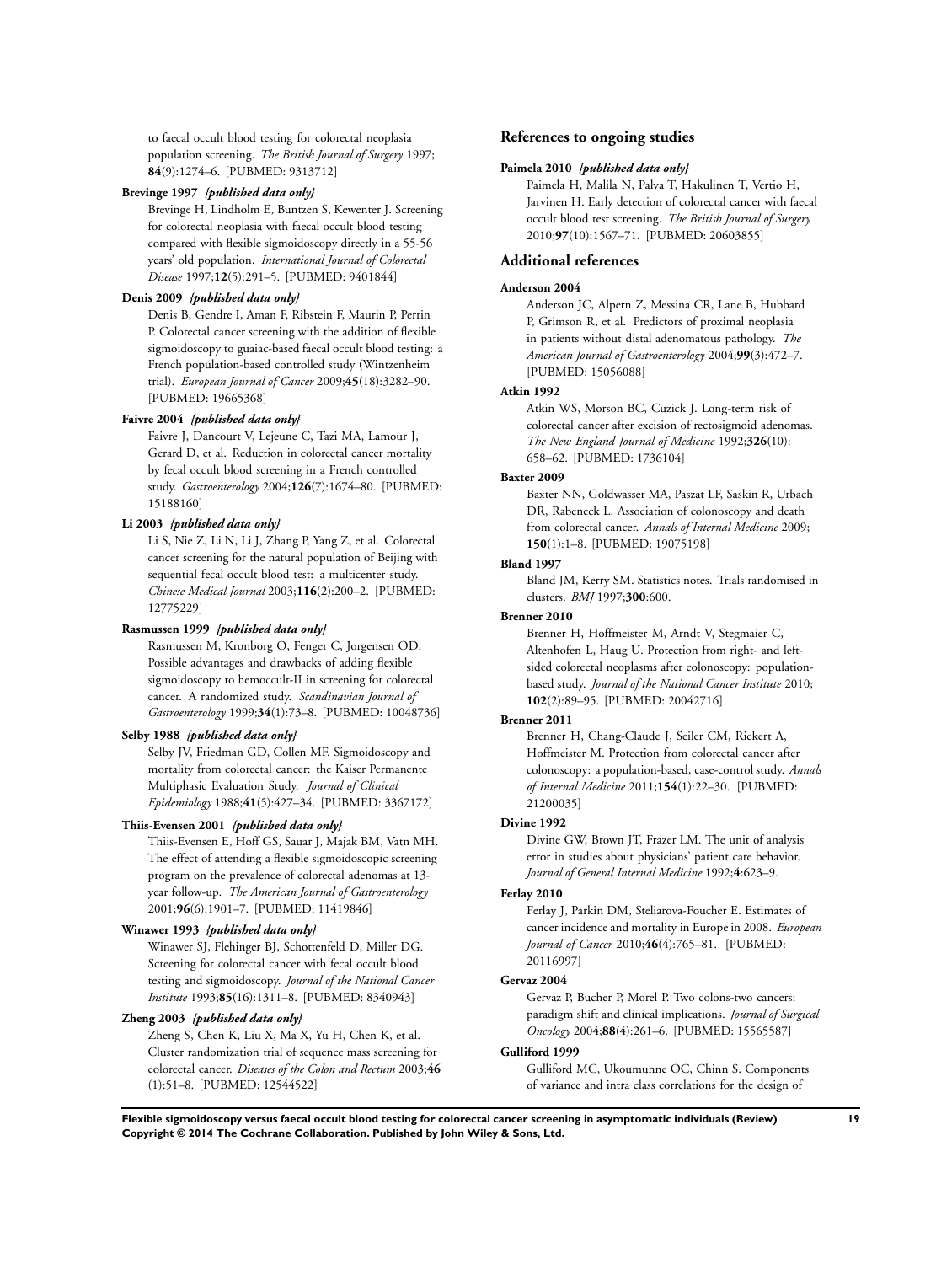to faecal occult blood testing for colorectal neoplasia population screening. *The British Journal of Surgery* 1997; **84**(9):1274–6. [PUBMED: 9313712]

**Brevinge 1997** *{published data only}*

Brevinge H, Lindholm E, Buntzen S, Kewenter J. Screening for colorectal neoplasia with faecal occult blood testing compared with flexible sigmoidoscopy directly in a 55-56 years' old population. *International Journal of Colorectal Disease* 1997;**12**(5):291–5. [PUBMED: 9401844]

**Denis 2009** *{published data only}*

Denis B, Gendre I, Aman F, Ribstein F, Maurin P, Perrin P. Colorectal cancer screening with the addition of flexible sigmoidoscopy to guaiac-based faecal occult blood testing: a French population-based controlled study (Wintzenheim trial). *European Journal of Cancer* 2009;**45**(18):3282–90. [PUBMED: 19665368]

**Faivre 2004** *{published data only}*

Faivre J, Dancourt V, Lejeune C, Tazi MA, Lamour J, Gerard D, et al. Reduction in colorectal cancer mortality by fecal occult blood screening in a French controlled study. *Gastroenterology* 2004;**126**(7):1674–80. [PUBMED: 15188160]

**Li 2003** *{published data only}*

Li S, Nie Z, Li N, Li J, Zhang P, Yang Z, et al. Colorectal cancer screening for the natural population of Beijing with sequential fecal occult blood test: a multicenter study. *Chinese Medical Journal* 2003;**116**(2):200–2. [PUBMED: 12775229]

**Rasmussen 1999** *{published data only}*

Rasmussen M, Kronborg O, Fenger C, Jorgensen OD. Possible advantages and drawbacks of adding flexible sigmoidoscopy to hemoccult-II in screening for colorectal cancer. A randomized study. *Scandinavian Journal of Gastroenterology* 1999;**34**(1):73–8. [PUBMED: 10048736]

**Selby 1988** *{published data only}*

Selby JV, Friedman GD, Collen MF. Sigmoidoscopy and mortality from colorectal cancer: the Kaiser Permanente Multiphasic Evaluation Study. *Journal of Clinical Epidemiology* 1988;**41**(5):427–34. [PUBMED: 3367172]

**Thiis-Evensen 2001** *{published data only}*

Thiis-Evensen E, Hoff GS, Sauar J, Majak BM, Vatn MH. The effect of attending a flexible sigmoidoscopic screening program on the prevalence of colorectal adenomas at 13-year follow-up. *The American Journal of Gastroenterology* 2001;**96**(6):1901–7. [PUBMED: 11419846]

**Winawer 1993** *{published data only}*

Winawer SJ, Flehinger BJ, Schottenfeld D, Miller DG. Screening for colorectal cancer with fecal occult blood testing and sigmoidoscopy. *Journal of the National Cancer Institute* 1993;**85**(16):1311–8. [PUBMED: 8340943]

**Zheng 2003** *{published data only}*

Zheng S, Chen K, Liu X, Ma X, Yu H, Chen K, et al. Cluster randomization trial of sequence mass screening for colorectal cancer. *Diseases of the Colon and Rectum* 2003;**46**(1):51–8. [PUBMED: 12544522]

## References to ongoing studies

**Paimela 2010** *{published data only}*

Paimela H, Malila N, Palva T, Hakulinen T, Vertio H, Jarvinen H. Early detection of colorectal cancer with faecal occult blood test screening. *The British Journal of Surgery* 2010;**97**(10):1567–71. [PUBMED: 20603855]

## Additional references

**Anderson 2004**

Anderson JC, Alpern Z, Messina CR, Lane B, Hubbard P, Grimson R, et al. Predictors of proximal neoplasia in patients without distal adenomatous pathology. *The American Journal of Gastroenterology* 2004;**99**(3):472–7. [PUBMED: 15056088]

**Atkin 1992**

Atkin WS, Morson BC, Cuzick J. Long-term risk of colorectal cancer after excision of rectosigmoid adenomas. *The New England Journal of Medicine* 1992;**326**(10):658–62. [PUBMED: 1736104]

**Baxter 2009**

Baxter NN, Goldwasser MA, Paszat LF, Saskin R, Urbach DR, Rabeneck L. Association of colonoscopy and death from colorectal cancer. *Annals of Internal Medicine* 2009;**150**(1):1–8. [PUBMED: 19075198]

**Bland 1997**

Bland JM, Kerry SM. Statistics notes. Trials randomised in clusters. *BMJ* 1997;**300**:600.

**Brenner 2010**

Brenner H, Hoffmeister M, Arndt V, Stegmaier C, Altenhofen L, Haug U. Protection from right- and left-sided colorectal neoplasms after colonoscopy: population-based study. *Journal of the National Cancer Institute* 2010;**102**(2):89–95. [PUBMED: 20042716]

**Brenner 2011**

Brenner H, Chang-Claude J, Seiler CM, Rickert A, Hoffmeister M. Protection from colorectal cancer after colonoscopy: a population-based, case-control study. *Annals of Internal Medicine* 2011;**154**(1):22–30. [PUBMED: 21200035]

**Divine 1992**

Divine GW, Brown JT, Frazer LM. The unit of analysis error in studies about physicians' patient care behavior. *Journal of General Internal Medicine* 1992;**4**:623–9.

**Ferlay 2010**

Ferlay J, Parkin DM, Steliarova-Foucher E. Estimates of cancer incidence and mortality in Europe in 2008. *European Journal of Cancer* 2010;**46**(4):765–81. [PUBMED: 20116997]

**Gervaz 2004**

Gervaz P, Bucher P, Morel P. Two colons-two cancers: paradigm shift and clinical implications. *Journal of Surgical Oncology* 2004;**88**(4):261–6. [PUBMED: 15565587]

**Gulliford 1999**

Gulliford MC, Ukoumunne OC, Chinn S. Components of variance and intra class correlations for the design of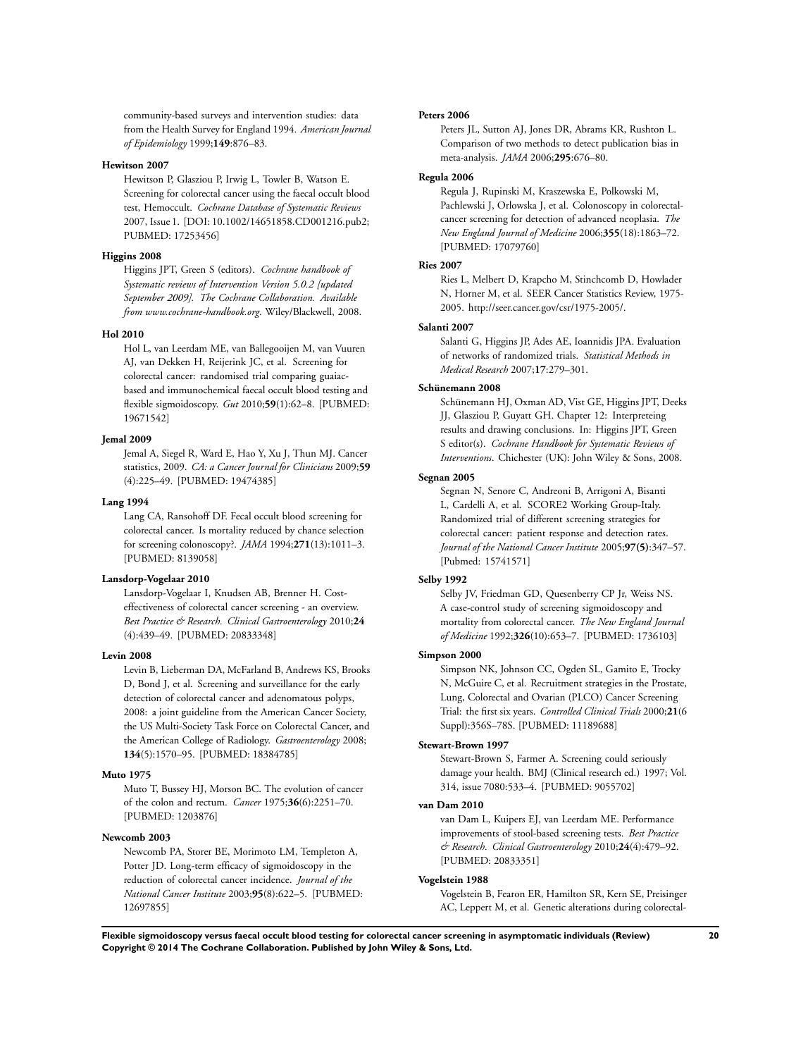community-based surveys and intervention studies: data from the Health Survey for England 1994. *American Journal of Epidemiology* 1999;**149**:876–83.

#### Hewitson 2007

Hewitson P, Glasziou P, Irwig L, Towler B, Watson E. Screening for colorectal cancer using the faecal occult blood test, Hemoccult. *Cochrane Database of Systematic Reviews* 2007, Issue 1. [DOI: 10.1002/14651858.CD001216.pub2; PUBMED: 17253456]

#### Higgins 2008

Higgins JPT, Green S (editors). *Cochrane handbook of Systematic reviews of Intervention Version 5.0.2 [updated September 2009]. The Cochrane Collaboration. Available from www.cochrane-handbook.org*. Wiley/Blackwell, 2008.

#### Hol 2010

Hol L, van Leerdam ME, van Ballegooijen M, van Vuuren AJ, van Dekken H, Reijerink JC, et al. Screening for colorectal cancer: randomised trial comparing guaiac-based and immunochemical faecal occult blood testing and flexible sigmoidoscopy. *Gut* 2010;**59**(1):62–8. [PUBMED: 19671542]

#### Jemal 2009

Jemal A, Siegel R, Ward E, Hao Y, Xu J, Thun MJ. Cancer statistics, 2009. *CA: a Cancer Journal for Clinicians* 2009;**59**(4):225–49. [PUBMED: 19474385]

#### Lang 1994

Lang CA, Ransohoff DF. Fecal occult blood screening for colorectal cancer. Is mortality reduced by chance selection for screening colonoscopy?. *JAMA* 1994;**271**(13):1011–3. [PUBMED: 8139058]

#### Lansdorp-Vogelaar 2010

Lansdorp-Vogelaar I, Knudsen AB, Brenner H. Cost-effectiveness of colorectal cancer screening - an overview. *Best Practice & Research. Clinical Gastroenterology* 2010;**24**(4):439–49. [PUBMED: 20833348]

#### Levin 2008

Levin B, Lieberman DA, McFarland B, Andrews KS, Brooks D, Bond J, et al. Screening and surveillance for the early detection of colorectal cancer and adenomatous polyps, 2008: a joint guideline from the American Cancer Society, the US Multi-Society Task Force on Colorectal Cancer, and the American College of Radiology. *Gastroenterology* 2008;**134**(5):1570–95. [PUBMED: 18384785]

#### Muto 1975

Muto T, Bussey HJ, Morson BC. The evolution of cancer of the colon and rectum. *Cancer* 1975;**36**(6):2251–70. [PUBMED: 1203876]

#### Newcomb 2003

Newcomb PA, Storer BE, Morimoto LM, Templeton A, Potter JD. Long-term efficacy of sigmoidoscopy in the reduction of colorectal cancer incidence. *Journal of the National Cancer Institute* 2003;**95**(8):622–5. [PUBMED: 12697855]

#### Peters 2006

Peters JL, Sutton AJ, Jones DR, Abrams KR, Rushton L. Comparison of two methods to detect publication bias in meta-analysis. *JAMA* 2006;**295**:676–80.

#### Regula 2006

Regula J, Rupinski M, Kraszewska E, Polkowski M, Pachlewski J, Orlowska J, et al. Colonoscopy in colorectal-cancer screening for detection of advanced neoplasia. *The New England Journal of Medicine* 2006;**355**(18):1863–72. [PUBMED: 17079760]

#### Ries 2007

Ries L, Melbert D, Krapcho M, Stinchcomb D, Howlader N, Horner M, et al. SEER Cancer Statistics Review, 1975-2005. http://seer.cancer.gov/csr/1975-2005/.

#### Salanti 2007

Salanti G, Higgins JP, Ades AE, Ioannidis JPA. Evaluation of networks of randomized trials. *Statistical Methods in Medical Research* 2007;**17**:279–301.

#### Schünemann 2008

Schünemann HJ, Oxman AD, Vist GE, Higgins JPT, Deeks JJ, Glasziou P, Guyatt GH. Chapter 12: Interpreteing results and drawing conclusions. In: Higgins JPT, Green S editor(s). *Cochrane Handbook for Systematic Reviews of Interventions*. Chichester (UK): John Wiley & Sons, 2008.

#### Segnan 2005

Segnan N, Senore C, Andreoni B, Arrigoni A, Bisanti L, Cardelli A, et al. SCORE2 Working Group-Italy. Randomized trial of different screening strategies for colorectal cancer: patient response and detection rates. *Journal of the National Cancer Institute* 2005;**97(5)**:347–57. [Pubmed: 15741571]

#### Selby 1992

Selby JV, Friedman GD, Quesenberry CP Jr, Weiss NS. A case-control study of screening sigmoidoscopy and mortality from colorectal cancer. *The New England Journal of Medicine* 1992;**326**(10):653–7. [PUBMED: 1736103]

#### Simpson 2000

Simpson NK, Johnson CC, Ogden SL, Gamito E, Trocky N, McGuire C, et al. Recruitment strategies in the Prostate, Lung, Colorectal and Ovarian (PLCO) Cancer Screening Trial: the first six years. *Controlled Clinical Trials* 2000;**21**(6 Suppl):356S–78S. [PUBMED: 11189688]

#### Stewart-Brown 1997

Stewart-Brown S, Farmer A. Screening could seriously damage your health. BMJ (Clinical research ed.) 1997; Vol. 314, issue 7080:533–4. [PUBMED: 9055702]

#### van Dam 2010

van Dam L, Kuipers EJ, van Leerdam ME. Performance improvements of stool-based screening tests. *Best Practice & Research. Clinical Gastroenterology* 2010;**24**(4):479–92. [PUBMED: 20833351]

#### Vogelstein 1988

Vogelstein B, Fearon ER, Hamilton SR, Kern SE, Preisinger AC, Leppert M, et al. Genetic alterations during colorectal-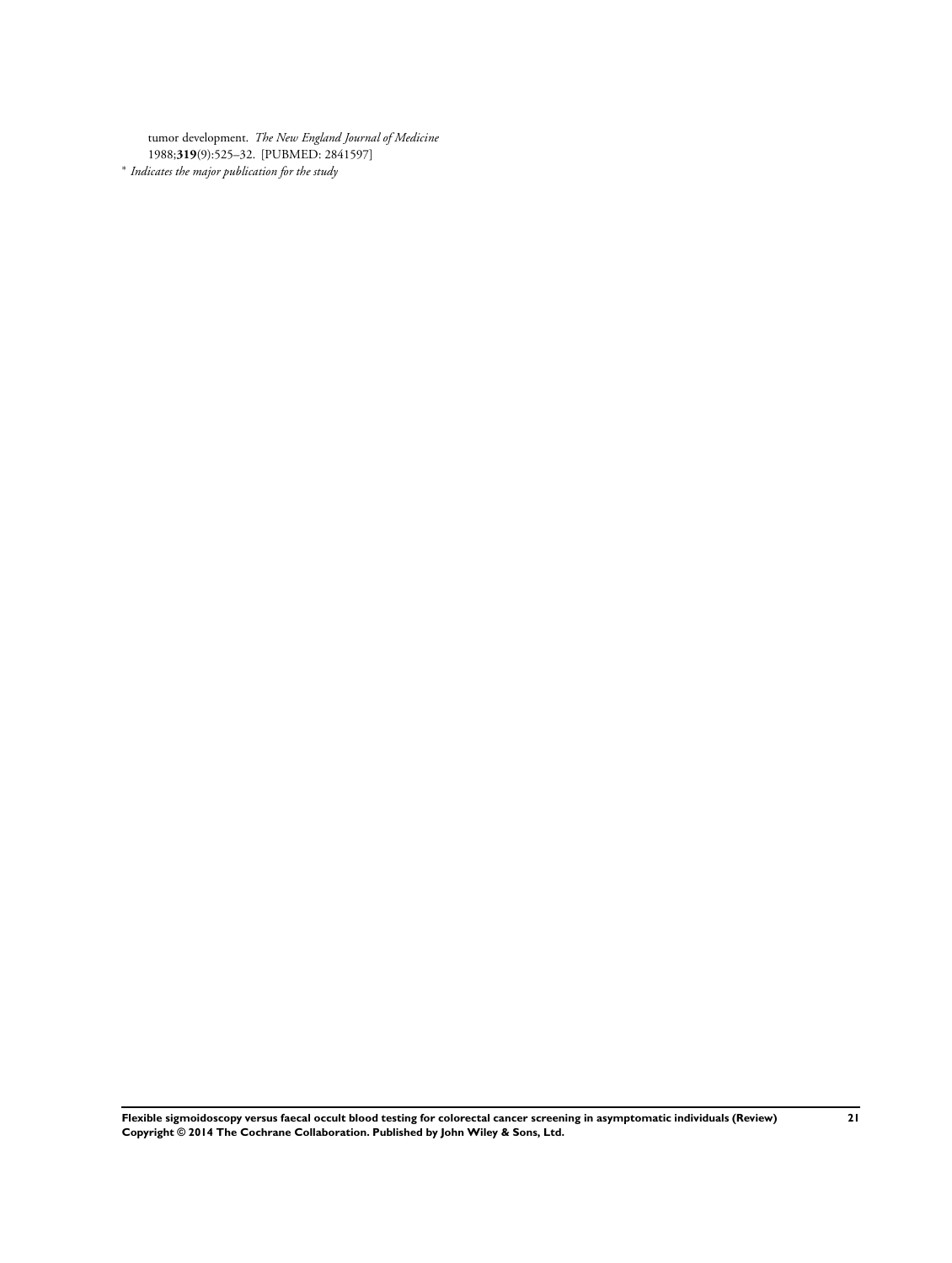tumor development. *The New England Journal of Medicine* 1988;**319**(9):525–32. [PUBMED: 2841597]

* *Indicates the major publication for the study*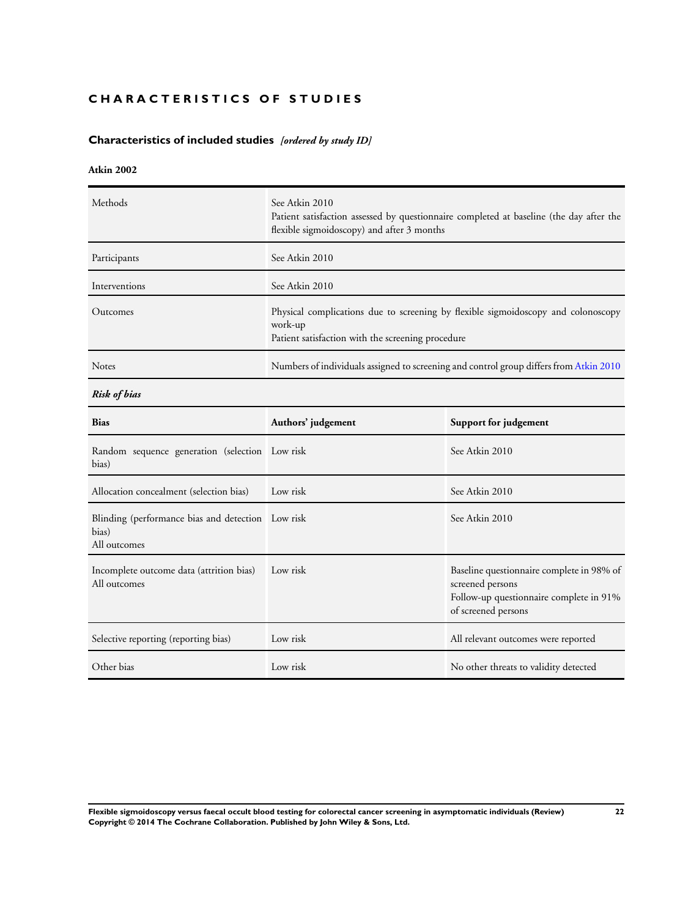# CHARACTERISTICS OF STUDIES

## Characteristics of included studies *[ordered by study ID]*

**Atkin 2002**

| | |
|---|---|
| Methods | See Atkin 2010<br>Patient satisfaction assessed by questionnaire completed at baseline (the day after the flexible sigmoidoscopy) and after 3 months |
| Participants | See Atkin 2010 |
| Interventions | See Atkin 2010 |
| Outcomes | Physical complications due to screening by flexible sigmoidoscopy and colonoscopy work-up<br>Patient satisfaction with the screening procedure |
| Notes | Numbers of individuals assigned to screening and control group differs from Atkin 2010 |

***Risk of bias***

| Bias | Authors' judgement | Support for judgement |
|---|---|---|
| Random sequence generation (selection bias) | Low risk | See Atkin 2010 |
| Allocation concealment (selection bias) | Low risk | See Atkin 2010 |
| Blinding (performance bias and detection bias)<br>All outcomes | Low risk | See Atkin 2010 |
| Incomplete outcome data (attrition bias)<br>All outcomes | Low risk | Baseline questionnaire complete in 98% of screened persons<br>Follow-up questionnaire complete in 91% of screened persons |
| Selective reporting (reporting bias) | Low risk | All relevant outcomes were reported |
| Other bias | Low risk | No other threats to validity detected |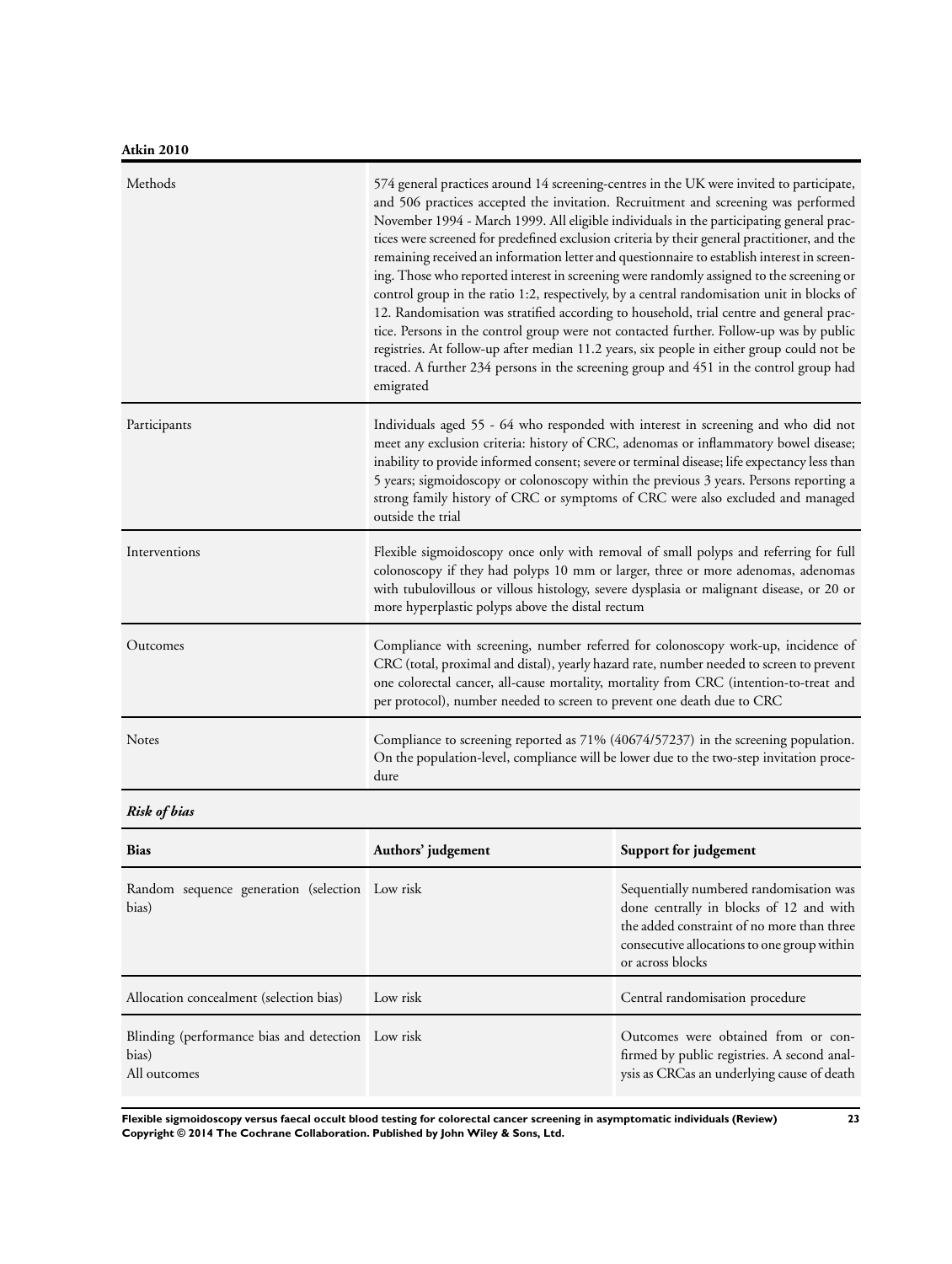**Atkin 2010**

| | |
|---|---|
| Methods | 574 general practices around 14 screening-centres in the UK were invited to participate, and 506 practices accepted the invitation. Recruitment and screening was performed November 1994 - March 1999. All eligible individuals in the participating general practices were screened for predefined exclusion criteria by their general practitioner, and the remaining received an information letter and questionnaire to establish interest in screening. Those who reported interest in screening were randomly assigned to the screening or control group in the ratio 1:2, respectively, by a central randomisation unit in blocks of 12. Randomisation was stratified according to household, trial centre and general practice. Persons in the control group were not contacted further. Follow-up was by public registries. At follow-up after median 11.2 years, six people in either group could not be traced. A further 234 persons in the screening group and 451 in the control group had emigrated |
| Participants | Individuals aged 55 - 64 who responded with interest in screening and who did not meet any exclusion criteria: history of CRC, adenomas or inflammatory bowel disease; inability to provide informed consent; severe or terminal disease; life expectancy less than 5 years; sigmoidoscopy or colonoscopy within the previous 3 years. Persons reporting a strong family history of CRC or symptoms of CRC were also excluded and managed outside the trial |
| Interventions | Flexible sigmoidoscopy once only with removal of small polyps and referring for full colonoscopy if they had polyps 10 mm or larger, three or more adenomas, adenomas with tubulovillous or villous histology, severe dysplasia or malignant disease, or 20 or more hyperplastic polyps above the distal rectum |
| Outcomes | Compliance with screening, number referred for colonoscopy work-up, incidence of CRC (total, proximal and distal), yearly hazard rate, number needed to screen to prevent one colorectal cancer, all-cause mortality, mortality from CRC (intention-to-treat and per protocol), number needed to screen to prevent one death due to CRC |
| Notes | Compliance to screening reported as 71% (40674/57237) in the screening population. On the population-level, compliance will be lower due to the two-step invitation procedure |

***Risk of bias***

| Bias | Authors' judgement | Support for judgement |
|---|---|---|
| Random sequence generation (selection bias) | Low risk | Sequentially numbered randomisation was done centrally in blocks of 12 and with the added constraint of no more than three consecutive allocations to one group within or across blocks |
| Allocation concealment (selection bias) | Low risk | Central randomisation procedure |
| Blinding (performance bias and detection bias)<br>All outcomes | Low risk | Outcomes were obtained from or confirmed by public registries. A second analysis as CRCas an underlying cause of death |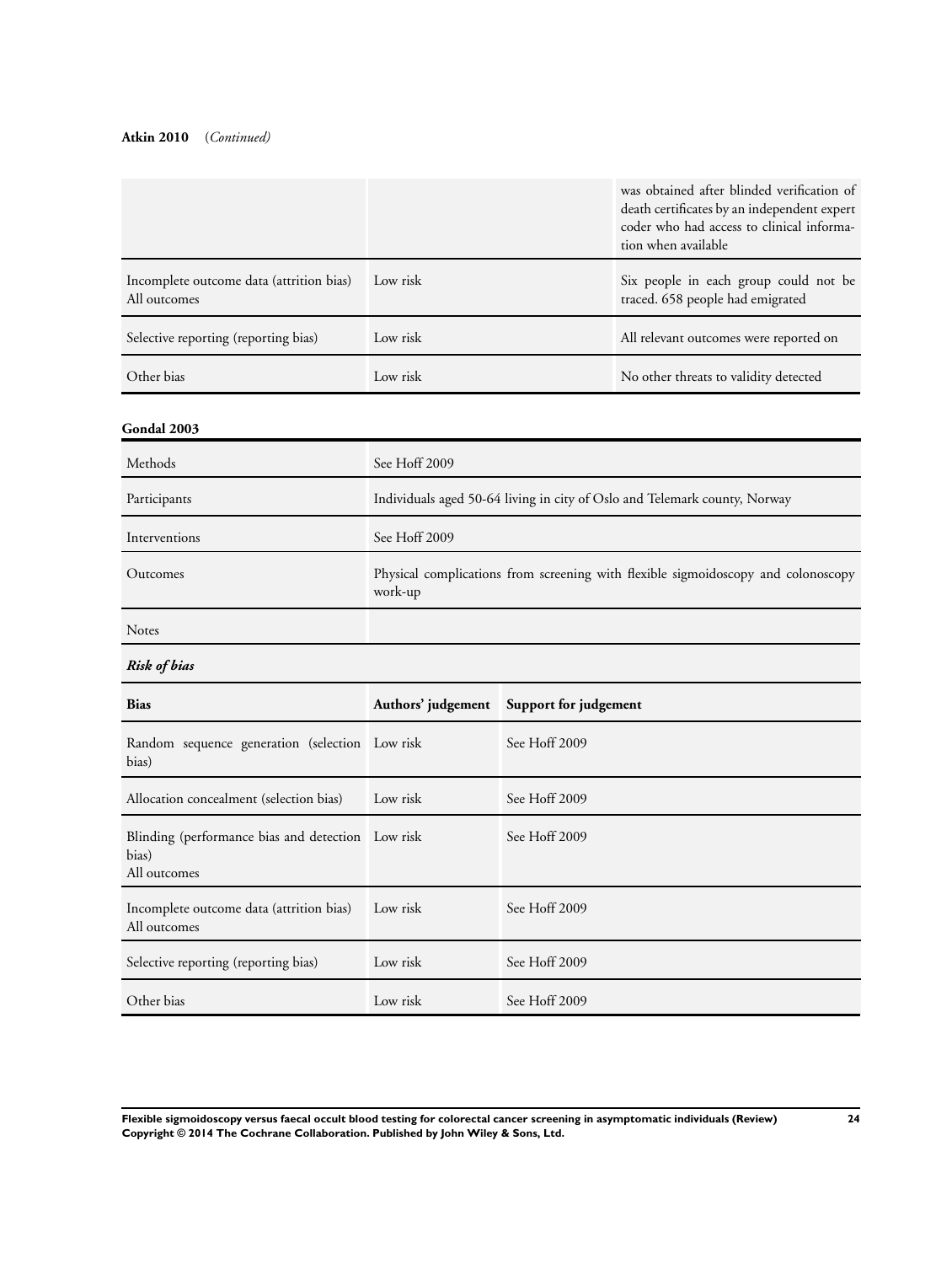**Atkin 2010** (*Continued*)

| | | |
|---|---|---|
| | | was obtained after blinded verification of death certificates by an independent expert coder who had access to clinical information when available |
| Incomplete outcome data (attrition bias) All outcomes | Low risk | Six people in each group could not be traced. 658 people had emigrated |
| Selective reporting (reporting bias) | Low risk | All relevant outcomes were reported on |
| Other bias | Low risk | No other threats to validity detected |

**Gondal 2003**

| | |
|---|---|
| Methods | See Hoff 2009 |
| Participants | Individuals aged 50-64 living in city of Oslo and Telemark county, Norway |
| Interventions | See Hoff 2009 |
| Outcomes | Physical complications from screening with flexible sigmoidoscopy and colonoscopy work-up |
| Notes | |

***Risk of bias***

| Bias | Authors' judgement | Support for judgement |
|---|---|---|
| Random sequence generation (selection bias) | Low risk | See Hoff 2009 |
| Allocation concealment (selection bias) | Low risk | See Hoff 2009 |
| Blinding (performance bias and detection bias) All outcomes | Low risk | See Hoff 2009 |
| Incomplete outcome data (attrition bias) All outcomes | Low risk | See Hoff 2009 |
| Selective reporting (reporting bias) | Low risk | See Hoff 2009 |
| Other bias | Low risk | See Hoff 2009 |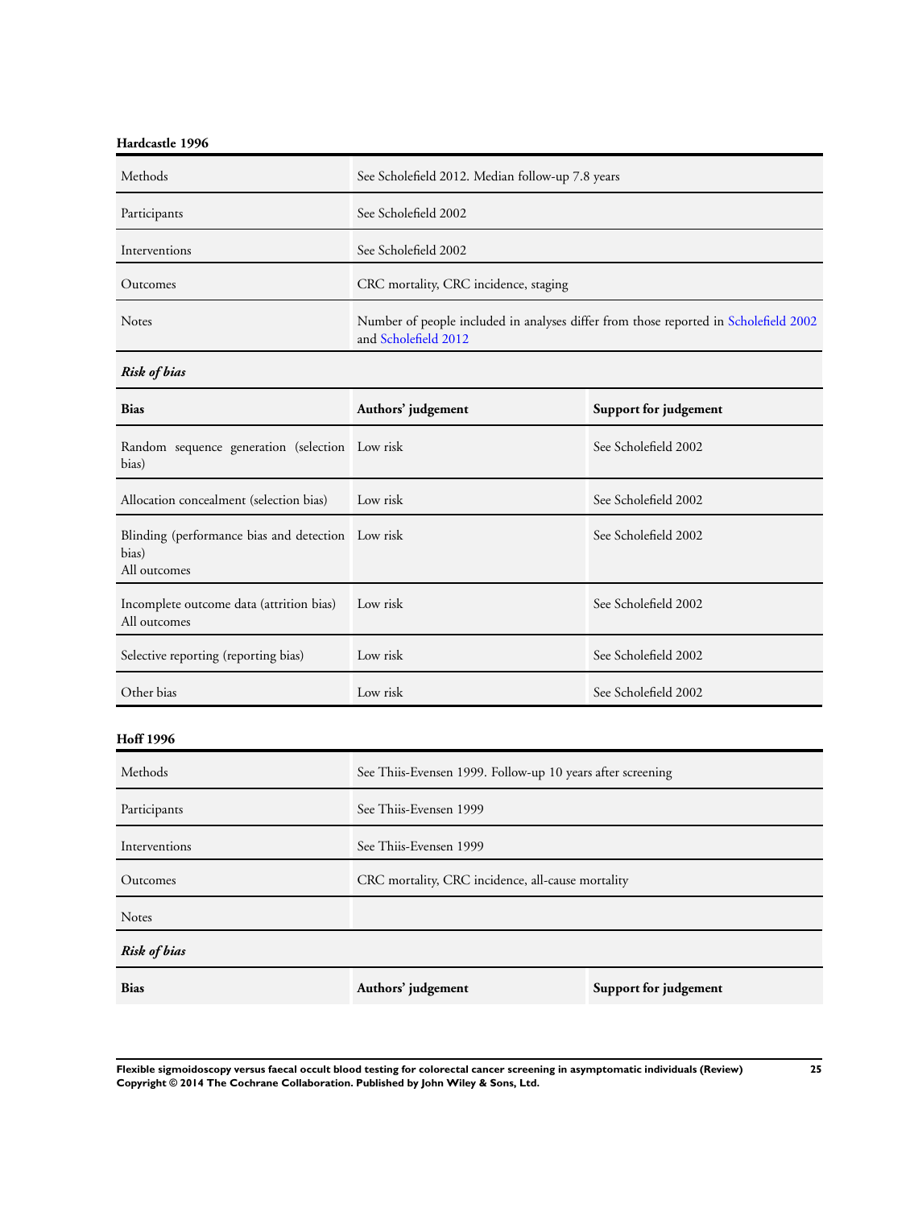**Hardcastle 1996**

| Methods | See Scholefield 2012. Median follow-up 7.8 years |
|---|---|
| Participants | See Scholefield 2002 |
| Interventions | See Scholefield 2002 |
| Outcomes | CRC mortality, CRC incidence, staging |
| Notes | Number of people included in analyses differ from those reported in Scholefield 2002 and Scholefield 2012 |

***Risk of bias***

| Bias | Authors' judgement | Support for judgement |
|---|---|---|
| Random sequence generation (selection bias) | Low risk | See Scholefield 2002 |
| Allocation concealment (selection bias) | Low risk | See Scholefield 2002 |
| Blinding (performance bias and detection bias) All outcomes | Low risk | See Scholefield 2002 |
| Incomplete outcome data (attrition bias) All outcomes | Low risk | See Scholefield 2002 |
| Selective reporting (reporting bias) | Low risk | See Scholefield 2002 |
| Other bias | Low risk | See Scholefield 2002 |

**Hoff 1996**

| Methods | See Thiis-Evensen 1999. Follow-up 10 years after screening |
|---|---|
| Participants | See Thiis-Evensen 1999 |
| Interventions | See Thiis-Evensen 1999 |
| Outcomes | CRC mortality, CRC incidence, all-cause mortality |
| Notes | |

***Risk of bias***

| Bias | Authors' judgement | Support for judgement |
|---|---|---|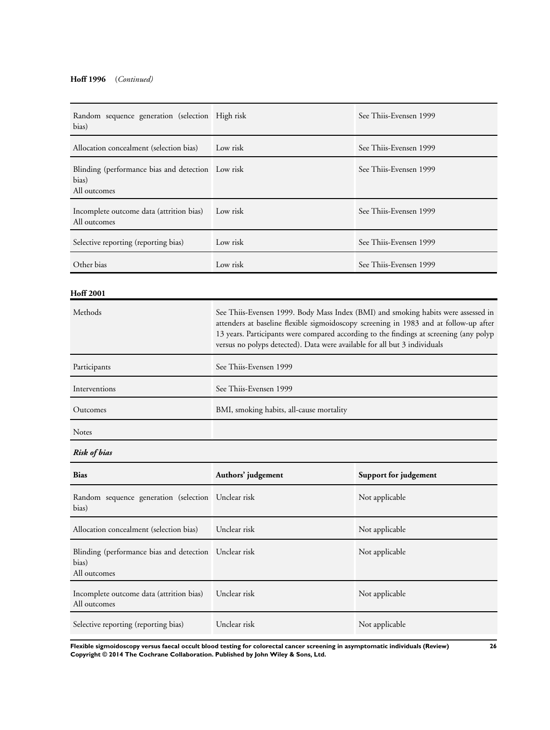**Hoff 1996** (*Continued*)

| | | |
|---|---|---|
| Random sequence generation (selection bias) | High risk | See Thiis-Evensen 1999 |
| Allocation concealment (selection bias) | Low risk | See Thiis-Evensen 1999 |
| Blinding (performance bias and detection bias)<br>All outcomes | Low risk | See Thiis-Evensen 1999 |
| Incomplete outcome data (attrition bias)<br>All outcomes | Low risk | See Thiis-Evensen 1999 |
| Selective reporting (reporting bias) | Low risk | See Thiis-Evensen 1999 |
| Other bias | Low risk | See Thiis-Evensen 1999 |

**Hoff 2001**

| | |
|---|---|
| Methods | See Thiis-Evensen 1999. Body Mass Index (BMI) and smoking habits were assessed in attenders at baseline flexible sigmoidoscopy screening in 1983 and at follow-up after 13 years. Participants were compared according to the findings at screening (any polyp versus no polyps detected). Data were available for all but 3 individuals |
| Participants | See Thiis-Evensen 1999 |
| Interventions | See Thiis-Evensen 1999 |
| Outcomes | BMI, smoking habits, all-cause mortality |
| Notes | |

***Risk of bias***

| **Bias** | **Authors' judgement** | **Support for judgement** |
|---|---|---|
| Random sequence generation (selection bias) | Unclear risk | Not applicable |
| Allocation concealment (selection bias) | Unclear risk | Not applicable |
| Blinding (performance bias and detection bias)<br>All outcomes | Unclear risk | Not applicable |
| Incomplete outcome data (attrition bias)<br>All outcomes | Unclear risk | Not applicable |
| Selective reporting (reporting bias) | Unclear risk | Not applicable |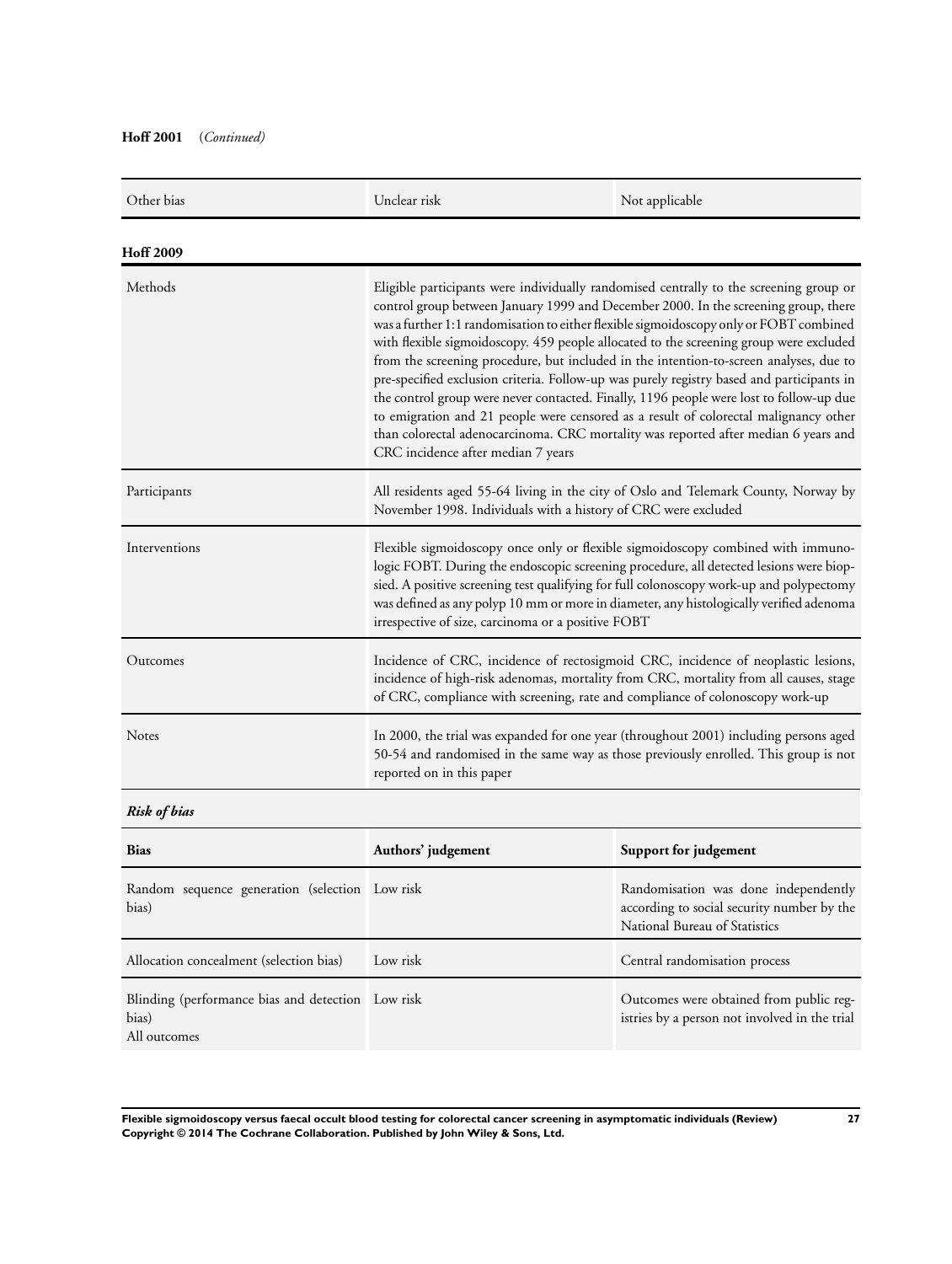**Hoff 2001** (*Continued*)

| | | |
|---|---|---|
| Other bias | Unclear risk | Not applicable |

**Hoff 2009**

| | |
|---|---|
| Methods | Eligible participants were individually randomised centrally to the screening group or control group between January 1999 and December 2000. In the screening group, there was a further 1:1 randomisation to either flexible sigmoidoscopy only or FOBT combined with flexible sigmoidoscopy. 459 people allocated to the screening group were excluded from the screening procedure, but included in the intention-to-screen analyses, due to pre-specified exclusion criteria. Follow-up was purely registry based and participants in the control group were never contacted. Finally, 1196 people were lost to follow-up due to emigration and 21 people were censored as a result of colorectal malignancy other than colorectal adenocarcinoma. CRC mortality was reported after median 6 years and CRC incidence after median 7 years |
| Participants | All residents aged 55-64 living in the city of Oslo and Telemark County, Norway by November 1998. Individuals with a history of CRC were excluded |
| Interventions | Flexible sigmoidoscopy once only or flexible sigmoidoscopy combined with immunologic FOBT. During the endoscopic screening procedure, all detected lesions were biopsied. A positive screening test qualifying for full colonoscopy work-up and polypectomy was defined as any polyp 10 mm or more in diameter, any histologically verified adenoma irrespective of size, carcinoma or a positive FOBT |
| Outcomes | Incidence of CRC, incidence of rectosigmoid CRC, incidence of neoplastic lesions, incidence of high-risk adenomas, mortality from CRC, mortality from all causes, stage of CRC, compliance with screening, rate and compliance of colonoscopy work-up |
| Notes | In 2000, the trial was expanded for one year (throughout 2001) including persons aged 50-54 and randomised in the same way as those previously enrolled. This group is not reported on in this paper |

***Risk of bias***

| Bias | Authors' judgement | Support for judgement |
|---|---|---|
| Random sequence generation (selection bias) | Low risk | Randomisation was done independently according to social security number by the National Bureau of Statistics |
| Allocation concealment (selection bias) | Low risk | Central randomisation process |
| Blinding (performance bias and detection bias)<br>All outcomes | Low risk | Outcomes were obtained from public registries by a person not involved in the trial |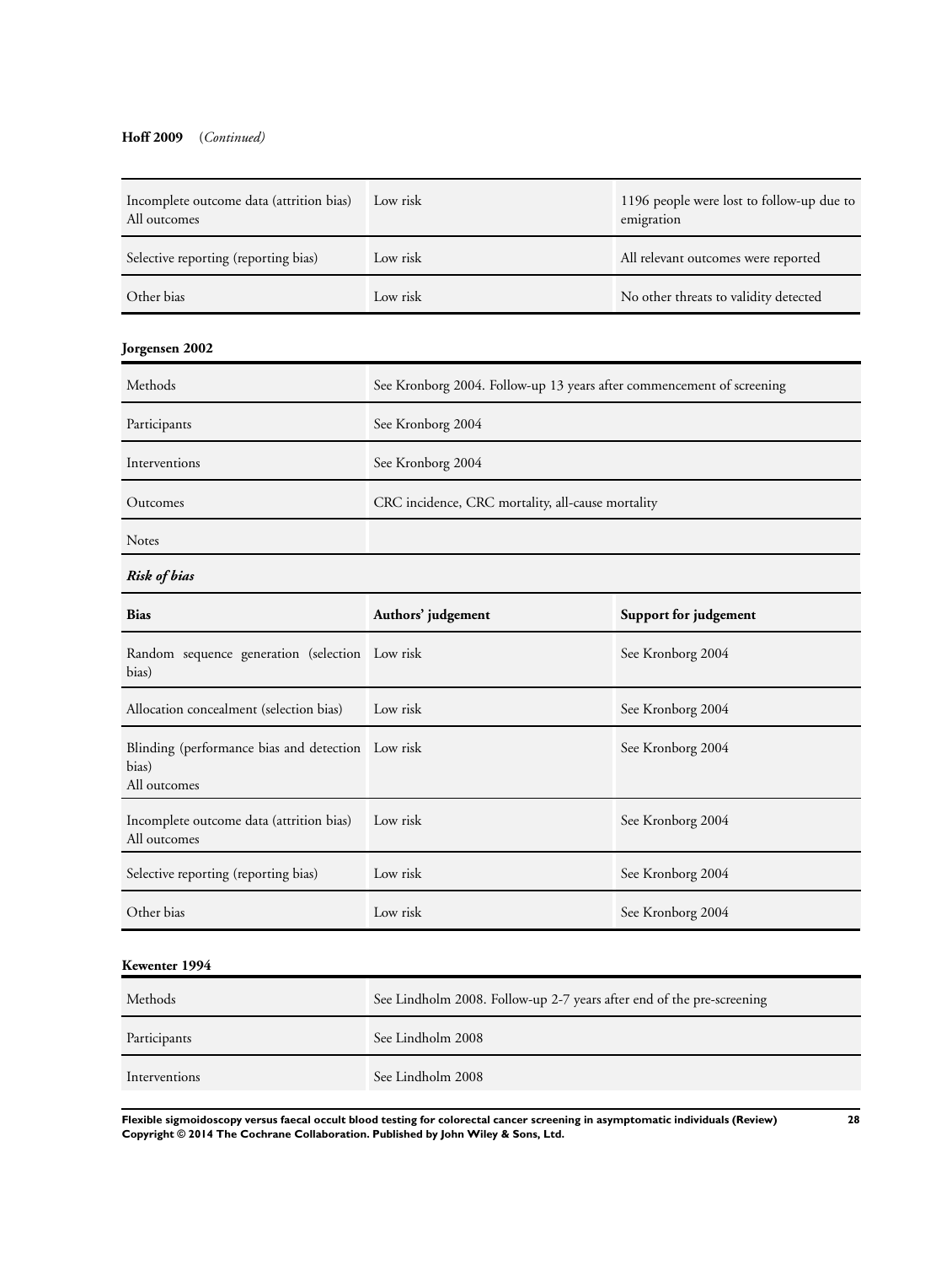**Hoff 2009** (*Continued*)

| | | |
|---|---|---|
| Incomplete outcome data (attrition bias) All outcomes | Low risk | 1196 people were lost to follow-up due to emigration |
| Selective reporting (reporting bias) | Low risk | All relevant outcomes were reported |
| Other bias | Low risk | No other threats to validity detected |

**Jorgensen 2002**

| | |
|---|---|
| Methods | See Kronborg 2004. Follow-up 13 years after commencement of screening |
| Participants | See Kronborg 2004 |
| Interventions | See Kronborg 2004 |
| Outcomes | CRC incidence, CRC mortality, all-cause mortality |
| Notes | |

***Risk of bias***

| Bias | Authors' judgement | Support for judgement |
|---|---|---|
| Random sequence generation (selection bias) | Low risk | See Kronborg 2004 |
| Allocation concealment (selection bias) | Low risk | See Kronborg 2004 |
| Blinding (performance bias and detection bias) All outcomes | Low risk | See Kronborg 2004 |
| Incomplete outcome data (attrition bias) All outcomes | Low risk | See Kronborg 2004 |
| Selective reporting (reporting bias) | Low risk | See Kronborg 2004 |
| Other bias | Low risk | See Kronborg 2004 |

**Kewenter 1994**

| | |
|---|---|
| Methods | See Lindholm 2008. Follow-up 2-7 years after end of the pre-screening |
| Participants | See Lindholm 2008 |
| Interventions | See Lindholm 2008 |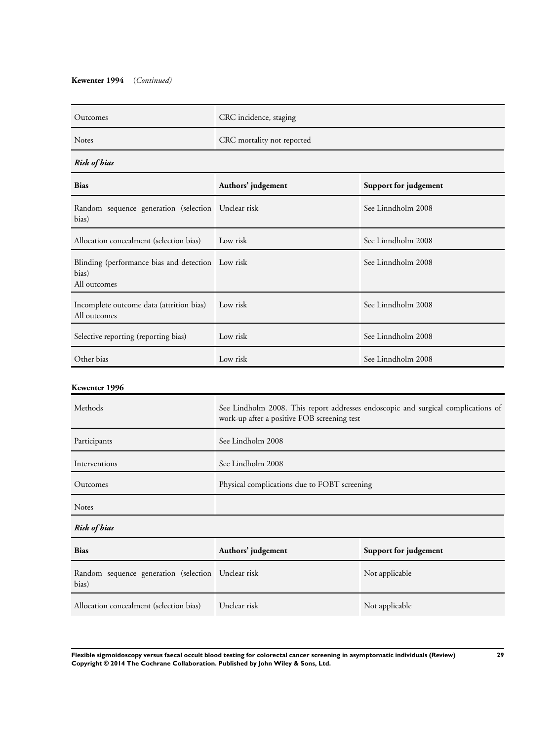**Kewenter 1994** (*Continued*)

| | |
|---|---|
| Outcomes | CRC incidence, staging |
| Notes | CRC mortality not reported |

***Risk of bias***

| Bias | Authors' judgement | Support for judgement |
|---|---|---|
| Random sequence generation (selection bias) | Unclear risk | See Linndholm 2008 |
| Allocation concealment (selection bias) | Low risk | See Linndholm 2008 |
| Blinding (performance bias and detection bias)<br>All outcomes | Low risk | See Linndholm 2008 |
| Incomplete outcome data (attrition bias)<br>All outcomes | Low risk | See Linndholm 2008 |
| Selective reporting (reporting bias) | Low risk | See Linndholm 2008 |
| Other bias | Low risk | See Linndholm 2008 |

**Kewenter 1996**

| | |
|---|---|
| Methods | See Lindholm 2008. This report addresses endoscopic and surgical complications of work-up after a positive FOB screening test |
| Participants | See Lindholm 2008 |
| Interventions | See Lindholm 2008 |
| Outcomes | Physical complications due to FOBT screening |
| Notes | |

***Risk of bias***

| Bias | Authors' judgement | Support for judgement |
|---|---|---|
| Random sequence generation (selection bias) | Unclear risk | Not applicable |
| Allocation concealment (selection bias) | Unclear risk | Not applicable |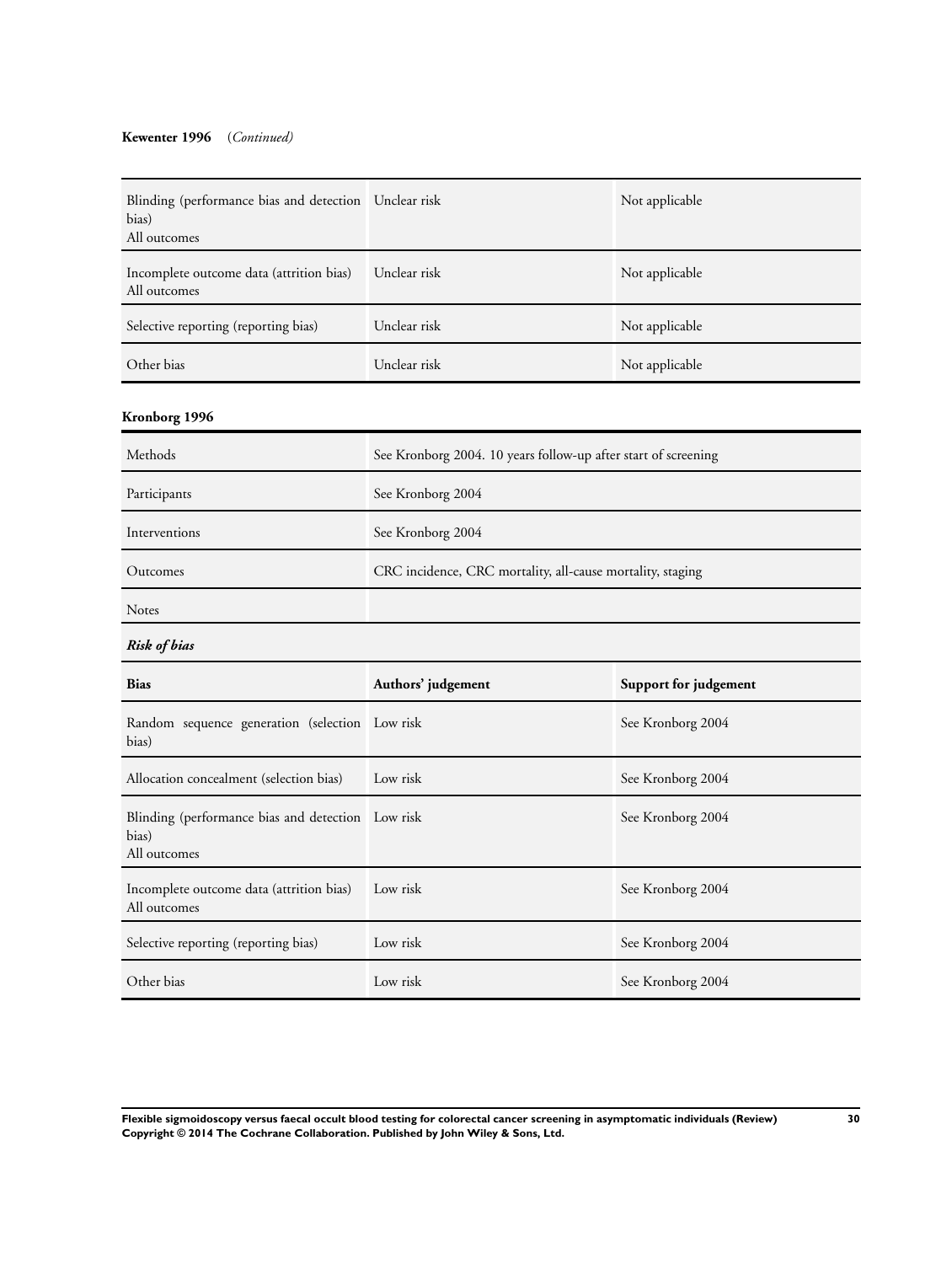**Kewenter 1996** (*Continued*)

| | | |
|---|---|---|
| Blinding (performance bias and detection bias)<br>All outcomes | Unclear risk | Not applicable |
| Incomplete outcome data (attrition bias)<br>All outcomes | Unclear risk | Not applicable |
| Selective reporting (reporting bias) | Unclear risk | Not applicable |
| Other bias | Unclear risk | Not applicable |

**Kronborg 1996**

| | |
|---|---|
| Methods | See Kronborg 2004. 10 years follow-up after start of screening |
| Participants | See Kronborg 2004 |
| Interventions | See Kronborg 2004 |
| Outcomes | CRC incidence, CRC mortality, all-cause mortality, staging |
| Notes | |

***Risk of bias***

| Bias | Authors' judgement | Support for judgement |
|---|---|---|
| Random sequence generation (selection bias) | Low risk | See Kronborg 2004 |
| Allocation concealment (selection bias) | Low risk | See Kronborg 2004 |
| Blinding (performance bias and detection bias)<br>All outcomes | Low risk | See Kronborg 2004 |
| Incomplete outcome data (attrition bias)<br>All outcomes | Low risk | See Kronborg 2004 |
| Selective reporting (reporting bias) | Low risk | See Kronborg 2004 |
| Other bias | Low risk | See Kronborg 2004 |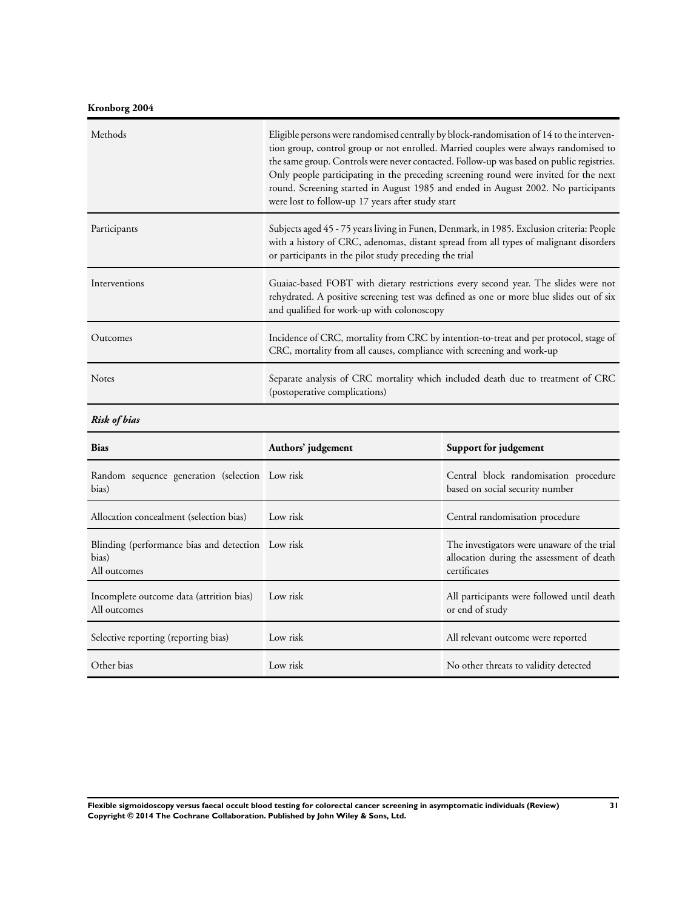**Kronborg 2004**

| | |
|---|---|
| Methods | Eligible persons were randomised centrally by block-randomisation of 14 to the intervention group, control group or not enrolled. Married couples were always randomised to the same group. Controls were never contacted. Follow-up was based on public registries. Only people participating in the preceding screening round were invited for the next round. Screening started in August 1985 and ended in August 2002. No participants were lost to follow-up 17 years after study start |
| Participants | Subjects aged 45 - 75 years living in Funen, Denmark, in 1985. Exclusion criteria: People with a history of CRC, adenomas, distant spread from all types of malignant disorders or participants in the pilot study preceding the trial |
| Interventions | Guaiac-based FOBT with dietary restrictions every second year. The slides were not rehydrated. A positive screening test was defined as one or more blue slides out of six and qualified for work-up with colonoscopy |
| Outcomes | Incidence of CRC, mortality from CRC by intention-to-treat and per protocol, stage of CRC, mortality from all causes, compliance with screening and work-up |
| Notes | Separate analysis of CRC mortality which included death due to treatment of CRC (postoperative complications) |

***Risk of bias***

| Bias | Authors' judgement | Support for judgement |
|---|---|---|
| Random sequence generation (selection bias) | Low risk | Central block randomisation procedure based on social security number |
| Allocation concealment (selection bias) | Low risk | Central randomisation procedure |
| Blinding (performance bias and detection bias) All outcomes | Low risk | The investigators were unaware of the trial allocation during the assessment of death certificates |
| Incomplete outcome data (attrition bias) All outcomes | Low risk | All participants were followed until death or end of study |
| Selective reporting (reporting bias) | Low risk | All relevant outcome were reported |
| Other bias | Low risk | No other threats to validity detected |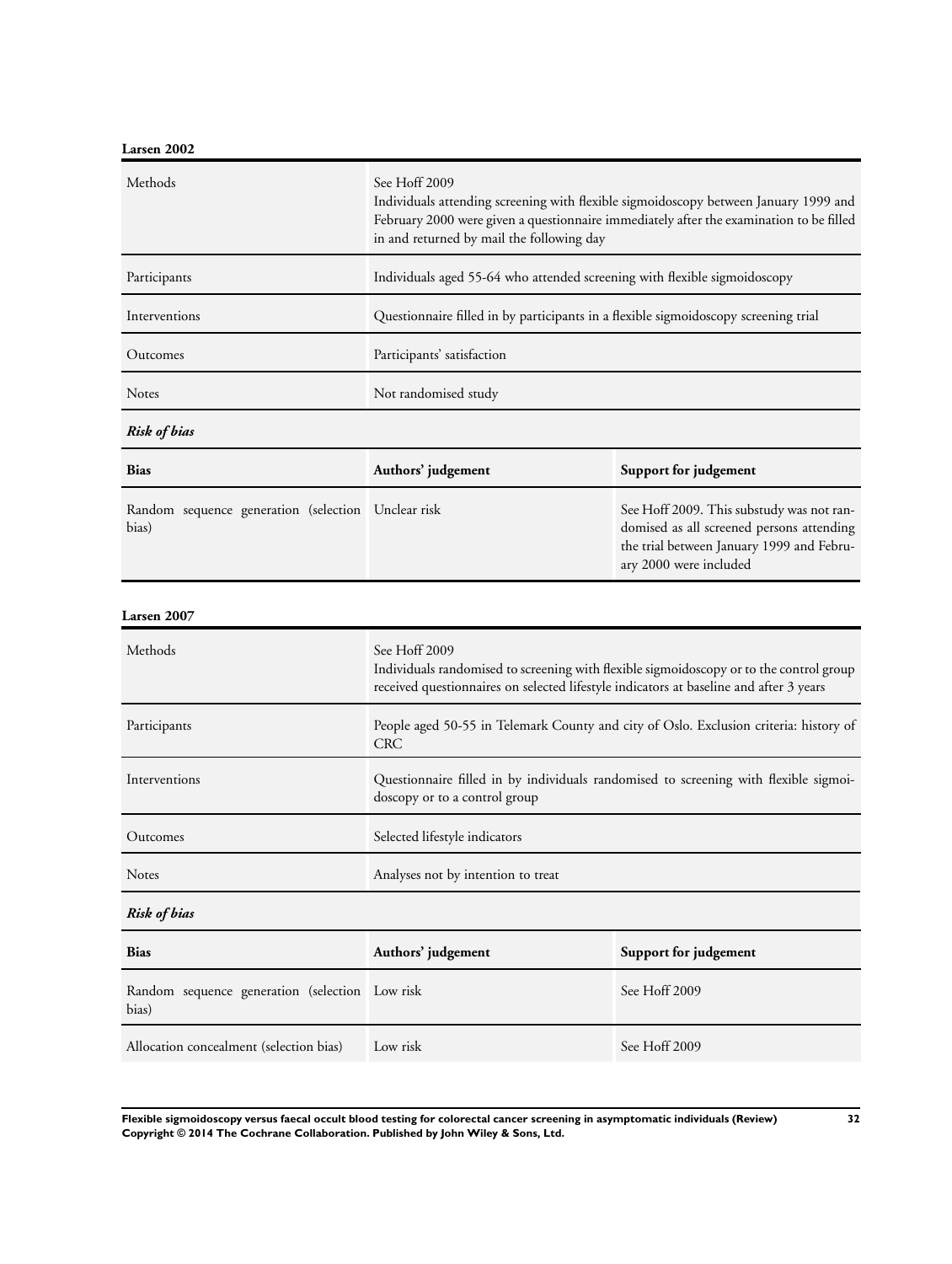**Larsen 2002**

| Methods | See Hoff 2009<br>Individuals attending screening with flexible sigmoidoscopy between January 1999 and February 2000 were given a questionnaire immediately after the examination to be filled in and returned by mail the following day |
|---|---|
| Participants | Individuals aged 55-64 who attended screening with flexible sigmoidoscopy |
| Interventions | Questionnaire filled in by participants in a flexible sigmoidoscopy screening trial |
| Outcomes | Participants' satisfaction |
| Notes | Not randomised study |

***Risk of bias***

| Bias | Authors' judgement | Support for judgement |
|---|---|---|
| Random sequence generation (selection bias) | Unclear risk | See Hoff 2009. This substudy was not randomised as all screened persons attending the trial between January 1999 and February 2000 were included |

**Larsen 2007**

| Methods | See Hoff 2009<br>Individuals randomised to screening with flexible sigmoidoscopy or to the control group received questionnaires on selected lifestyle indicators at baseline and after 3 years |
|---|---|
| Participants | People aged 50-55 in Telemark County and city of Oslo. Exclusion criteria: history of CRC |
| Interventions | Questionnaire filled in by individuals randomised to screening with flexible sigmoidoscopy or to a control group |
| Outcomes | Selected lifestyle indicators |
| Notes | Analyses not by intention to treat |

***Risk of bias***

| Bias | Authors' judgement | Support for judgement |
|---|---|---|
| Random sequence generation (selection bias) | Low risk | See Hoff 2009 |
| Allocation concealment (selection bias) | Low risk | See Hoff 2009 |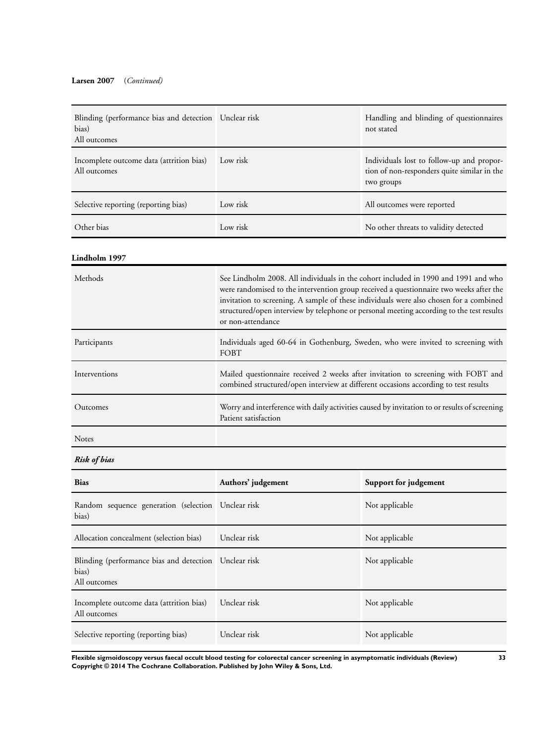**Larsen 2007** (*Continued*)

| | | |
|---|---|---|
| Blinding (performance bias and detection bias)<br>All outcomes | Unclear risk | Handling and blinding of questionnaires not stated |
| Incomplete outcome data (attrition bias)<br>All outcomes | Low risk | Individuals lost to follow-up and proportion of non-responders quite similar in the two groups |
| Selective reporting (reporting bias) | Low risk | All outcomes were reported |
| Other bias | Low risk | No other threats to validity detected |

**Lindholm 1997**

| | |
|---|---|
| Methods | See Lindholm 2008. All individuals in the cohort included in 1990 and 1991 and who were randomised to the intervention group received a questionnaire two weeks after the invitation to screening. A sample of these individuals were also chosen for a combined structured/open interview by telephone or personal meeting according to the test results or non-attendance |
| Participants | Individuals aged 60-64 in Gothenburg, Sweden, who were invited to screening with FOBT |
| Interventions | Mailed questionnaire received 2 weeks after invitation to screening with FOBT and combined structured/open interview at different occasions according to test results |
| Outcomes | Worry and interference with daily activities caused by invitation to or results of screening<br>Patient satisfaction |
| Notes | |

***Risk of bias***

| Bias | Authors' judgement | Support for judgement |
|---|---|---|
| Random sequence generation (selection bias) | Unclear risk | Not applicable |
| Allocation concealment (selection bias) | Unclear risk | Not applicable |
| Blinding (performance bias and detection bias)<br>All outcomes | Unclear risk | Not applicable |
| Incomplete outcome data (attrition bias)<br>All outcomes | Unclear risk | Not applicable |
| Selective reporting (reporting bias) | Unclear risk | Not applicable |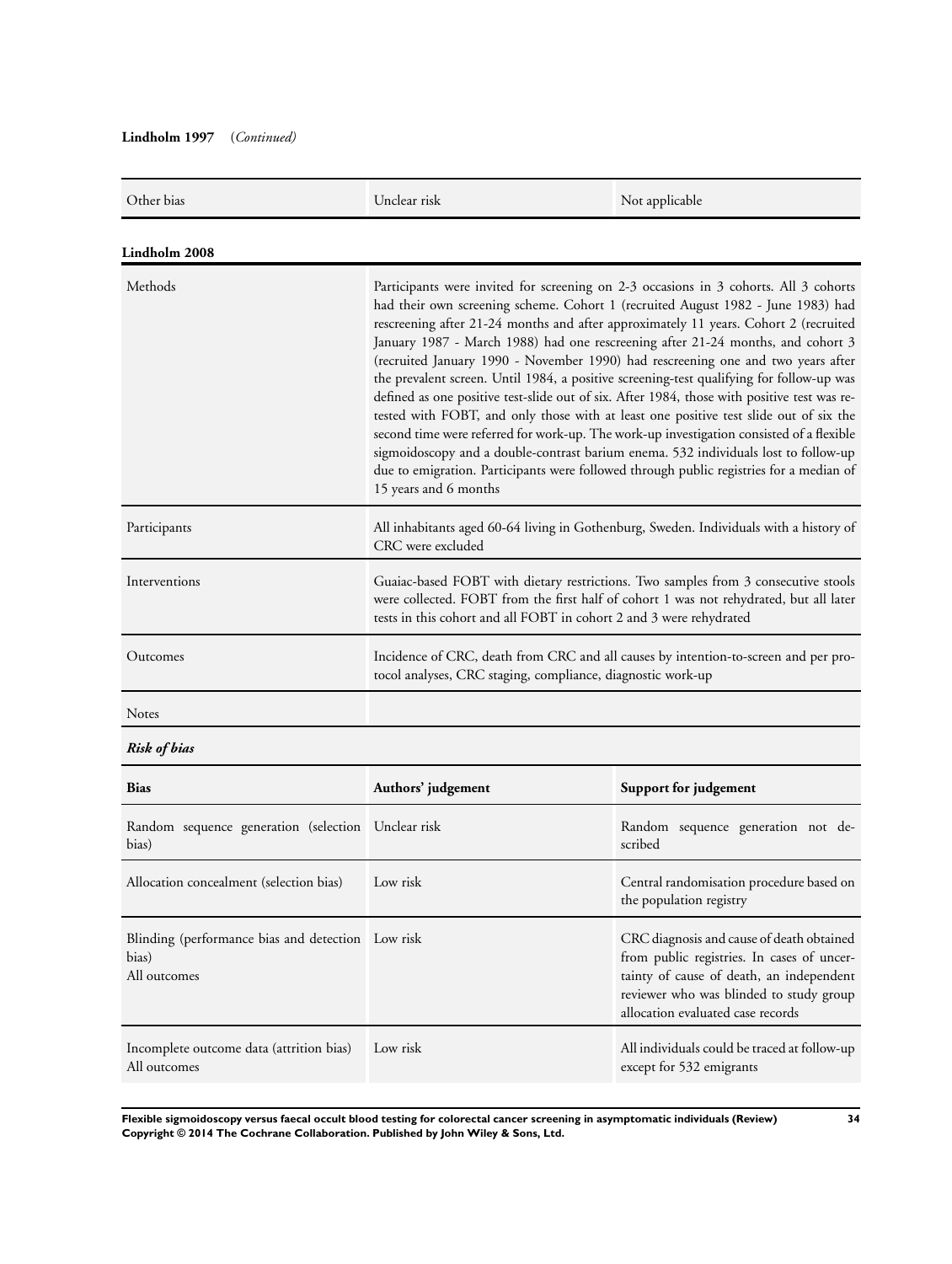**Lindholm 1997** (*Continued*)

| | | |
|---|---|---|
| Other bias | Unclear risk | Not applicable |

**Lindholm 2008**

| | |
|---|---|
| Methods | Participants were invited for screening on 2-3 occasions in 3 cohorts. All 3 cohorts had their own screening scheme. Cohort 1 (recruited August 1982 - June 1983) had rescreening after 21-24 months and after approximately 11 years. Cohort 2 (recruited January 1987 - March 1988) had one rescreening after 21-24 months, and cohort 3 (recruited January 1990 - November 1990) had rescreening one and two years after the prevalent screen. Until 1984, a positive screening-test qualifying for follow-up was defined as one positive test-slide out of six. After 1984, those with positive test was re-tested with FOBT, and only those with at least one positive test slide out of six the second time were referred for work-up. The work-up investigation consisted of a flexible sigmoidoscopy and a double-contrast barium enema. 532 individuals lost to follow-up due to emigration. Participants were followed through public registries for a median of 15 years and 6 months |
| Participants | All inhabitants aged 60-64 living in Gothenburg, Sweden. Individuals with a history of CRC were excluded |
| Interventions | Guaiac-based FOBT with dietary restrictions. Two samples from 3 consecutive stools were collected. FOBT from the first half of cohort 1 was not rehydrated, but all later tests in this cohort and all FOBT in cohort 2 and 3 were rehydrated |
| Outcomes | Incidence of CRC, death from CRC and all causes by intention-to-screen and per protocol analyses, CRC staging, compliance, diagnostic work-up |
| Notes | |

***Risk of bias***

| Bias | Authors' judgement | Support for judgement |
|---|---|---|
| Random sequence generation (selection bias) | Unclear risk | Random sequence generation not described |
| Allocation concealment (selection bias) | Low risk | Central randomisation procedure based on the population registry |
| Blinding (performance bias and detection bias)<br>All outcomes | Low risk | CRC diagnosis and cause of death obtained from public registries. In cases of uncertainty of cause of death, an independent reviewer who was blinded to study group allocation evaluated case records |
| Incomplete outcome data (attrition bias)<br>All outcomes | Low risk | All individuals could be traced at follow-up except for 532 emigrants |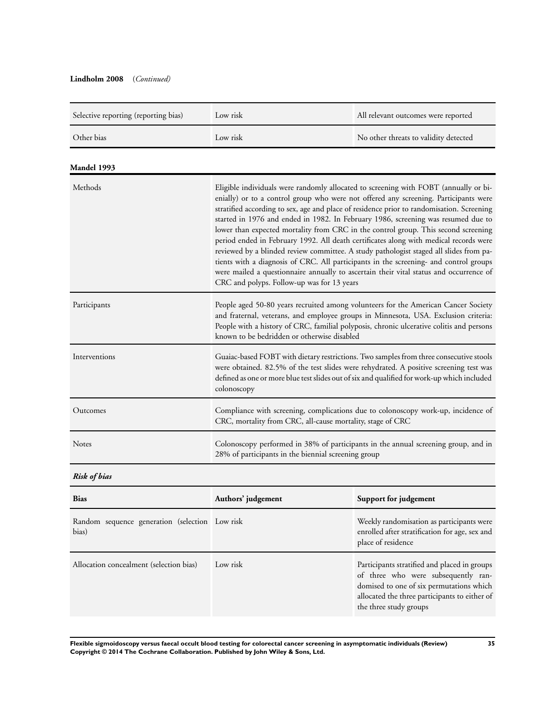**Lindholm 2008** (*Continued*)

| | | |
|---|---|---|
| Selective reporting (reporting bias) | Low risk | All relevant outcomes were reported |
| Other bias | Low risk | No other threats to validity detected |

**Mandel 1993**

| | |
|---|---|
| Methods | Eligible individuals were randomly allocated to screening with FOBT (annually or biennially) or to a control group who were not offered any screening. Participants were stratified according to sex, age and place of residence prior to randomisation. Screening started in 1976 and ended in 1982. In February 1986, screening was resumed due to lower than expected mortality from CRC in the control group. This second screening period ended in February 1992. All death certificates along with medical records were reviewed by a blinded review committee. A study pathologist staged all slides from patients with a diagnosis of CRC. All participants in the screening- and control groups were mailed a questionnaire annually to ascertain their vital status and occurrence of CRC and polyps. Follow-up was for 13 years |
| Participants | People aged 50-80 years recruited among volunteers for the American Cancer Society and fraternal, veterans, and employee groups in Minnesota, USA. Exclusion criteria: People with a history of CRC, familial polyposis, chronic ulcerative colitis and persons known to be bedridden or otherwise disabled |
| Interventions | Guaiac-based FOBT with dietary restrictions. Two samples from three consecutive stools were obtained. 82.5% of the test slides were rehydrated. A positive screening test was defined as one or more blue test slides out of six and qualified for work-up which included colonoscopy |
| Outcomes | Compliance with screening, complications due to colonoscopy work-up, incidence of CRC, mortality from CRC, all-cause mortality, stage of CRC |
| Notes | Colonoscopy performed in 38% of participants in the annual screening group, and in 28% of participants in the biennial screening group |

***Risk of bias***

| Bias | Authors' judgement | Support for judgement |
|---|---|---|
| Random sequence generation (selection bias) | Low risk | Weekly randomisation as participants were enrolled after stratification for age, sex and place of residence |
| Allocation concealment (selection bias) | Low risk | Participants stratified and placed in groups of three who were subsequently randomised to one of six permutations which allocated the three participants to either of the three study groups |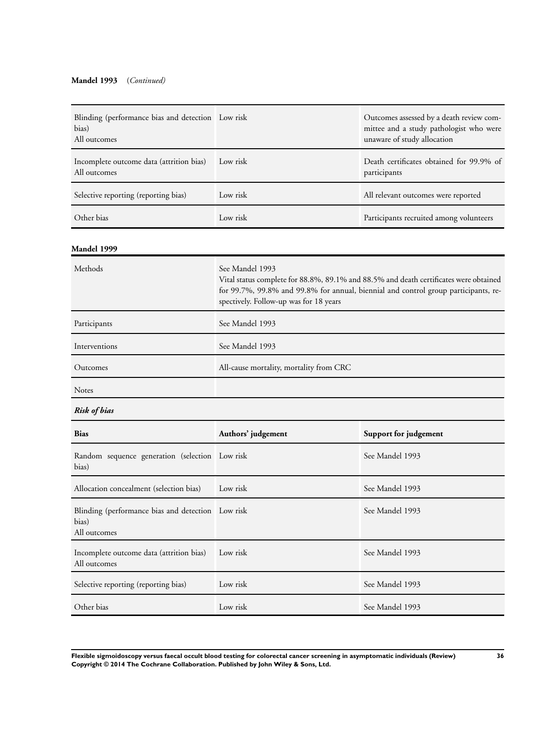**Mandel 1993** (*Continued*)

| | | |
|---|---|---|
| Blinding (performance bias and detection bias)<br>All outcomes | Low risk | Outcomes assessed by a death review committee and a study pathologist who were unaware of study allocation |
| Incomplete outcome data (attrition bias)<br>All outcomes | Low risk | Death certificates obtained for 99.9% of participants |
| Selective reporting (reporting bias) | Low risk | All relevant outcomes were reported |
| Other bias | Low risk | Participants recruited among volunteers |

**Mandel 1999**

| | |
|---|---|
| Methods | See Mandel 1993<br>Vital status complete for 88.8%, 89.1% and 88.5% and death certificates were obtained for 99.7%, 99.8% and 99.8% for annual, biennial and control group participants, respectively. Follow-up was for 18 years |
| Participants | See Mandel 1993 |
| Interventions | See Mandel 1993 |
| Outcomes | All-cause mortality, mortality from CRC |
| Notes | |

***Risk of bias***

| Bias | Authors' judgement | Support for judgement |
|---|---|---|
| Random sequence generation (selection bias) | Low risk | See Mandel 1993 |
| Allocation concealment (selection bias) | Low risk | See Mandel 1993 |
| Blinding (performance bias and detection bias)<br>All outcomes | Low risk | See Mandel 1993 |
| Incomplete outcome data (attrition bias)<br>All outcomes | Low risk | See Mandel 1993 |
| Selective reporting (reporting bias) | Low risk | See Mandel 1993 |
| Other bias | Low risk | See Mandel 1993 |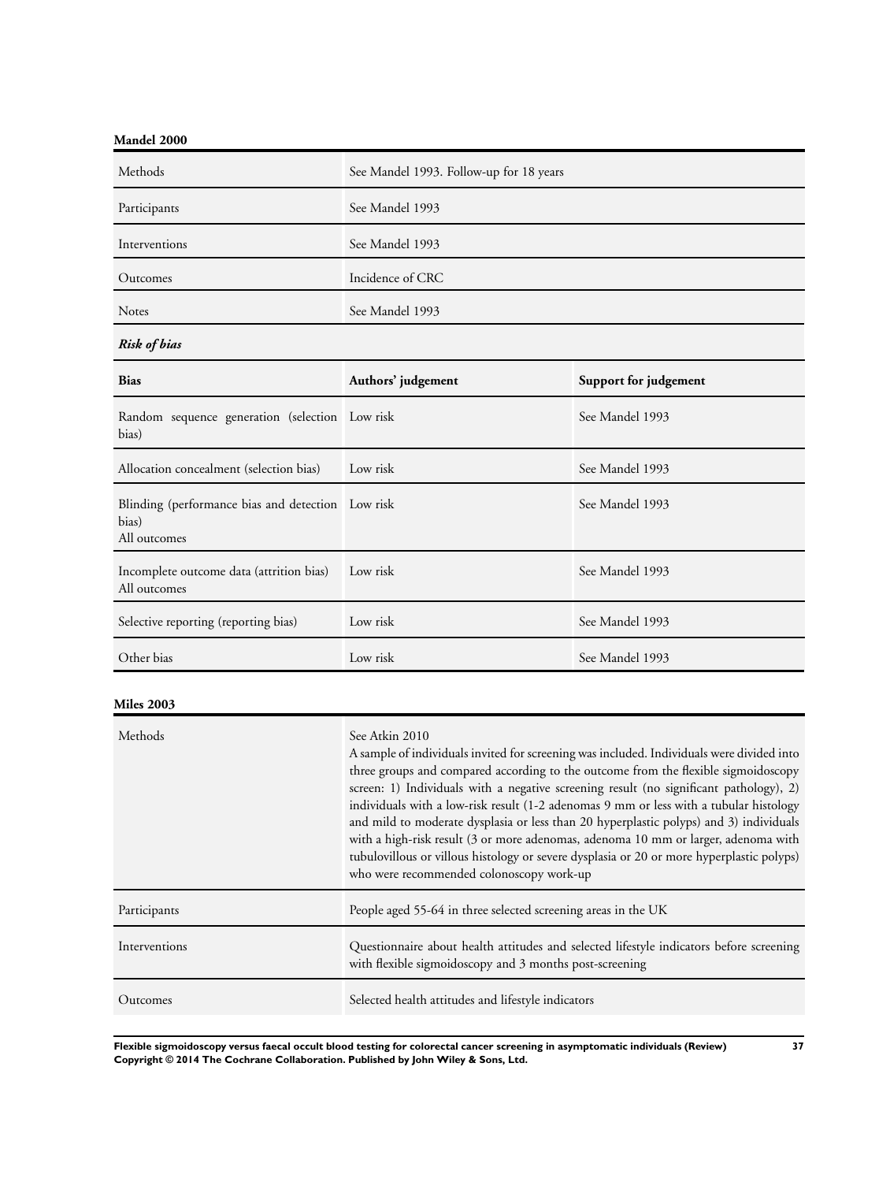**Mandel 2000**

| | |
|---|---|
| Methods | See Mandel 1993. Follow-up for 18 years |
| Participants | See Mandel 1993 |
| Interventions | See Mandel 1993 |
| Outcomes | Incidence of CRC |
| Notes | See Mandel 1993 |

***Risk of bias***

| Bias | Authors' judgement | Support for judgement |
|---|---|---|
| Random sequence generation (selection bias) | Low risk | See Mandel 1993 |
| Allocation concealment (selection bias) | Low risk | See Mandel 1993 |
| Blinding (performance bias and detection bias)<br>All outcomes | Low risk | See Mandel 1993 |
| Incomplete outcome data (attrition bias)<br>All outcomes | Low risk | See Mandel 1993 |
| Selective reporting (reporting bias) | Low risk | See Mandel 1993 |
| Other bias | Low risk | See Mandel 1993 |

**Miles 2003**

| | |
|---|---|
| Methods | See Atkin 2010<br>A sample of individuals invited for screening was included. Individuals were divided into three groups and compared according to the outcome from the flexible sigmoidoscopy screen: 1) Individuals with a negative screening result (no significant pathology), 2) individuals with a low-risk result (1-2 adenomas 9 mm or less with a tubular histology and mild to moderate dysplasia or less than 20 hyperplastic polyps) and 3) individuals with a high-risk result (3 or more adenomas, adenoma 10 mm or larger, adenoma with tubulovillous or villous histology or severe dysplasia or 20 or more hyperplastic polyps) who were recommended colonoscopy work-up |
| Participants | People aged 55-64 in three selected screening areas in the UK |
| Interventions | Questionnaire about health attitudes and selected lifestyle indicators before screening with flexible sigmoidoscopy and 3 months post-screening |
| Outcomes | Selected health attitudes and lifestyle indicators |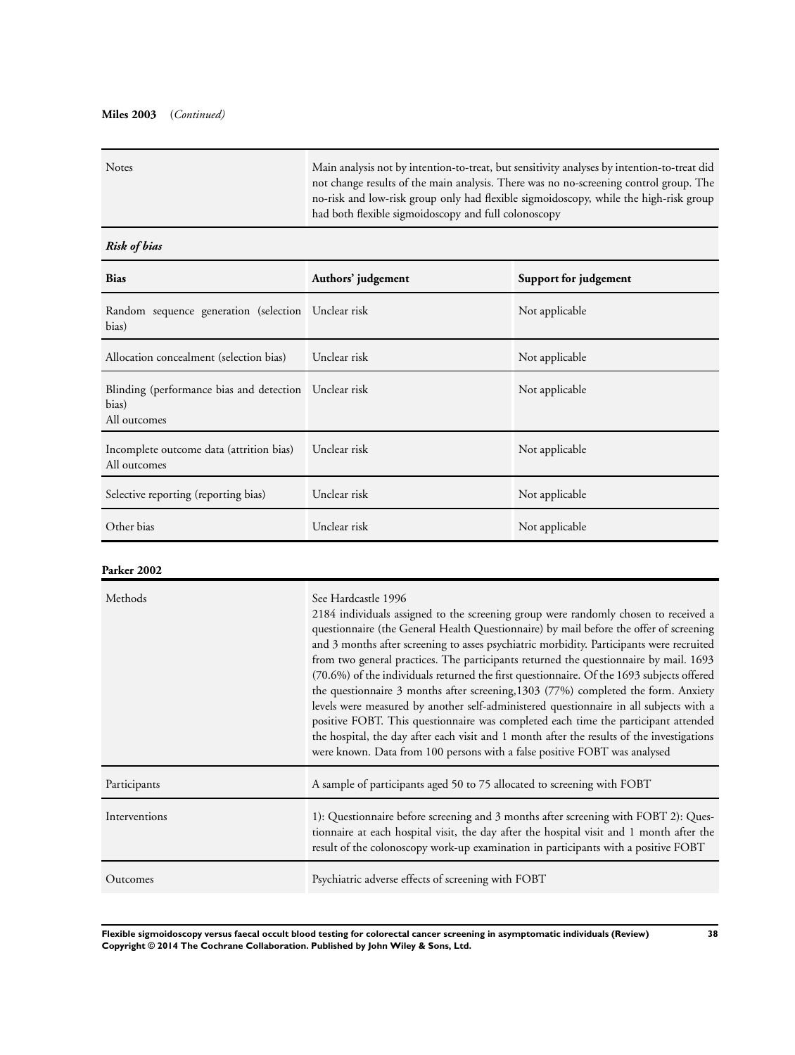**Miles 2003** (*Continued*)

| | |
|---|---|
| Notes | Main analysis not by intention-to-treat, but sensitivity analyses by intention-to-treat did not change results of the main analysis. There was no no-screening control group. The no-risk and low-risk group only had flexible sigmoidoscopy, while the high-risk group had both flexible sigmoidoscopy and full colonoscopy |

***Risk of bias***

| Bias | Authors' judgement | Support for judgement |
|---|---|---|
| Random sequence generation (selection bias) | Unclear risk | Not applicable |
| Allocation concealment (selection bias) | Unclear risk | Not applicable |
| Blinding (performance bias and detection bias)<br>All outcomes | Unclear risk | Not applicable |
| Incomplete outcome data (attrition bias)<br>All outcomes | Unclear risk | Not applicable |
| Selective reporting (reporting bias) | Unclear risk | Not applicable |
| Other bias | Unclear risk | Not applicable |

**Parker 2002**

| | |
|---|---|
| Methods | See Hardcastle 1996<br>2184 individuals assigned to the screening group were randomly chosen to received a questionnaire (the General Health Questionnaire) by mail before the offer of screening and 3 months after screening to asses psychiatric morbidity. Participants were recruited from two general practices. The participants returned the questionnaire by mail. 1693 (70.6%) of the individuals returned the first questionnaire. Of the 1693 subjects offered the questionnaire 3 months after screening,1303 (77%) completed the form. Anxiety levels were measured by another self-administered questionnaire in all subjects with a positive FOBT. This questionnaire was completed each time the participant attended the hospital, the day after each visit and 1 month after the results of the investigations were known. Data from 100 persons with a false positive FOBT was analysed |
| Participants | A sample of participants aged 50 to 75 allocated to screening with FOBT |
| Interventions | 1): Questionnaire before screening and 3 months after screening with FOBT 2): Questionnaire at each hospital visit, the day after the hospital visit and 1 month after the result of the colonoscopy work-up examination in participants with a positive FOBT |
| Outcomes | Psychiatric adverse effects of screening with FOBT |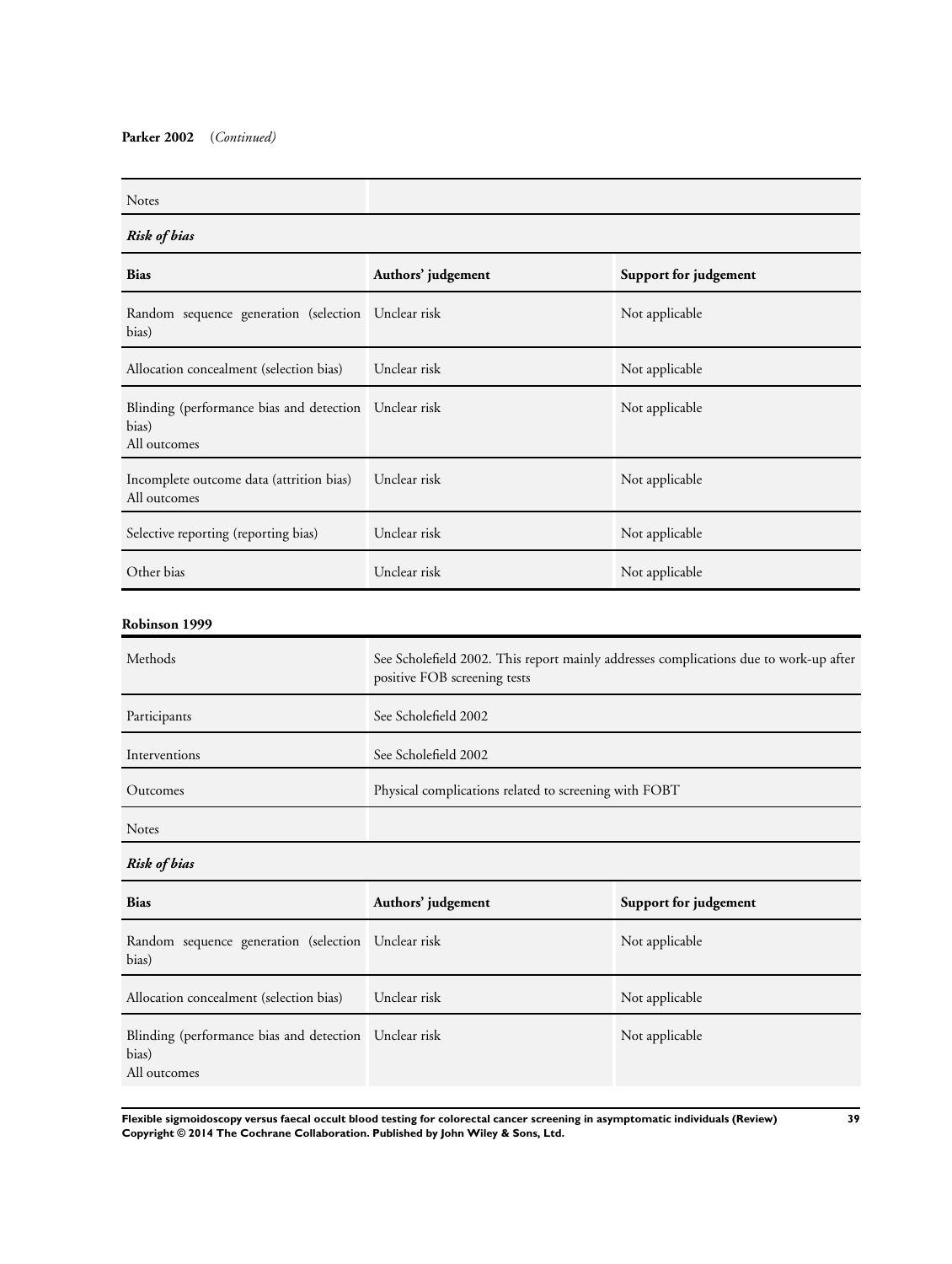**Parker 2002** (*Continued*)

| Notes | |
|---|---|

***Risk of bias***

| Bias | Authors' judgement | Support for judgement |
|---|---|---|
| Random sequence generation (selection bias) | Unclear risk | Not applicable |
| Allocation concealment (selection bias) | Unclear risk | Not applicable |
| Blinding (performance bias and detection bias)<br>All outcomes | Unclear risk | Not applicable |
| Incomplete outcome data (attrition bias)<br>All outcomes | Unclear risk | Not applicable |
| Selective reporting (reporting bias) | Unclear risk | Not applicable |
| Other bias | Unclear risk | Not applicable |

**Robinson 1999**

| | |
|---|---|
| Methods | See Scholefield 2002. This report mainly addresses complications due to work-up after positive FOB screening tests |
| Participants | See Scholefield 2002 |
| Interventions | See Scholefield 2002 |
| Outcomes | Physical complications related to screening with FOBT |
| Notes | |

***Risk of bias***

| Bias | Authors' judgement | Support for judgement |
|---|---|---|
| Random sequence generation (selection bias) | Unclear risk | Not applicable |
| Allocation concealment (selection bias) | Unclear risk | Not applicable |
| Blinding (performance bias and detection bias)<br>All outcomes | Unclear risk | Not applicable |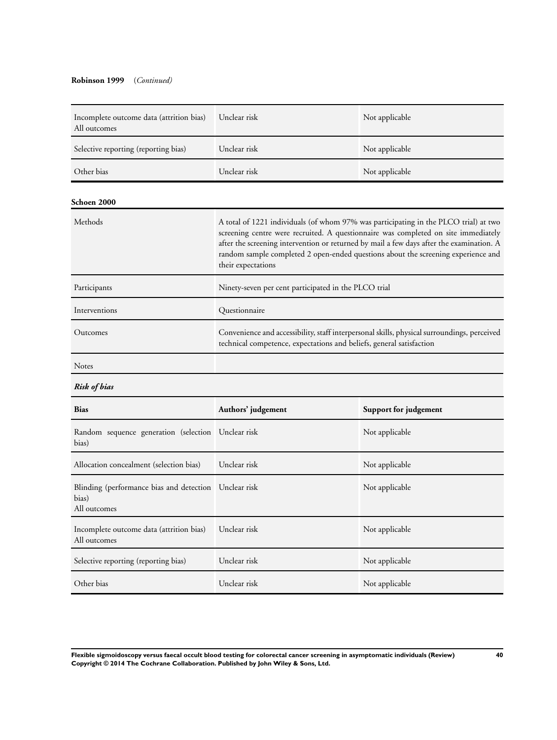**Robinson 1999** (*Continued*)

| | | |
|---|---|---|
| Incomplete outcome data (attrition bias) All outcomes | Unclear risk | Not applicable |
| Selective reporting (reporting bias) | Unclear risk | Not applicable |
| Other bias | Unclear risk | Not applicable |

**Schoen 2000**

| | |
|---|---|
| Methods | A total of 1221 individuals (of whom 97% was participating in the PLCO trial) at two screening centre were recruited. A questionnaire was completed on site immediately after the screening intervention or returned by mail a few days after the examination. A random sample completed 2 open-ended questions about the screening experience and their expectations |
| Participants | Ninety-seven per cent participated in the PLCO trial |
| Interventions | Questionnaire |
| Outcomes | Convenience and accessibility, staff interpersonal skills, physical surroundings, perceived technical competence, expectations and beliefs, general satisfaction |
| Notes | |

***Risk of bias***

| Bias | Authors' judgement | Support for judgement |
|---|---|---|
| Random sequence generation (selection bias) | Unclear risk | Not applicable |
| Allocation concealment (selection bias) | Unclear risk | Not applicable |
| Blinding (performance bias and detection bias) All outcomes | Unclear risk | Not applicable |
| Incomplete outcome data (attrition bias) All outcomes | Unclear risk | Not applicable |
| Selective reporting (reporting bias) | Unclear risk | Not applicable |
| Other bias | Unclear risk | Not applicable |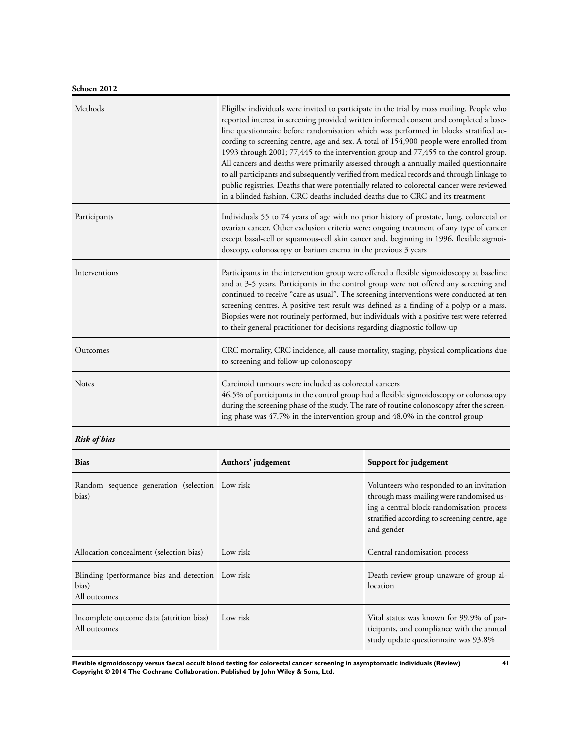**Schoen 2012**

| | |
|---|---|
| Methods | Eligilbe individuals were invited to participate in the trial by mass mailing. People who reported interest in screening provided written informed consent and completed a baseline questionnaire before randomisation which was performed in blocks stratified according to screening centre, age and sex. A total of 154,900 people were enrolled from 1993 through 2001; 77,445 to the intervention group and 77,455 to the control group. All cancers and deaths were primarily assessed through a annually mailed questionnaire to all participants and subsequently verified from medical records and through linkage to public registries. Deaths that were potentially related to colorectal cancer were reviewed in a blinded fashion. CRC deaths included deaths due to CRC and its treatment |
| Participants | Individuals 55 to 74 years of age with no prior history of prostate, lung, colorectal or ovarian cancer. Other exclusion criteria were: ongoing treatment of any type of cancer except basal-cell or squamous-cell skin cancer and, beginning in 1996, flexible sigmoidoscopy, colonoscopy or barium enema in the previous 3 years |
| Interventions | Participants in the intervention group were offered a flexible sigmoidoscopy at baseline and at 3-5 years. Participants in the control group were not offered any screening and continued to receive "care as usual". The screening interventions were conducted at ten screening centres. A positive test result was defined as a finding of a polyp or a mass. Biopsies were not routinely performed, but individuals with a positive test were referred to their general practitioner for decisions regarding diagnostic follow-up |
| Outcomes | CRC mortality, CRC incidence, all-cause mortality, staging, physical complications due to screening and follow-up colonoscopy |
| Notes | Carcinoid tumours were included as colorectal cancers<br>46.5% of participants in the control group had a flexible sigmoidoscopy or colonoscopy during the screening phase of the study. The rate of routine colonoscopy after the screening phase was 47.7% in the intervention group and 48.0% in the control group |

***Risk of bias***

| Bias | Authors' judgement | Support for judgement |
|---|---|---|
| Random sequence generation (selection bias) | Low risk | Volunteers who responded to an invitation through mass-mailing were randomised using a central block-randomisation process stratified according to screening centre, age and gender |
| Allocation concealment (selection bias) | Low risk | Central randomisation process |
| Blinding (performance bias and detection bias)<br>All outcomes | Low risk | Death review group unaware of group allocation |
| Incomplete outcome data (attrition bias)<br>All outcomes | Low risk | Vital status was known for 99.9% of participants, and compliance with the annual study update questionnaire was 93.8% |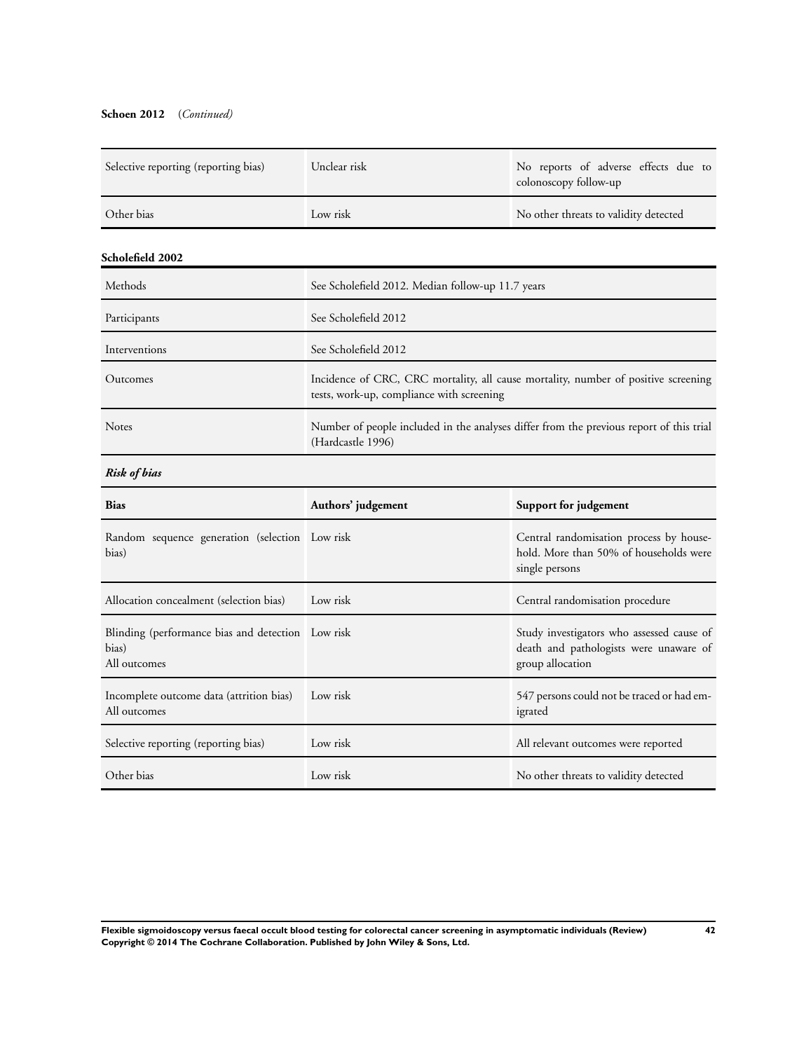**Schoen 2012** (*Continued*)

| | | |
|---|---|---|
| Selective reporting (reporting bias) | Unclear risk | No reports of adverse effects due to colonoscopy follow-up |
| Other bias | Low risk | No other threats to validity detected |

**Scholefield 2002**

| | |
|---|---|
| Methods | See Scholefield 2012. Median follow-up 11.7 years |
| Participants | See Scholefield 2012 |
| Interventions | See Scholefield 2012 |
| Outcomes | Incidence of CRC, CRC mortality, all cause mortality, number of positive screening tests, work-up, compliance with screening |
| Notes | Number of people included in the analyses differ from the previous report of this trial (Hardcastle 1996) |

***Risk of bias***

| Bias | Authors' judgement | Support for judgement |
|---|---|---|
| Random sequence generation (selection bias) | Low risk | Central randomisation process by household. More than 50% of households were single persons |
| Allocation concealment (selection bias) | Low risk | Central randomisation procedure |
| Blinding (performance bias and detection bias) All outcomes | Low risk | Study investigators who assessed cause of death and pathologists were unaware of group allocation |
| Incomplete outcome data (attrition bias) All outcomes | Low risk | 547 persons could not be traced or had emigrated |
| Selective reporting (reporting bias) | Low risk | All relevant outcomes were reported |
| Other bias | Low risk | No other threats to validity detected |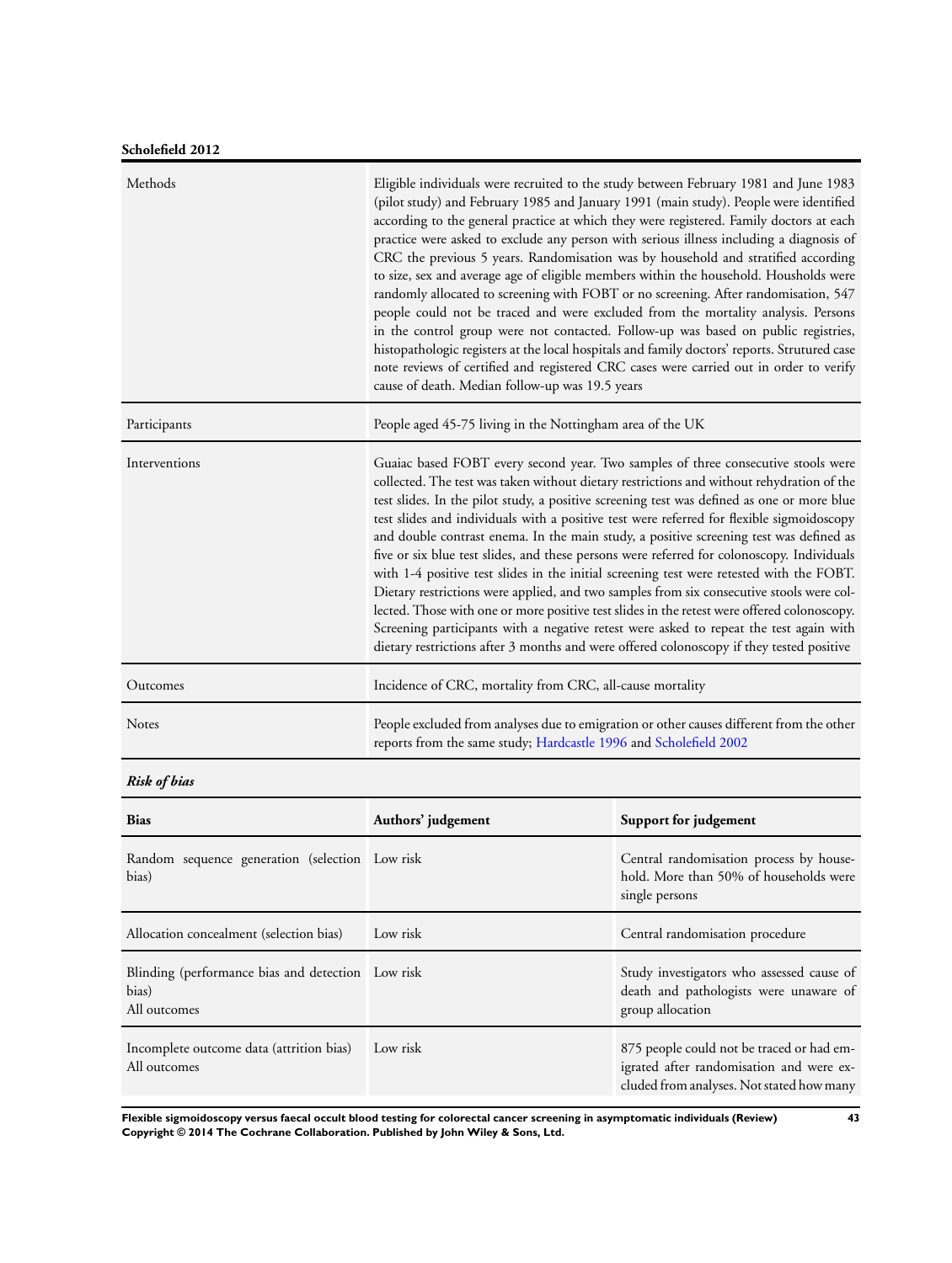**Scholefield 2012**

| Methods | Eligible individuals were recruited to the study between February 1981 and June 1983 (pilot study) and February 1985 and January 1991 (main study). People were identified according to the general practice at which they were registered. Family doctors at each practice were asked to exclude any person with serious illness including a diagnosis of CRC the previous 5 years. Randomisation was by household and stratified according to size, sex and average age of eligible members within the household. Housholds were randomly allocated to screening with FOBT or no screening. After randomisation, 547 people could not be traced and were excluded from the mortality analysis. Persons in the control group were not contacted. Follow-up was based on public registries, histopathologic registers at the local hospitals and family doctors' reports. Strutured case note reviews of certified and registered CRC cases were carried out in order to verify cause of death. Median follow-up was 19.5 years |
|---|---|
| Participants | People aged 45-75 living in the Nottingham area of the UK |
| Interventions | Guaiac based FOBT every second year. Two samples of three consecutive stools were collected. The test was taken without dietary restrictions and without rehydration of the test slides. In the pilot study, a positive screening test was defined as one or more blue test slides and individuals with a positive test were referred for flexible sigmoidoscopy and double contrast enema. In the main study, a positive screening test was defined as five or six blue test slides, and these persons were referred for colonoscopy. Individuals with 1-4 positive test slides in the initial screening test were retested with the FOBT. Dietary restrictions were applied, and two samples from six consecutive stools were collected. Those with one or more positive test slides in the retest were offered colonoscopy. Screening participants with a negative retest were asked to repeat the test again with dietary restrictions after 3 months and were offered colonoscopy if they tested positive |
| Outcomes | Incidence of CRC, mortality from CRC, all-cause mortality |
| Notes | People excluded from analyses due to emigration or other causes different from the other reports from the same study; Hardcastle 1996 and Scholefield 2002 |

***Risk of bias***

| Bias | Authors' judgement | Support for judgement |
|---|---|---|
| Random sequence generation (selection bias) | Low risk | Central randomisation process by household. More than 50% of households were single persons |
| Allocation concealment (selection bias) | Low risk | Central randomisation procedure |
| Blinding (performance bias and detection bias)<br>All outcomes | Low risk | Study investigators who assessed cause of death and pathologists were unaware of group allocation |
| Incomplete outcome data (attrition bias)<br>All outcomes | Low risk | 875 people could not be traced or had emigrated after randomisation and were excluded from analyses. Not stated how many |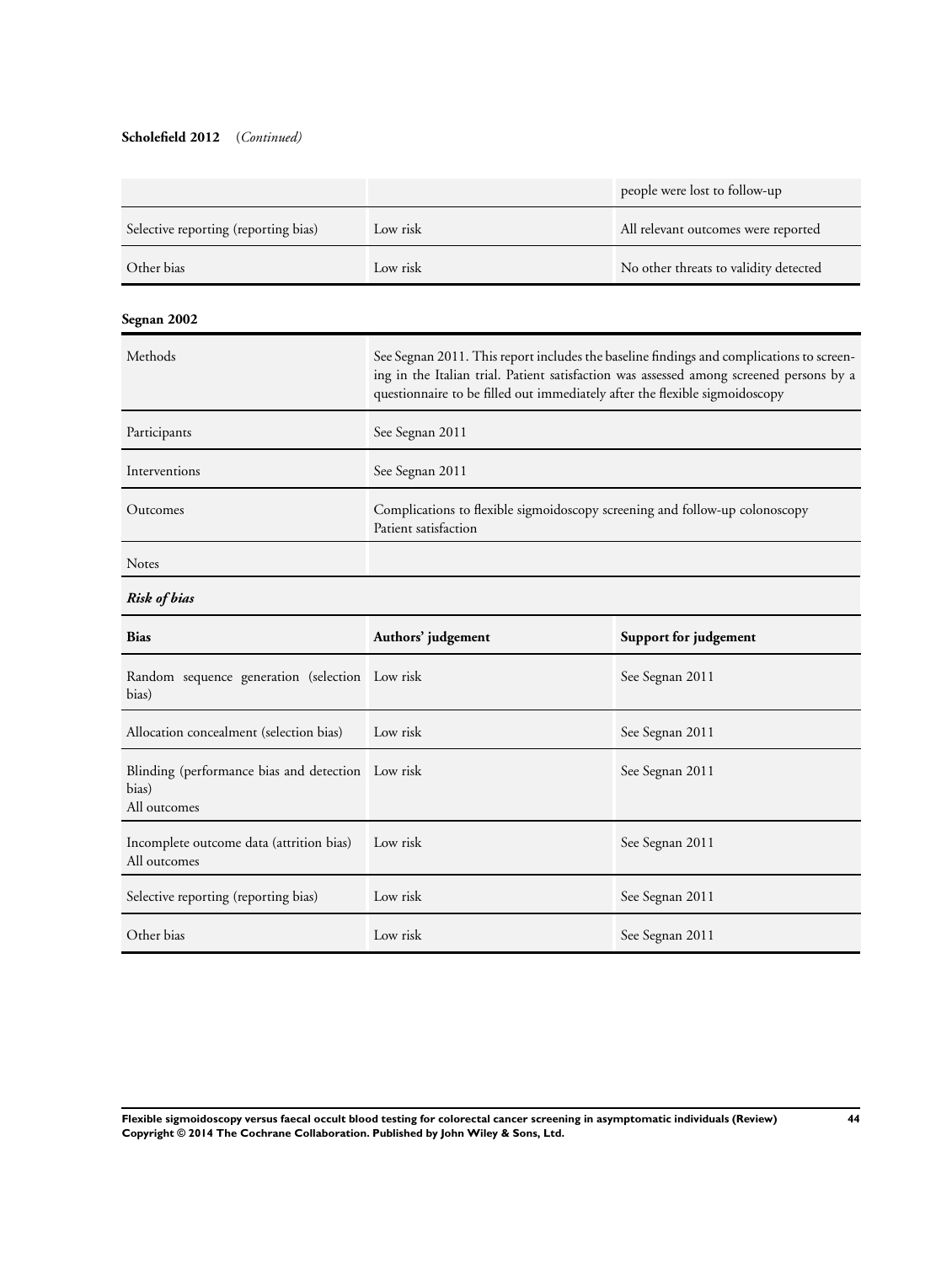**Scholefield 2012** (*Continued*)

| | | |
|---|---|---|
| | | people were lost to follow-up |
| Selective reporting (reporting bias) | Low risk | All relevant outcomes were reported |
| Other bias | Low risk | No other threats to validity detected |

**Segnan 2002**

| | |
|---|---|
| Methods | See Segnan 2011. This report includes the baseline findings and complications to screening in the Italian trial. Patient satisfaction was assessed among screened persons by a questionnaire to be filled out immediately after the flexible sigmoidoscopy |
| Participants | See Segnan 2011 |
| Interventions | See Segnan 2011 |
| Outcomes | Complications to flexible sigmoidoscopy screening and follow-up colonoscopy<br>Patient satisfaction |
| Notes | |

***Risk of bias***

| Bias | Authors' judgement | Support for judgement |
|---|---|---|
| Random sequence generation (selection bias) | Low risk | See Segnan 2011 |
| Allocation concealment (selection bias) | Low risk | See Segnan 2011 |
| Blinding (performance bias and detection bias)<br>All outcomes | Low risk | See Segnan 2011 |
| Incomplete outcome data (attrition bias)<br>All outcomes | Low risk | See Segnan 2011 |
| Selective reporting (reporting bias) | Low risk | See Segnan 2011 |
| Other bias | Low risk | See Segnan 2011 |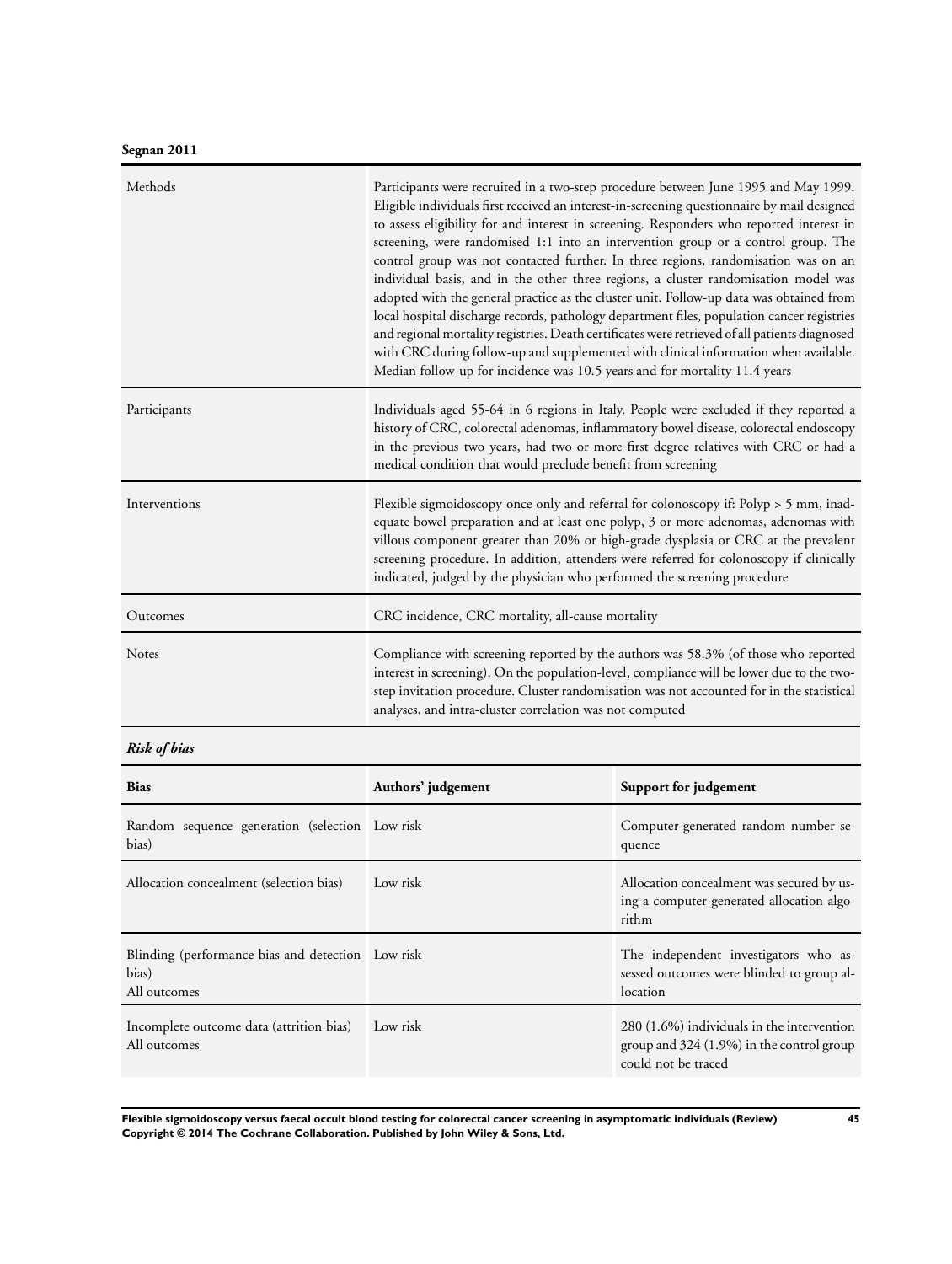**Segnan 2011**

| | |
|---|---|
| Methods | Participants were recruited in a two-step procedure between June 1995 and May 1999. Eligible individuals first received an interest-in-screening questionnaire by mail designed to assess eligibility for and interest in screening. Responders who reported interest in screening, were randomised 1:1 into an intervention group or a control group. The control group was not contacted further. In three regions, randomisation was on an individual basis, and in the other three regions, a cluster randomisation model was adopted with the general practice as the cluster unit. Follow-up data was obtained from local hospital discharge records, pathology department files, population cancer registries and regional mortality registries. Death certificates were retrieved of all patients diagnosed with CRC during follow-up and supplemented with clinical information when available. Median follow-up for incidence was 10.5 years and for mortality 11.4 years |
| Participants | Individuals aged 55-64 in 6 regions in Italy. People were excluded if they reported a history of CRC, colorectal adenomas, inflammatory bowel disease, colorectal endoscopy in the previous two years, had two or more first degree relatives with CRC or had a medical condition that would preclude benefit from screening |
| Interventions | Flexible sigmoidoscopy once only and referral for colonoscopy if: Polyp > 5 mm, inadequate bowel preparation and at least one polyp, 3 or more adenomas, adenomas with villous component greater than 20% or high-grade dysplasia or CRC at the prevalent screening procedure. In addition, attenders were referred for colonoscopy if clinically indicated, judged by the physician who performed the screening procedure |
| Outcomes | CRC incidence, CRC mortality, all-cause mortality |
| Notes | Compliance with screening reported by the authors was 58.3% (of those who reported interest in screening). On the population-level, compliance will be lower due to the two-step invitation procedure. Cluster randomisation was not accounted for in the statistical analyses, and intra-cluster correlation was not computed |

***Risk of bias***

| Bias | Authors' judgement | Support for judgement |
|---|---|---|
| Random sequence generation (selection bias) | Low risk | Computer-generated random number sequence |
| Allocation concealment (selection bias) | Low risk | Allocation concealment was secured by using a computer-generated allocation algorithm |
| Blinding (performance bias and detection bias)<br>All outcomes | Low risk | The independent investigators who assessed outcomes were blinded to group allocation |
| Incomplete outcome data (attrition bias)<br>All outcomes | Low risk | 280 (1.6%) individuals in the intervention group and 324 (1.9%) in the control group could not be traced |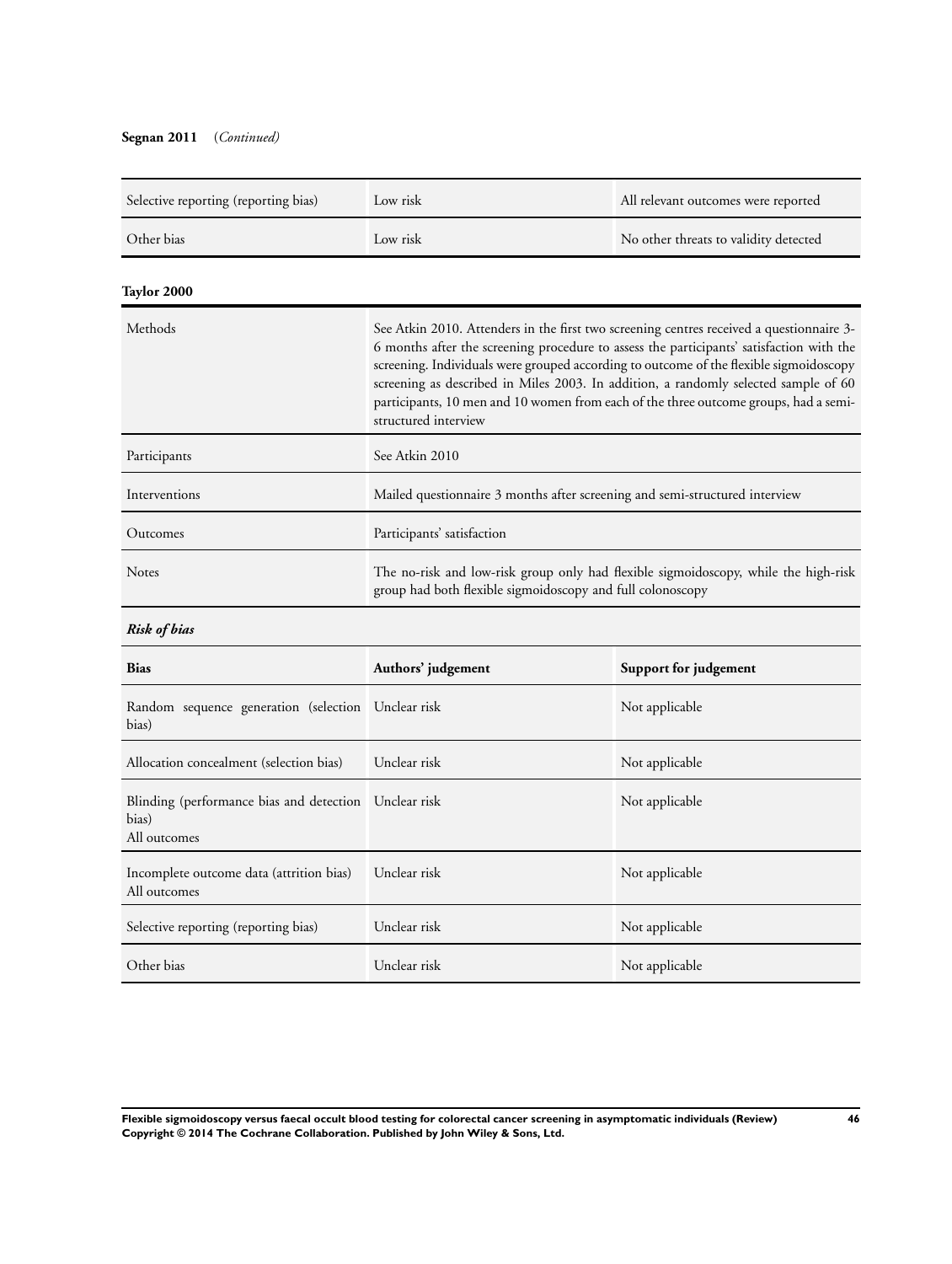**Segnan 2011** (*Continued*)

| | | |
|---|---|---|
| Selective reporting (reporting bias) | Low risk | All relevant outcomes were reported |
| Other bias | Low risk | No other threats to validity detected |

**Taylor 2000**

| | |
|---|---|
| Methods | See Atkin 2010. Attenders in the first two screening centres received a questionnaire 3-6 months after the screening procedure to assess the participants' satisfaction with the screening. Individuals were grouped according to outcome of the flexible sigmoidoscopy screening as described in Miles 2003. In addition, a randomly selected sample of 60 participants, 10 men and 10 women from each of the three outcome groups, had a semi-structured interview |
| Participants | See Atkin 2010 |
| Interventions | Mailed questionnaire 3 months after screening and semi-structured interview |
| Outcomes | Participants' satisfaction |
| Notes | The no-risk and low-risk group only had flexible sigmoidoscopy, while the high-risk group had both flexible sigmoidoscopy and full colonoscopy |

***Risk of bias***

| Bias | Authors' judgement | Support for judgement |
|---|---|---|
| Random sequence generation (selection bias) | Unclear risk | Not applicable |
| Allocation concealment (selection bias) | Unclear risk | Not applicable |
| Blinding (performance bias and detection bias)<br>All outcomes | Unclear risk | Not applicable |
| Incomplete outcome data (attrition bias)<br>All outcomes | Unclear risk | Not applicable |
| Selective reporting (reporting bias) | Unclear risk | Not applicable |
| Other bias | Unclear risk | Not applicable |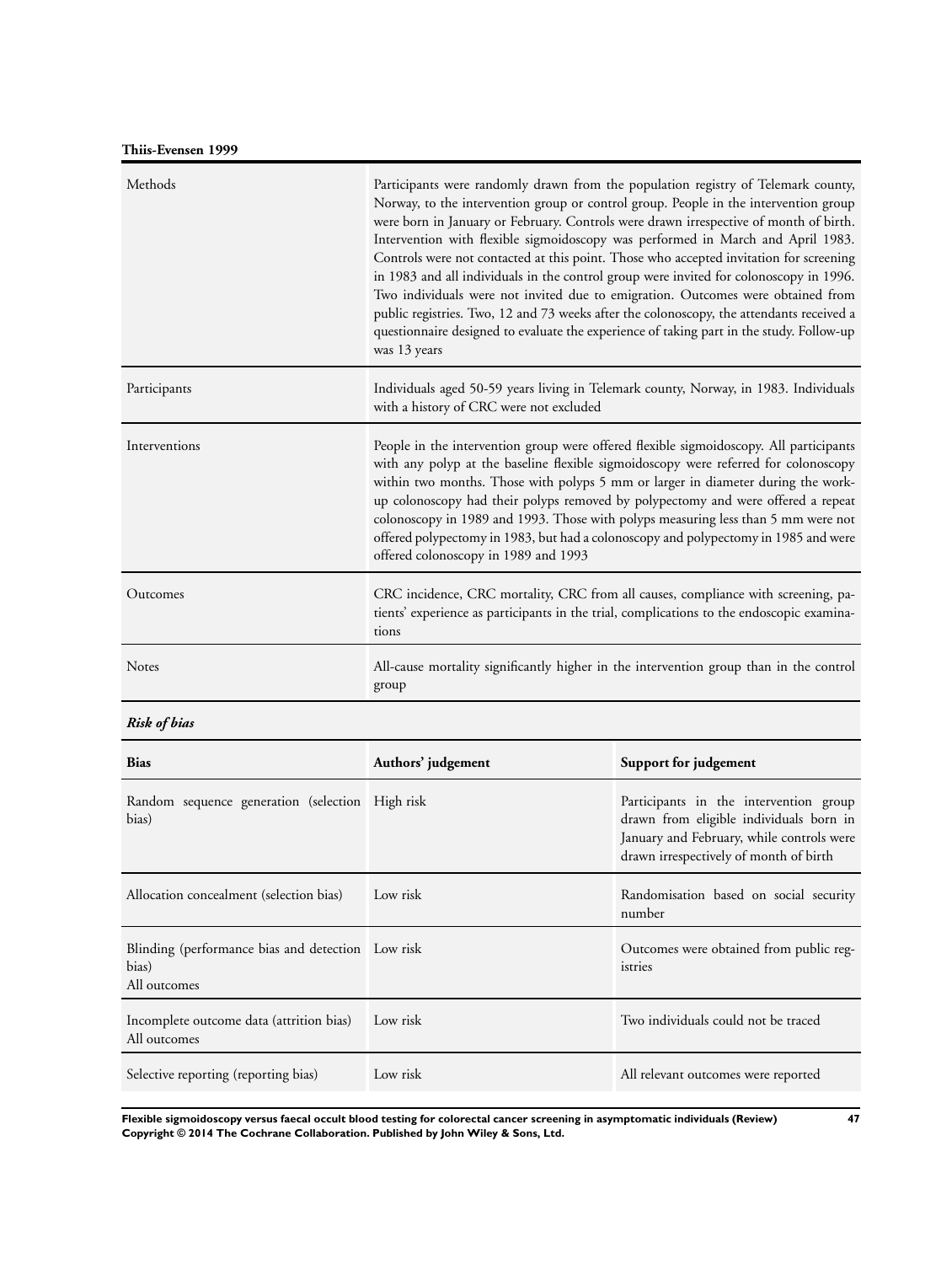**Thiis-Evensen 1999**

| | |
|---|---|
| Methods | Participants were randomly drawn from the population registry of Telemark county, Norway, to the intervention group or control group. People in the intervention group were born in January or February. Controls were drawn irrespective of month of birth. Intervention with flexible sigmoidoscopy was performed in March and April 1983. Controls were not contacted at this point. Those who accepted invitation for screening in 1983 and all individuals in the control group were invited for colonoscopy in 1996. Two individuals were not invited due to emigration. Outcomes were obtained from public registries. Two, 12 and 73 weeks after the colonoscopy, the attendants received a questionnaire designed to evaluate the experience of taking part in the study. Follow-up was 13 years |
| Participants | Individuals aged 50-59 years living in Telemark county, Norway, in 1983. Individuals with a history of CRC were not excluded |
| Interventions | People in the intervention group were offered flexible sigmoidoscopy. All participants with any polyp at the baseline flexible sigmoidoscopy were referred for colonoscopy within two months. Those with polyps 5 mm or larger in diameter during the work-up colonoscopy had their polyps removed by polypectomy and were offered a repeat colonoscopy in 1989 and 1993. Those with polyps measuring less than 5 mm were not offered polypectomy in 1983, but had a colonoscopy and polypectomy in 1985 and were offered colonoscopy in 1989 and 1993 |
| Outcomes | CRC incidence, CRC mortality, CRC from all causes, compliance with screening, patients' experience as participants in the trial, complications to the endoscopic examinations |
| Notes | All-cause mortality significantly higher in the intervention group than in the control group |

***Risk of bias***

| Bias | Authors' judgement | Support for judgement |
|---|---|---|
| Random sequence generation (selection bias) | High risk | Participants in the intervention group drawn from eligible individuals born in January and February, while controls were drawn irrespectively of month of birth |
| Allocation concealment (selection bias) | Low risk | Randomisation based on social security number |
| Blinding (performance bias and detection bias) All outcomes | Low risk | Outcomes were obtained from public registries |
| Incomplete outcome data (attrition bias) All outcomes | Low risk | Two individuals could not be traced |
| Selective reporting (reporting bias) | Low risk | All relevant outcomes were reported |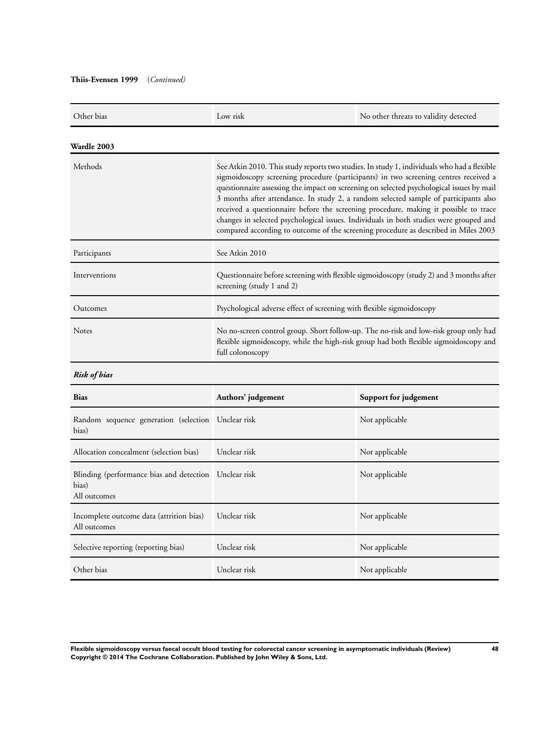**Thiis-Evensen 1999** (*Continued*)

| | | |
|---|---|---|
| Other bias | Low risk | No other threats to validity detected |

**Wardle 2003**

| | |
|---|---|
| Methods | See Atkin 2010. This study reports two studies. In study 1, individuals who had a flexible sigmoidoscopy screening procedure (participants) in two screening centres received a questionnaire assessing the impact on screening on selected psychological issues by mail 3 months after attendance. In study 2, a random selected sample of participants also received a questionnaire before the screening procedure, making it possible to trace changes in selected psychological issues. Individuals in both studies were grouped and compared according to outcome of the screening procedure as described in Miles 2003 |
| Participants | See Atkin 2010 |
| Interventions | Questionnaire before screening with flexible sigmoidoscopy (study 2) and 3 months after screening (study 1 and 2) |
| Outcomes | Psychological adverse effect of screening with flexible sigmoidoscopy |
| Notes | No no-screen control group. Short follow-up. The no-risk and low-risk group only had flexible sigmoidoscopy, while the high-risk group had both flexible sigmoidoscopy and full colonoscopy |

***Risk of bias***

| Bias | Authors' judgement | Support for judgement |
|---|---|---|
| Random sequence generation (selection bias) | Unclear risk | Not applicable |
| Allocation concealment (selection bias) | Unclear risk | Not applicable |
| Blinding (performance bias and detection bias)<br>All outcomes | Unclear risk | Not applicable |
| Incomplete outcome data (attrition bias)<br>All outcomes | Unclear risk | Not applicable |
| Selective reporting (reporting bias) | Unclear risk | Not applicable |
| Other bias | Unclear risk | Not applicable |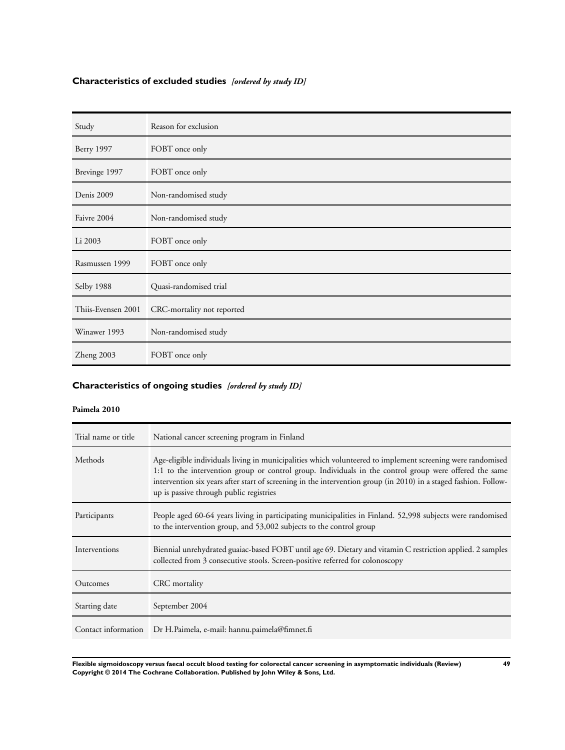## Characteristics of excluded studies *[ordered by study ID]*

| Study | Reason for exclusion |
|---|---|
| Berry 1997 | FOBT once only |
| Brevinge 1997 | FOBT once only |
| Denis 2009 | Non-randomised study |
| Faivre 2004 | Non-randomised study |
| Li 2003 | FOBT once only |
| Rasmussen 1999 | FOBT once only |
| Selby 1988 | Quasi-randomised trial |
| Thiis-Evensen 2001 | CRC-mortality not reported |
| Winawer 1993 | Non-randomised study |
| Zheng 2003 | FOBT once only |

## Characteristics of ongoing studies *[ordered by study ID]*

**Paimela 2010**

| Trial name or title | National cancer screening program in Finland |
|---|---|
| Methods | Age-eligible individuals living in municipalities which volunteered to implement screening were randomised 1:1 to the intervention group or control group. Individuals in the control group were offered the same intervention six years after start of screening in the intervention group (in 2010) in a staged fashion. Follow-up is passive through public registries |
| Participants | People aged 60-64 years living in participating municipalities in Finland. 52,998 subjects were randomised to the intervention group, and 53,002 subjects to the control group |
| Interventions | Biennial unrehydrated guaiac-based FOBT until age 69. Dietary and vitamin C restriction applied. 2 samples collected from 3 consecutive stools. Screen-positive referred for colonoscopy |
| Outcomes | CRC mortality |
| Starting date | September 2004 |
| Contact information | Dr H.Paimela, e-mail: hannu.paimela@fimnet.fi |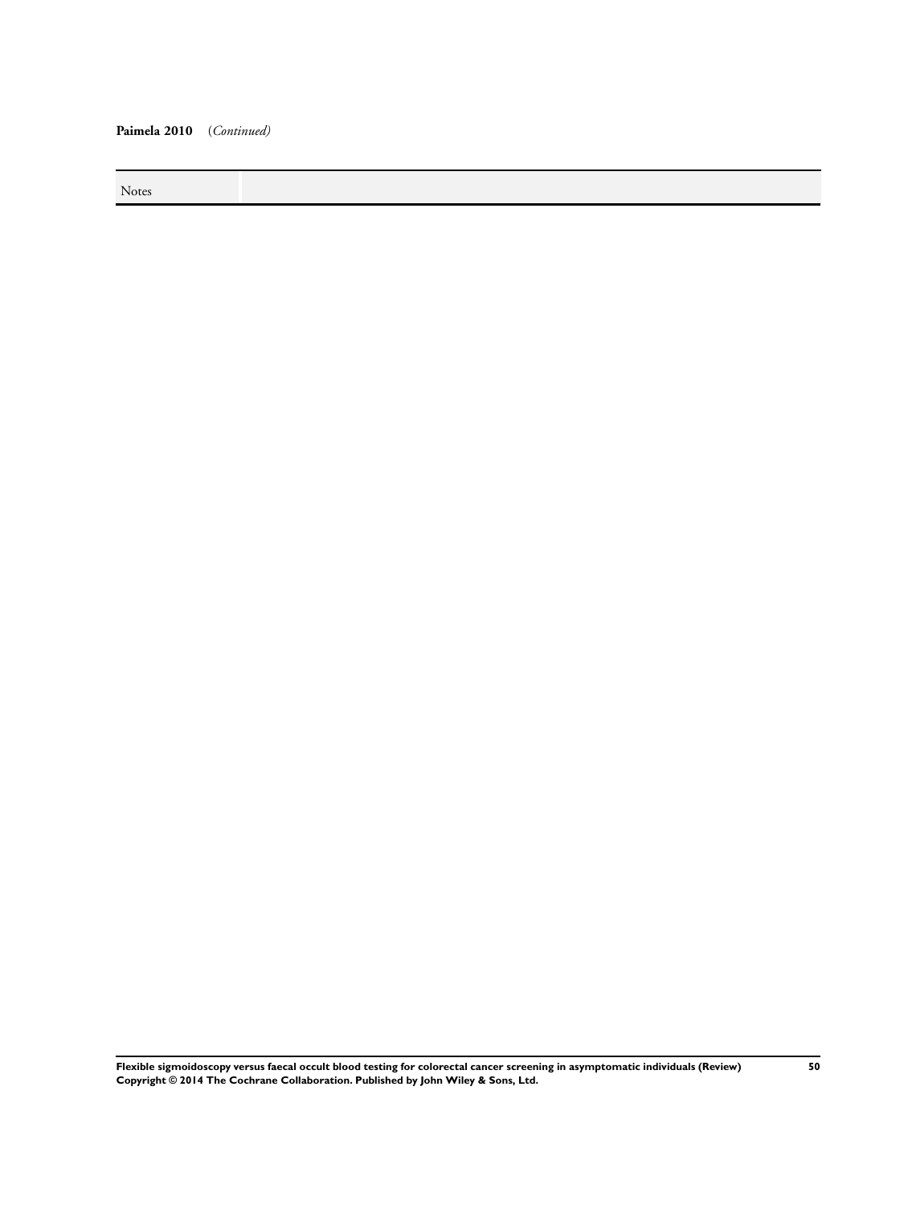**Paimela 2010** (*Continued*)

| Notes | |
|---|---|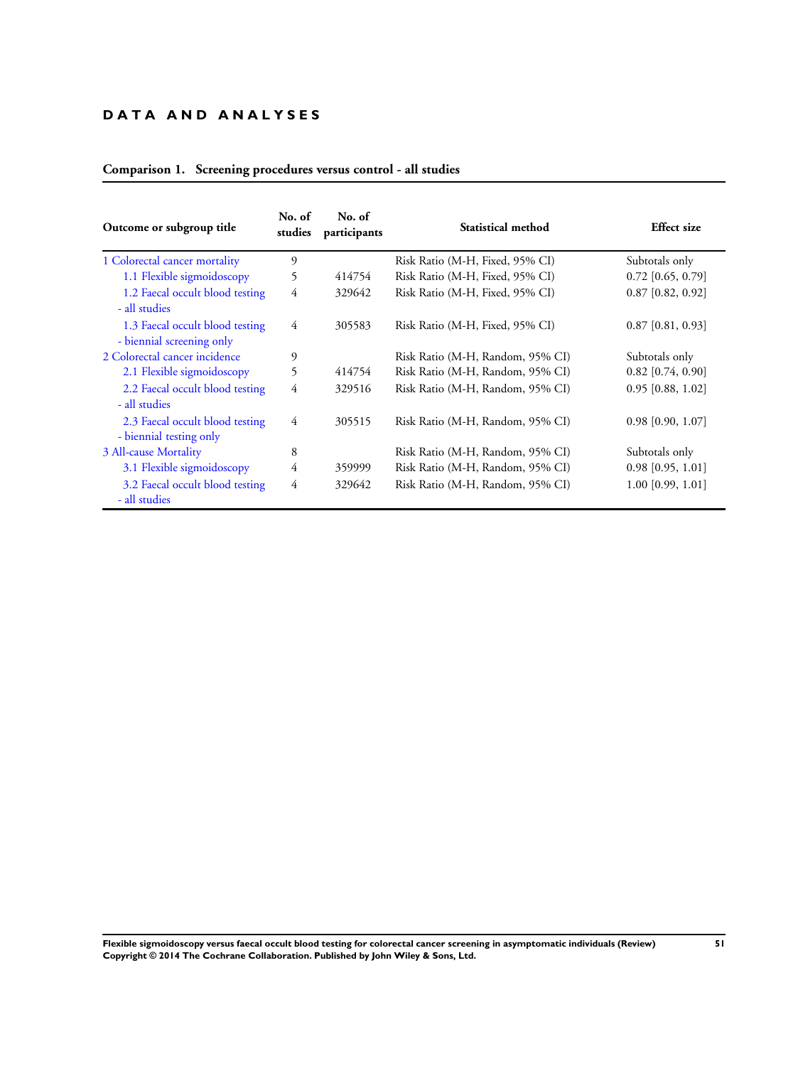# DATA AND ANALYSES

**Comparison 1. Screening procedures versus control - all studies**

| Outcome or subgroup title | No. of studies | No. of participants | Statistical method | Effect size |
|---|---|---|---|---|
| 1 Colorectal cancer mortality | 9 | | Risk Ratio (M-H, Fixed, 95% CI) | Subtotals only |
| 1.1 Flexible sigmoidoscopy | 5 | 414754 | Risk Ratio (M-H, Fixed, 95% CI) | 0.72 [0.65, 0.79] |
| 1.2 Faecal occult blood testing - all studies | 4 | 329642 | Risk Ratio (M-H, Fixed, 95% CI) | 0.87 [0.82, 0.92] |
| 1.3 Faecal occult blood testing - biennial screening only | 4 | 305583 | Risk Ratio (M-H, Fixed, 95% CI) | 0.87 [0.81, 0.93] |
| 2 Colorectal cancer incidence | 9 | | Risk Ratio (M-H, Random, 95% CI) | Subtotals only |
| 2.1 Flexible sigmoidoscopy | 5 | 414754 | Risk Ratio (M-H, Random, 95% CI) | 0.82 [0.74, 0.90] |
| 2.2 Faecal occult blood testing - all studies | 4 | 329516 | Risk Ratio (M-H, Random, 95% CI) | 0.95 [0.88, 1.02] |
| 2.3 Faecal occult blood testing - biennial testing only | 4 | 305515 | Risk Ratio (M-H, Random, 95% CI) | 0.98 [0.90, 1.07] |
| 3 All-cause Mortality | 8 | | Risk Ratio (M-H, Random, 95% CI) | Subtotals only |
| 3.1 Flexible sigmoidoscopy | 4 | 359999 | Risk Ratio (M-H, Random, 95% CI) | 0.98 [0.95, 1.01] |
| 3.2 Faecal occult blood testing - all studies | 4 | 329642 | Risk Ratio (M-H, Random, 95% CI) | 1.00 [0.99, 1.01] |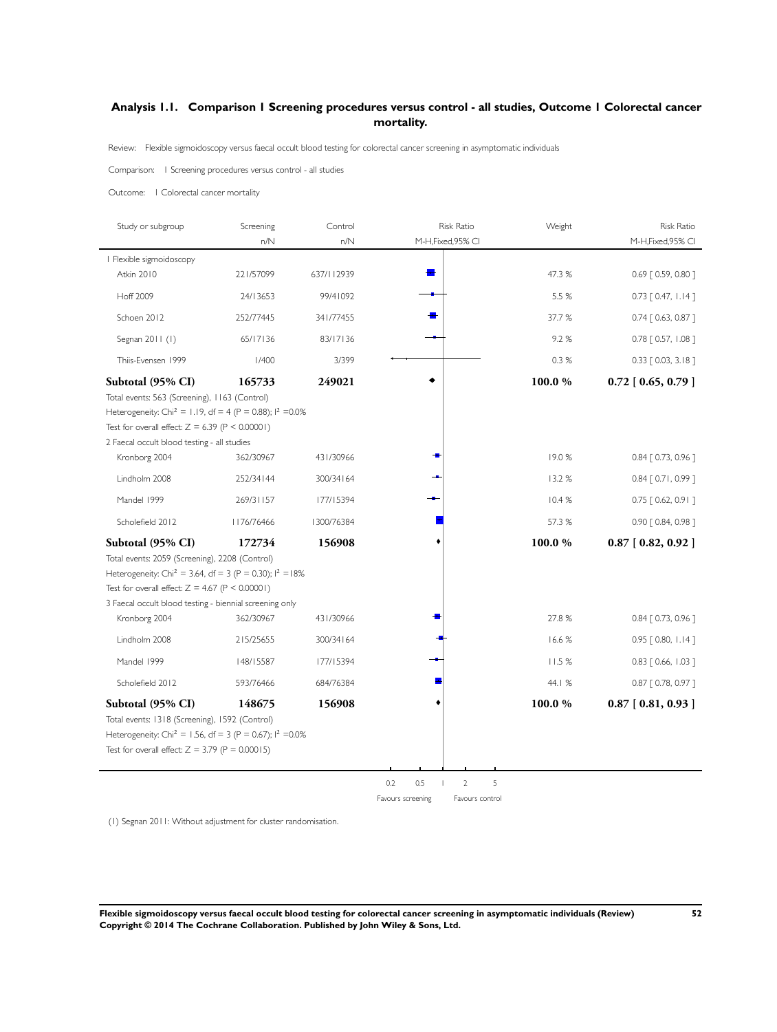## Analysis 1.1. Comparison 1 Screening procedures versus control - all studies, Outcome 1 Colorectal cancer mortality.

Review: Flexible sigmoidoscopy versus faecal occult blood testing for colorectal cancer screening in asymptomatic individuals

Comparison: 1 Screening procedures versus control - all studies

Outcome: 1 Colorectal cancer mortality

| Study or subgroup | Screening n/N | Control n/N | Risk Ratio M-H,Fixed,95% CI | Weight | Risk Ratio M-H,Fixed,95% CI |
|---|---|---|---|---|---|
| **1 Flexible sigmoidoscopy** | | | | | |
| Atkin 2010 | 221/57099 | 637/112939 | | 47.3 % | 0.69 [ 0.59, 0.80 ] |
| Hoff 2009 | 24/13653 | 99/41092 | | 5.5 % | 0.73 [ 0.47, 1.14 ] |
| Schoen 2012 | 252/77445 | 341/77455 | | 37.7 % | 0.74 [ 0.63, 0.87 ] |
| Segnan 2011 (1) | 65/17136 | 83/17136 | | 9.2 % | 0.78 [ 0.57, 1.08 ] |
| Thiis-Evensen 1999 | 1/400 | 3/399 | | 0.3 % | 0.33 [ 0.03, 3.18 ] |
| **Subtotal (95% CI)** | **165733** | **249021** | | **100.0 %** | **0.72 [ 0.65, 0.79 ]** |
| Total events: 563 (Screening), 1163 (Control) | | | | | |
| Heterogeneity: $Chi^2 = 1.19$, df = 4 ($P = 0.88$); $I^2 = 0.0\%$ | | | | | |
| Test for overall effect: $Z = 6.39$ ($P < 0.00001$) | | | | | |
| **2 Faecal occult blood testing - all studies** | | | | | |
| Kronborg 2004 | 362/30967 | 431/30966 | | 19.0 % | 0.84 [ 0.73, 0.96 ] |
| Lindholm 2008 | 252/34144 | 300/34164 | | 13.2 % | 0.84 [ 0.71, 0.99 ] |
| Mandel 1999 | 269/31157 | 177/15394 | | 10.4 % | 0.75 [ 0.62, 0.91 ] |
| Scholefield 2012 | 1176/76466 | 1300/76384 | | 57.3 % | 0.90 [ 0.84, 0.98 ] |
| **Subtotal (95% CI)** | **172734** | **156908** | | **100.0 %** | **0.87 [ 0.82, 0.92 ]** |
| Total events: 2059 (Screening), 2208 (Control) | | | | | |
| Heterogeneity: $Chi^2 = 3.64$, df = 3 ($P = 0.30$); $I^2 = 18\%$ | | | | | |
| Test for overall effect: $Z = 4.67$ ($P < 0.00001$) | | | | | |
| **3 Faecal occult blood testing - biennial screening only** | | | | | |
| Kronborg 2004 | 362/30967 | 431/30966 | | 27.8 % | 0.84 [ 0.73, 0.96 ] |
| Lindholm 2008 | 215/25655 | 300/34164 | | 16.6 % | 0.95 [ 0.80, 1.14 ] |
| Mandel 1999 | 148/15587 | 177/15394 | | 11.5 % | 0.83 [ 0.66, 1.03 ] |
| Scholefield 2012 | 593/76466 | 684/76384 | | 44.1 % | 0.87 [ 0.78, 0.97 ] |
| **Subtotal (95% CI)** | **148675** | **156908** | | **100.0 %** | **0.87 [ 0.81, 0.93 ]** |
| Total events: 1318 (Screening), 1592 (Control) | | | | | |
| Heterogeneity: $Chi^2 = 1.56$, df = 3 ($P = 0.67$); $I^2 = 0.0\%$ | | | | | |
| Test for overall effect: $Z = 3.79$ ($P = 0.00015$) | | | | | |

0.2 0.5 1 2 5

Favours screening | Favours control

(1) Segnan 2011: Without adjustment for cluster randomisation.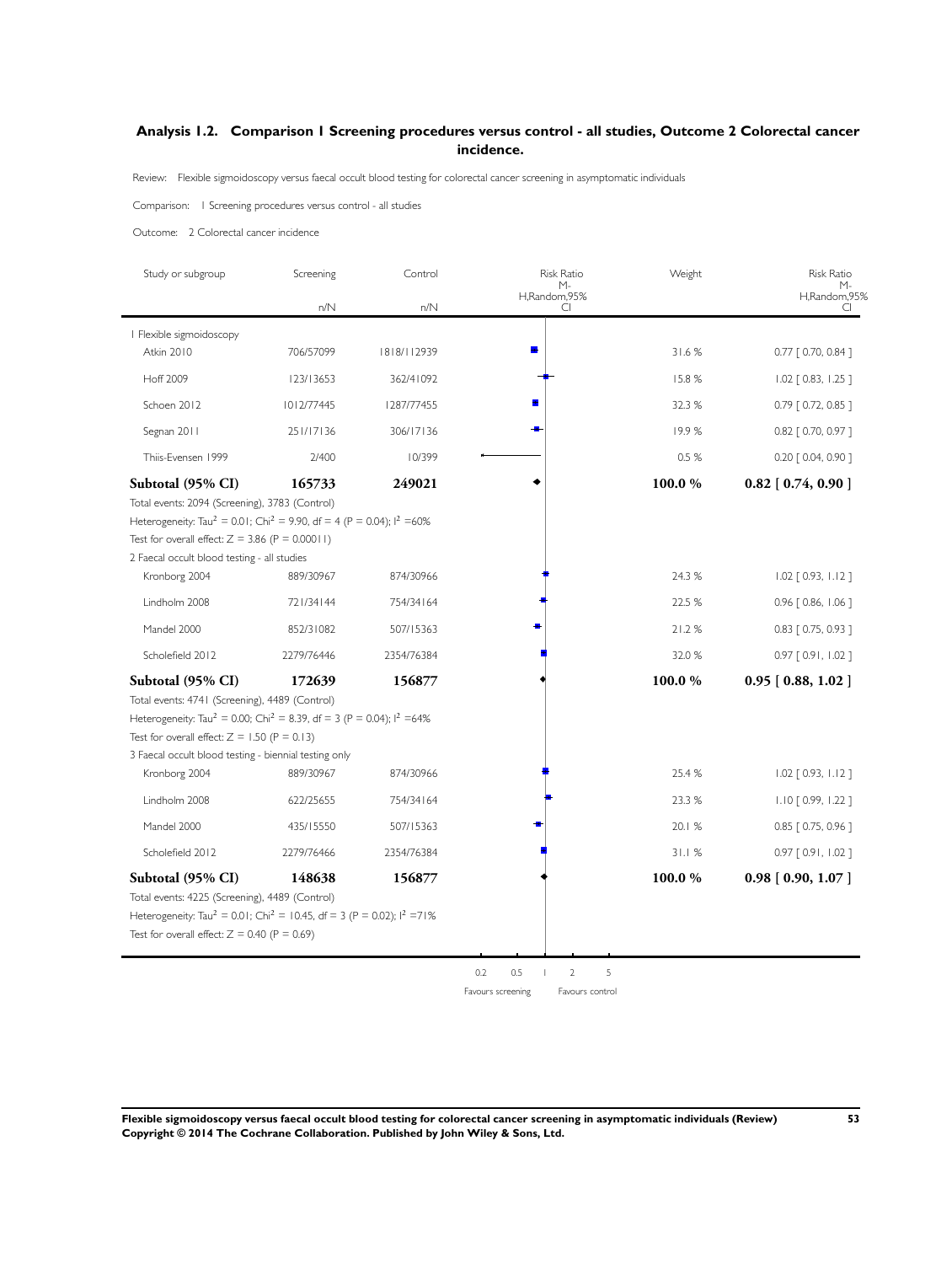### Analysis 1.2. Comparison 1 Screening procedures versus control - all studies, Outcome 2 Colorectal cancer incidence.

Review: Flexible sigmoidoscopy versus faecal occult blood testing for colorectal cancer screening in asymptomatic individuals

Comparison: 1 Screening procedures versus control - all studies

Outcome: 2 Colorectal cancer incidence

| Study or subgroup | Screening n/N | Control n/N | Risk Ratio M-H,Random,95% CI | Weight | Risk Ratio M-H,Random,95% CI |
|---|---|---|---|---|---|
| **1 Flexible sigmoidoscopy** | | | | | |
| Atkin 2010 | 706/57099 | 1818/112939 | | 31.6 % | 0.77 [ 0.70, 0.84 ] |
| Hoff 2009 | 123/13653 | 362/41092 | | 15.8 % | 1.02 [ 0.83, 1.25 ] |
| Schoen 2012 | 1012/77445 | 1287/77455 | | 32.3 % | 0.79 [ 0.72, 0.85 ] |
| Segnan 2011 | 251/17136 | 306/17136 | | 19.9 % | 0.82 [ 0.70, 0.97 ] |
| Thiis-Evensen 1999 | 2/400 | 10/399 | | 0.5 % | 0.20 [ 0.04, 0.90 ] |
| **Subtotal (95% CI)** | **165733** | **249021** | | **100.0 %** | **0.82 [ 0.74, 0.90 ]** |
| Total events: 2094 (Screening), 3783 (Control) | | | | | |
| Heterogeneity: $Tau^2 = 0.01$; $Chi^2 = 9.90$, df = 4 (P = 0.04); $I^2$ =60% | | | | | |
| Test for overall effect: Z = 3.86 (P = 0.00011) | | | | | |
| **2 Faecal occult blood testing - all studies** | | | | | |
| Kronborg 2004 | 889/30967 | 874/30966 | | 24.3 % | 1.02 [ 0.93, 1.12 ] |
| Lindholm 2008 | 721/34144 | 754/34164 | | 22.5 % | 0.96 [ 0.86, 1.06 ] |
| Mandel 2000 | 852/31082 | 507/15363 | | 21.2 % | 0.83 [ 0.75, 0.93 ] |
| Scholefield 2012 | 2279/76446 | 2354/76384 | | 32.0 % | 0.97 [ 0.91, 1.02 ] |
| **Subtotal (95% CI)** | **172639** | **156877** | | **100.0 %** | **0.95 [ 0.88, 1.02 ]** |
| Total events: 4741 (Screening), 4489 (Control) | | | | | |
| Heterogeneity: $Tau^2 = 0.00$; $Chi^2 = 8.39$, df = 3 (P = 0.04); $I^2$ =64% | | | | | |
| Test for overall effect: Z = 1.50 (P = 0.13) | | | | | |
| **3 Faecal occult blood testing - biennial testing only** | | | | | |
| Kronborg 2004 | 889/30967 | 874/30966 | | 25.4 % | 1.02 [ 0.93, 1.12 ] |
| Lindholm 2008 | 622/25655 | 754/34164 | | 23.3 % | 1.10 [ 0.99, 1.22 ] |
| Mandel 2000 | 435/15550 | 507/15363 | | 20.1 % | 0.85 [ 0.75, 0.96 ] |
| Scholefield 2012 | 2279/76466 | 2354/76384 | | 31.1 % | 0.97 [ 0.91, 1.02 ] |
| **Subtotal (95% CI)** | **148638** | **156877** | | **100.0 %** | **0.98 [ 0.90, 1.07 ]** |
| Total events: 4225 (Screening), 4489 (Control) | | | | | |
| Heterogeneity: $Tau^2 = 0.01$; $Chi^2 = 10.45$, df = 3 (P = 0.02); $I^2$ =71% | | | | | |
| Test for overall effect: Z = 0.40 (P = 0.69) | | | | | |

0.2 0.5 1 2 5

Favours screening Favours control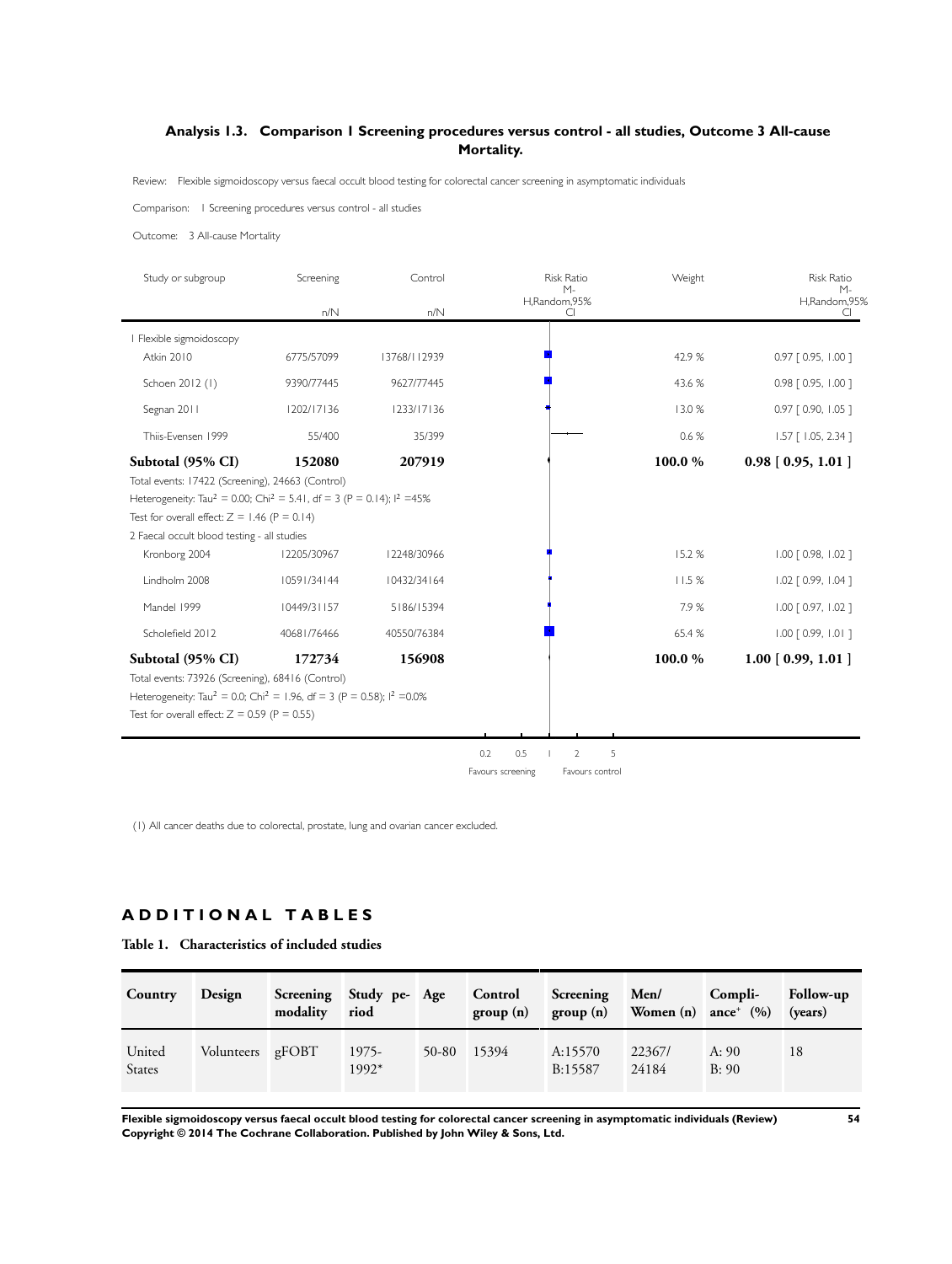### Analysis 1.3. Comparison 1 Screening procedures versus control - all studies, Outcome 3 All-cause Mortality.

Review: Flexible sigmoidoscopy versus faecal occult blood testing for colorectal cancer screening in asymptomatic individuals

Comparison: 1 Screening procedures versus control - all studies

Outcome: 3 All-cause Mortality

| Study or subgroup | Screening n/N | Control n/N | Risk Ratio M-H,Random,95% CI | Weight | Risk Ratio M-H,Random,95% CI |
|---|---|---|---|---|---|
| **1 Flexible sigmoidoscopy** | | | | | |
| Atkin 2010 | 6775/57099 | 13768/112939 | | 42.9 % | 0.97 [ 0.95, 1.00 ] |
| Schoen 2012 (1) | 9390/77445 | 9627/77445 | | 43.6 % | 0.98 [ 0.95, 1.00 ] |
| Segnan 2011 | 1202/17136 | 1233/17136 | | 13.0 % | 0.97 [ 0.90, 1.05 ] |
| Thiis-Evensen 1999 | 55/400 | 35/399 | | 0.6 % | 1.57 [ 1.05, 2.34 ] |
| **Subtotal (95% CI)** | **152080** | **207919** | | **100.0 %** | **0.98 [ 0.95, 1.01 ]** |
| Total events: 17422 (Screening), 24663 (Control) | | | | | |
| Heterogeneity: $Tau^2 = 0.00$; $Chi^2 = 5.41$, df = 3 (P = 0.14); $I^2$ =45% | | | | | |
| Test for overall effect: Z = 1.46 (P = 0.14) | | | | | |
| **2 Faecal occult blood testing - all studies** | | | | | |
| Kronborg 2004 | 12205/30967 | 12248/30966 | | 15.2 % | 1.00 [ 0.98, 1.02 ] |
| Lindholm 2008 | 10591/34144 | 10432/34164 | | 11.5 % | 1.02 [ 0.99, 1.04 ] |
| Mandel 1999 | 10449/31157 | 5186/15394 | | 7.9 % | 1.00 [ 0.97, 1.02 ] |
| Scholefield 2012 | 40681/76466 | 40550/76384 | | 65.4 % | 1.00 [ 0.99, 1.01 ] |
| **Subtotal (95% CI)** | **172734** | **156908** | | **100.0 %** | **1.00 [ 0.99, 1.01 ]** |
| Total events: 73926 (Screening), 68416 (Control) | | | | | |
| Heterogeneity: $Tau^2 = 0.0$; $Chi^2 = 1.96$, df = 3 (P = 0.58); $I^2$ =0.0% | | | | | |
| Test for overall effect: Z = 0.59 (P = 0.55) | | | | | |

0.2 0.5 1 2 5

Favours screening Favours control

(1) All cancer deaths due to colorectal, prostate, lung and ovarian cancer excluded.

## ADDITIONAL TABLES

**Table 1. Characteristics of included studies**

| Country | Design | Screening modality | Study period | Age | Control group (n) | Screening group (n) | Men/ Women (n) | Compliance[+] (%) | Follow-up (years) |
|---|---|---|---|---|---|---|---|---|---|
| United States | Volunteers | gFOBT | 1975-1992* | 50-80 | 15394 | A:15570 B:15587 | 22367/ 24184 | A: 90 B: 90 | 18 |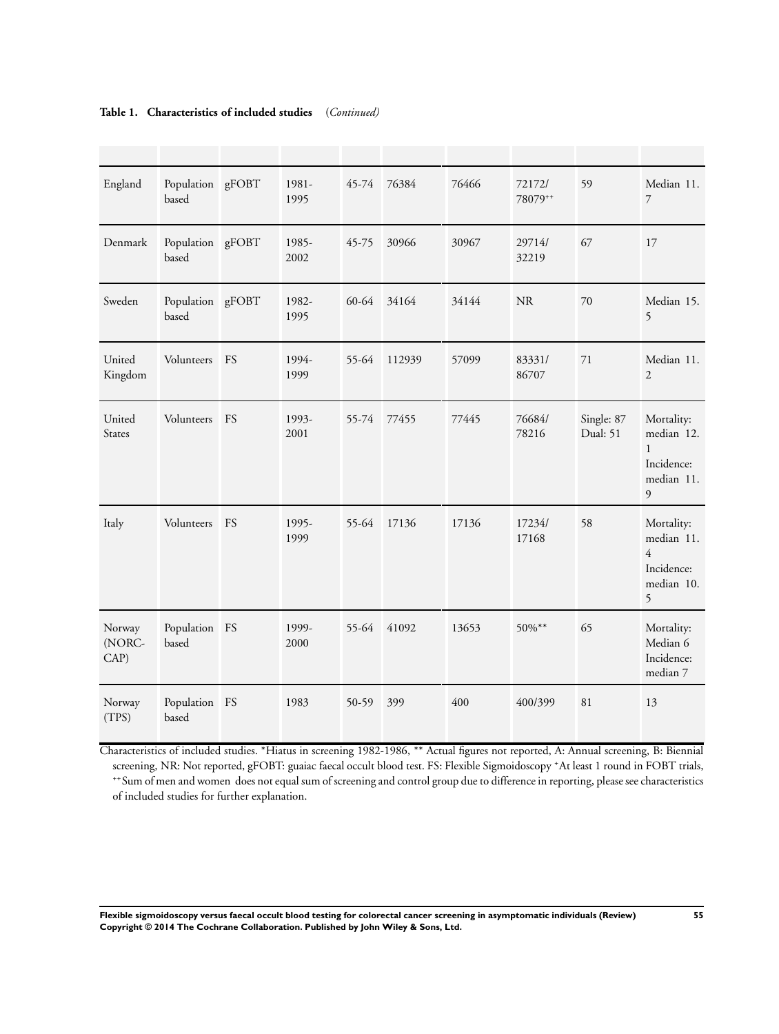**Table 1. Characteristics of included studies** *(Continued)*

| | | | | | | | | | |
|---|---|---|---|---|---|---|---|---|---|
| England | Population based | gFOBT | 1981-1995 | 45-74 | 76384 | 76466 | 72172/ 78079[++] | 59 | Median 11.7 |
| Denmark | Population based | gFOBT | 1985-2002 | 45-75 | 30966 | 30967 | 29714/ 32219 | 67 | 17 |
| Sweden | Population based | gFOBT | 1982-1995 | 60-64 | 34164 | 34144 | NR | 70 | Median 15.5 |
| United Kingdom | Volunteers | FS | 1994-1999 | 55-64 | 112939 | 57099 | 83331/ 86707 | 71 | Median 11.2 |
| United States | Volunteers | FS | 1993-2001 | 55-74 | 77455 | 77445 | 76684/ 78216 | Single: 87 Dual: 51 | Mortality: median 12.1 Incidence: median 11.9 |
| Italy | Volunteers | FS | 1995-1999 | 55-64 | 17136 | 17136 | 17234/ 17168 | 58 | Mortality: median 11.4 Incidence: median 10.5 |
| Norway (NORCCAP) | Population based | FS | 1999-2000 | 55-64 | 41092 | 13653 | 50%** | 65 | Mortality: Median 6 Incidence: median 7 |
| Norway (TPS) | Population based | FS | 1983 | 50-59 | 399 | 400 | 400/399 | 81 | 13 |

Characteristics of included studies. *Hiatus in screening 1982-1986, ** Actual figures not reported, A: Annual screening, B: Biennial screening, NR: Not reported, gFOBT: guaiac faecal occult blood test. FS: Flexible Sigmoidoscopy [+]At least 1 round in FOBT trials, [++]Sum of men and women does not equal sum of screening and control group due to difference in reporting, please see characteristics of included studies for further explanation.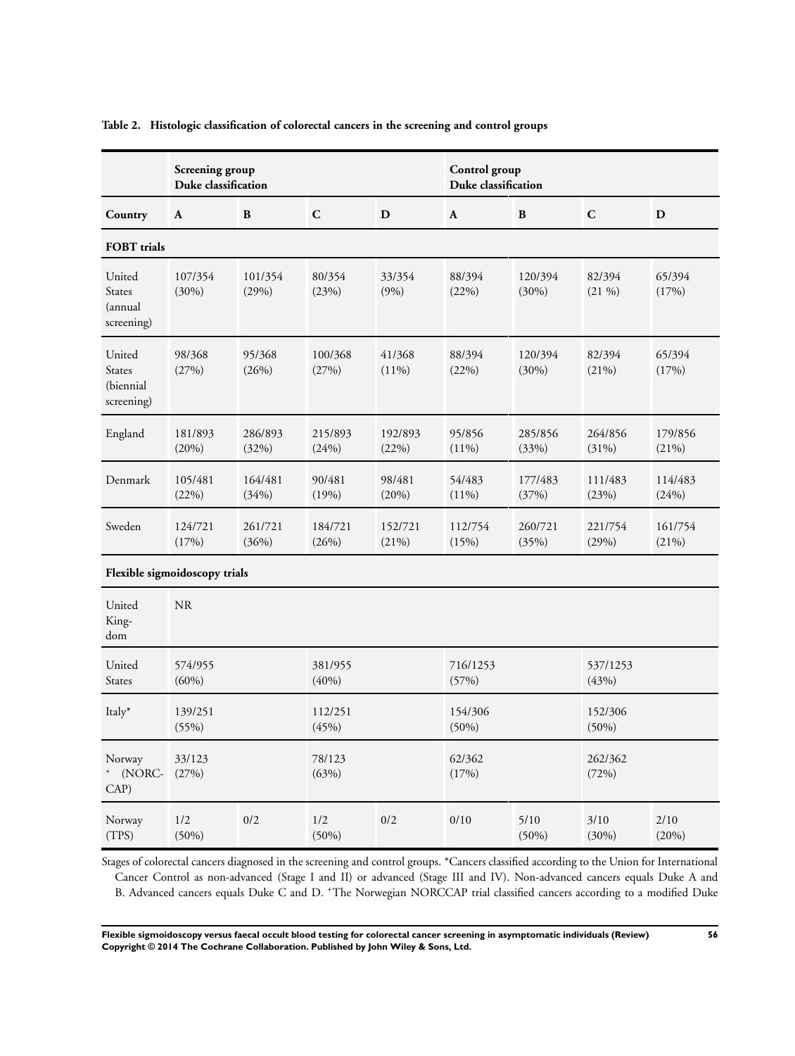**Table 2. Histologic classification of colorectal cancers in the screening and control groups**

| | Screening group Duke classification | | | | Control group Duke classification | | | |
|---|---|---|---|---|---|---|---|---|
| **Country** | **A** | **B** | **C** | **D** | **A** | **B** | **C** | **D** |
| **FOBT trials** | | | | | | | | |
| United States (annual screening) | 107/354 (30%) | 101/354 (29%) | 80/354 (23%) | 33/354 (9%) | 88/394 (22%) | 120/394 (30%) | 82/394 (21 %) | 65/394 (17%) |
| United States (biennial screening) | 98/368 (27%) | 95/368 (26%) | 100/368 (27%) | 41/368 (11%) | 88/394 (22%) | 120/394 (30%) | 82/394 (21%) | 65/394 (17%) |
| England | 181/893 (20%) | 286/893 (32%) | 215/893 (24%) | 192/893 (22%) | 95/856 (11%) | 285/856 (33%) | 264/856 (31%) | 179/856 (21%) |
| Denmark | 105/481 (22%) | 164/481 (34%) | 90/481 (19%) | 98/481 (20%) | 54/483 (11%) | 177/483 (37%) | 111/483 (23%) | 114/483 (24%) |
| Sweden | 124/721 (17%) | 261/721 (36%) | 184/721 (26%) | 152/721 (21%) | 112/754 (15%) | 260/721 (35%) | 221/754 (29%) | 161/754 (21%) |
| **Flexible sigmoidoscopy trials** | | | | | | | | |
| United Kingdom | NR | | | | | | | |
| United States | 574/955 (60%) | | 381/955 (40%) | | 716/1253 (57%) | | 537/1253 (43%) | |
| Italy* | 139/251 (55%) | | 112/251 (45%) | | 154/306 (50%) | | 152/306 (50%) | |
| Norway + (NORCCAP) | 33/123 (27%) | | 78/123 (63%) | | 62/362 (17%) | | 262/362 (72%) | |
| Norway (TPS) | 1/2 (50%) | 0/2 | 1/2 (50%) | 0/2 | 0/10 | 5/10 (50%) | 3/10 (30%) | 2/10 (20%) |

Stages of colorectal cancers diagnosed in the screening and control groups. *Cancers classified according to the Union for International Cancer Control as non-advanced (Stage I and II) or advanced (Stage III and IV). Non-advanced cancers equals Duke A and B. Advanced cancers equals Duke C and D. +The Norwegian NORCCAP trial classified cancers according to a modified Duke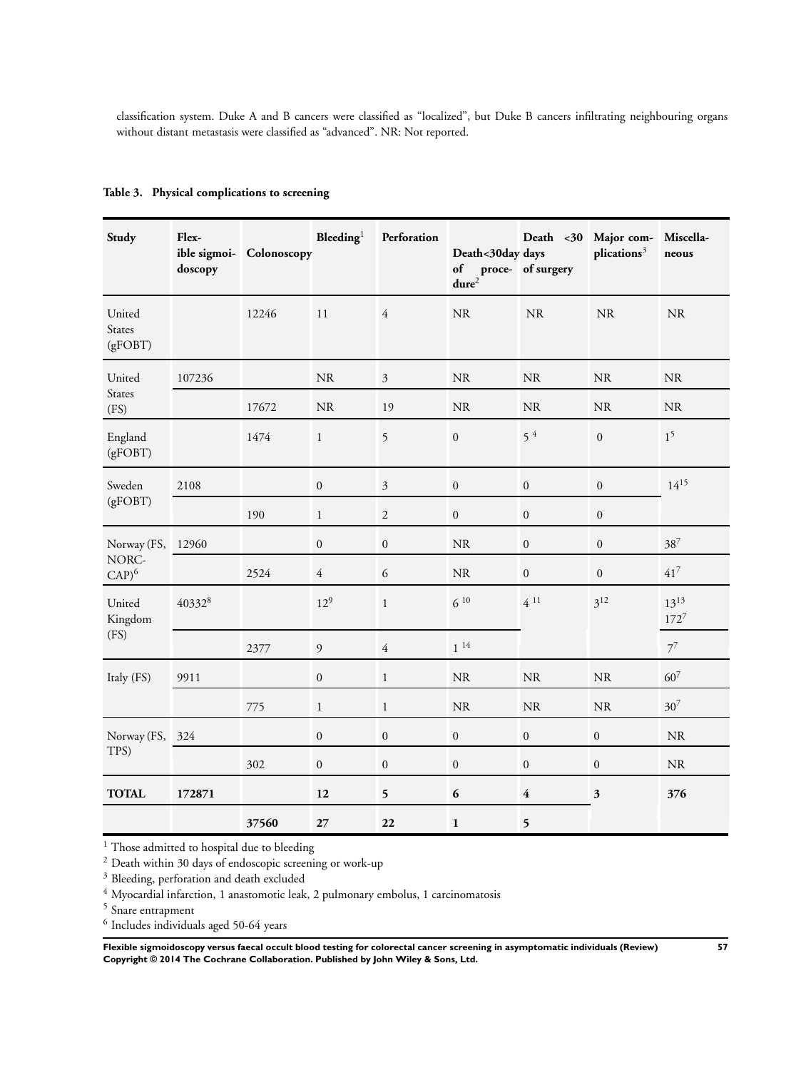classification system. Duke A and B cancers were classified as "localized", but Duke B cancers infiltrating neighbouring organs without distant metastasis were classified as "advanced". NR: Not reported.

**Table 3. Physical complications to screening**

| Study | Flexible sigmoidoscopy | Colonoscopy | Bleeding[1] | Perforation | Death<30day days of procedure[2] | Death <30 days of surgery | Major complications[3] | Miscellaneous |
|---|---|---|---|---|---|---|---|---|
| United States (gFOBT) | | 12246 | 11 | 4 | NR | NR | NR | NR |
| United States (FS) | 107236 | | NR | 3 | NR | NR | NR | NR |
| | | 17672 | NR | 19 | NR | NR | NR | NR |
| England (gFOBT) | | 1474 | 1 | 5 | 0 | 5 [4] | 0 | 1[5] |
| Sweden (gFOBT) | 2108 | | 0 | 3 | 0 | 0 | 0 | 14[15] |
| | | 190 | 1 | 2 | 0 | 0 | 0 | |
| Norway (FS, NORCCAP)[6] | 12960 | | 0 | 0 | NR | 0 | 0 | 38[7] |
| | | 2524 | 4 | 6 | NR | 0 | 0 | 41[7] |
| United Kingdom (FS) | 40332[8] | | 12[9] | 1 | 6 [10] | 4 [11] | 3[12] | 13[13] 172[7] |
| | | 2377 | 9 | 4 | 1 [14] | | | 7[7] |
| Italy (FS) | 9911 | | 0 | 1 | NR | NR | NR | 60[7] |
| | | 775 | 1 | 1 | NR | NR | NR | 30[7] |
| Norway (FS, TPS) | 324 | | 0 | 0 | 0 | 0 | 0 | NR |
| | | 302 | 0 | 0 | 0 | 0 | 0 | NR |
| **TOTAL** | **172871** | | **12** | **5** | **6** | **4** | **3** | **376** |
| | | **37560** | **27** | **22** | **1** | **5** | | |

[1] Those admitted to hospital due to bleeding

[2] Death within 30 days of endoscopic screening or work-up

[3] Bleeding, perforation and death excluded

[4] Myocardial infarction, 1 anastomotic leak, 2 pulmonary embolus, 1 carcinomatosis

[5] Snare entrapment

[6] Includes individuals aged 50-64 years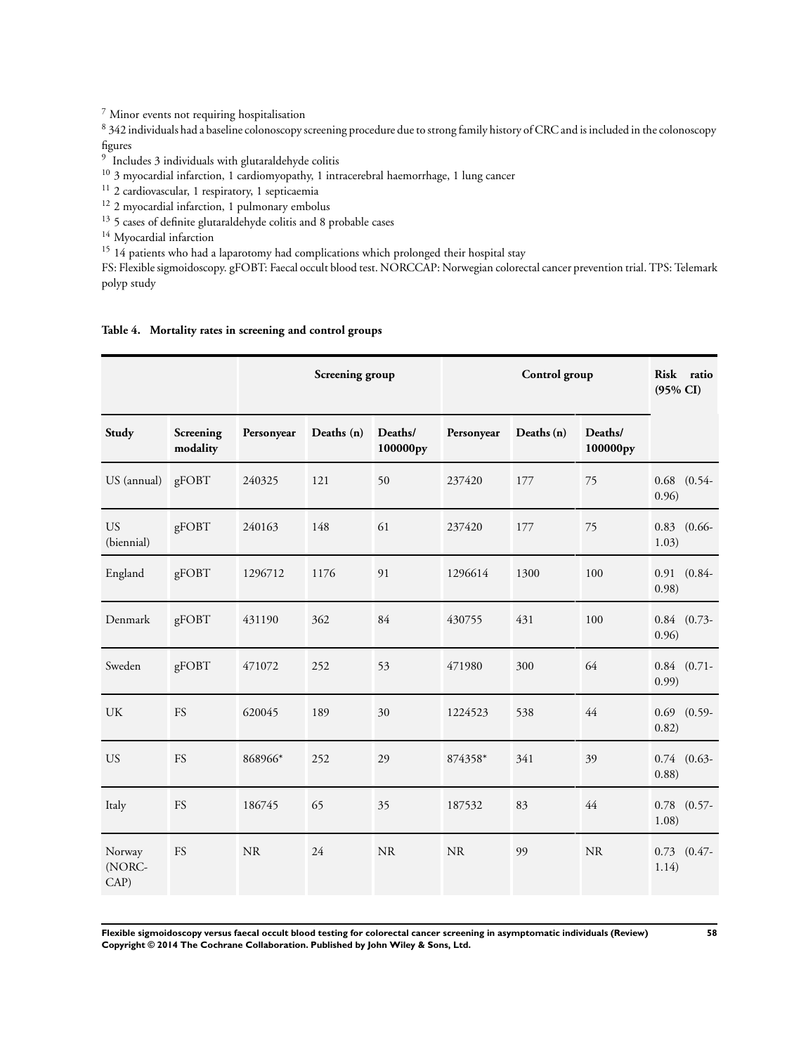[7] Minor events not requiring hospitalisation

[8] 342 individuals had a baseline colonoscopy screening procedure due to strong family history of CRC and is included in the colonoscopy figures

[9] Includes 3 individuals with glutaraldehyde colitis

[10] 3 myocardial infarction, 1 cardiomyopathy, 1 intracerebral haemorrhage, 1 lung cancer

[11] 2 cardiovascular, 1 respiratory, 1 septicaemia

[12] 2 myocardial infarction, 1 pulmonary embolus

[13] 5 cases of definite glutaraldehyde colitis and 8 probable cases

[14] Myocardial infarction

[15] 14 patients who had a laparotomy had complications which prolonged their hospital stay

FS: Flexible sigmoidoscopy. gFOBT: Faecal occult blood test. NORCCAP: Norwegian colorectal cancer prevention trial. TPS: Telemark polyp study

**Table 4. Mortality rates in screening and control groups**

| | | Screening group | | | Control group | | | Risk ratio (95% CI) |
|---|---|---|---|---|---|---|---|---|
| **Study** | **Screening modality** | **Personyear** | **Deaths (n)** | **Deaths/ 100000py** | **Personyear** | **Deaths (n)** | **Deaths/ 100000py** | |
| US (annual) | gFOBT | 240325 | 121 | 50 | 237420 | 177 | 75 | 0.68 (0.54-0.96) |
| US (biennial) | gFOBT | 240163 | 148 | 61 | 237420 | 177 | 75 | 0.83 (0.66-1.03) |
| England | gFOBT | 1296712 | 1176 | 91 | 1296614 | 1300 | 100 | 0.91 (0.84-0.98) |
| Denmark | gFOBT | 431190 | 362 | 84 | 430755 | 431 | 100 | 0.84 (0.73-0.96) |
| Sweden | gFOBT | 471072 | 252 | 53 | 471980 | 300 | 64 | 0.84 (0.71-0.99) |
| UK | FS | 620045 | 189 | 30 | 1224523 | 538 | 44 | 0.69 (0.59-0.82) |
| US | FS | 868966* | 252 | 29 | 874358* | 341 | 39 | 0.74 (0.63-0.88) |
| Italy | FS | 186745 | 65 | 35 | 187532 | 83 | 44 | 0.78 (0.57-1.08) |
| Norway (NORCCAP) | FS | NR | 24 | NR | NR | 99 | NR | 0.73 (0.47-1.14) |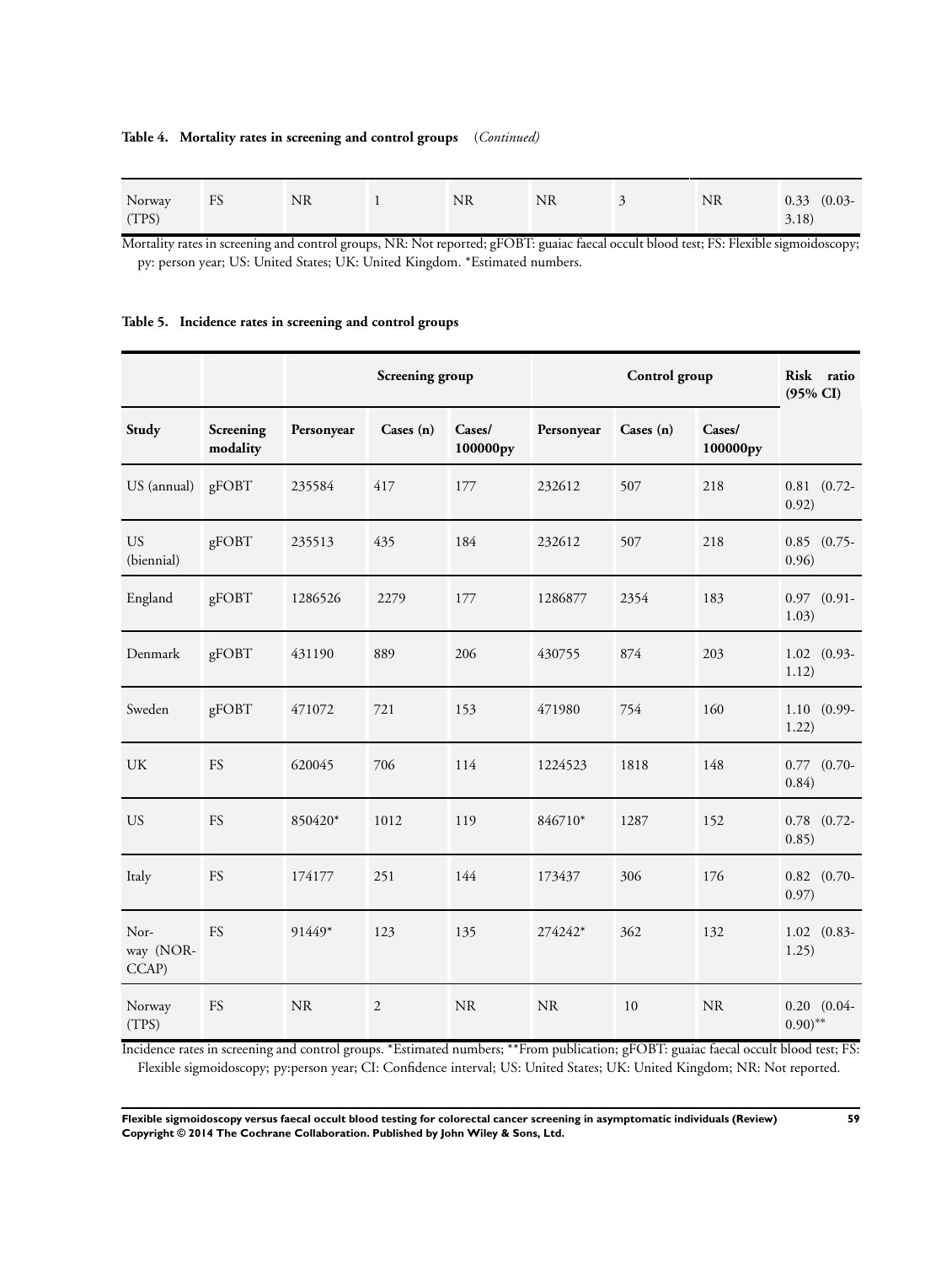**Table 4. Mortality rates in screening and control groups** *(Continued)*

| | | | | | | | | |
|---|---|---|---|---|---|---|---|---|
| Norway (TPS) | FS | NR | 1 | NR | NR | 3 | NR | 0.33 (0.03-3.18) |

Mortality rates in screening and control groups, NR: Not reported; gFOBT: guaiac faecal occult blood test; FS: Flexible sigmoidoscopy; py: person year; US: United States; UK: United Kingdom. *Estimated numbers.

**Table 5. Incidence rates in screening and control groups**

| | | Screening group | | | Control group | | | Risk ratio (95% CI) |
|---|---|---|---|---|---|---|---|---|
| **Study** | **Screening modality** | **Personyear** | **Cases (n)** | **Cases/ 100000py** | **Personyear** | **Cases (n)** | **Cases/ 100000py** | |
| US (annual) | gFOBT | 235584 | 417 | 177 | 232612 | 507 | 218 | 0.81 (0.72-0.92) |
| US (biennial) | gFOBT | 235513 | 435 | 184 | 232612 | 507 | 218 | 0.85 (0.75-0.96) |
| England | gFOBT | 1286526 | 2279 | 177 | 1286877 | 2354 | 183 | 0.97 (0.91-1.03) |
| Denmark | gFOBT | 431190 | 889 | 206 | 430755 | 874 | 203 | 1.02 (0.93-1.12) |
| Sweden | gFOBT | 471072 | 721 | 153 | 471980 | 754 | 160 | 1.10 (0.99-1.22) |
| UK | FS | 620045 | 706 | 114 | 1224523 | 1818 | 148 | 0.77 (0.70-0.84) |
| US | FS | 850420* | 1012 | 119 | 846710* | 1287 | 152 | 0.78 (0.72-0.85) |
| Italy | FS | 174177 | 251 | 144 | 173437 | 306 | 176 | 0.82 (0.70-0.97) |
| Norway (NORCCAP) | FS | 91449* | 123 | 135 | 274242* | 362 | 132 | 1.02 (0.83-1.25) |
| Norway (TPS) | FS | NR | 2 | NR | NR | 10 | NR | 0.20 (0.04-0.90)** |

Incidence rates in screening and control groups. *Estimated numbers; **From publication; gFOBT: guaiac faecal occult blood test; FS: Flexible sigmoidoscopy; py:person year; CI: Confidence interval; US: United States; UK: United Kingdom; NR: Not reported.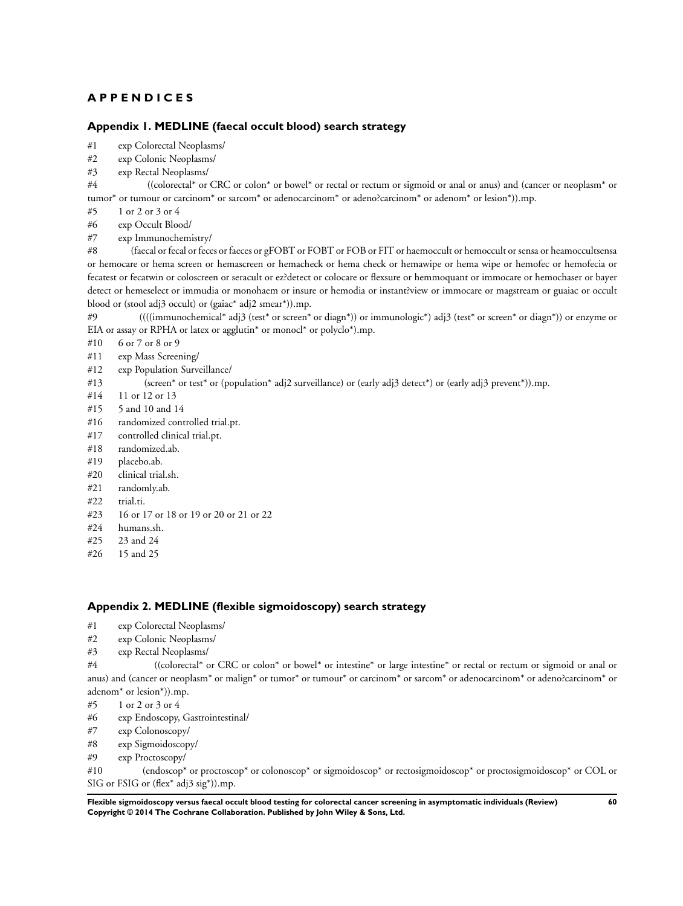# APPENDICES

## Appendix 1. MEDLINE (faecal occult blood) search strategy

#1 exp Colorectal Neoplasms/

#2 exp Colonic Neoplasms/

#3 exp Rectal Neoplasms/

#4 ((colorectal* or CRC or colon* or bowel* or rectal or rectum or sigmoid or anal or anus) and (cancer or neoplasm* or tumor* or tumour or carcinom* or sarcom* or adenocarcinom* or adeno?carcinom* or adenom* or lesion*)).mp.

#5 1 or 2 or 3 or 4

#6 exp Occult Blood/

#7 exp Immunochemistry/

#8 (faecal or fecal or feces or faeces or gFOBT or FOBT or FOB or FIT or haemoccult or hemoccult or sensa or heamoccultsensa or hemocare or hema screen or hemascreen or hemacheck or hema check or hemawipe or hema wipe or hemofec or hemofecia or fecatest or fecatwin or coloscreen or seracult or ez?detect or colocare or flexsure or hemmoquant or immocare or hemochaser or bayer detect or hemeselect or immudia or monohaem or insure or hemodia or instant?view or immocare or magstream or guaiac or occult blood or (stool adj3 occult) or (gaiac* adj2 smear*)).mp.

#9 ((((immunochemical* adj3 (test* or screen* or diagn*)) or immunologic*) adj3 (test* or screen* or diagn*)) or enzyme or EIA or assay or RPHA or latex or agglutin* or monocl* or polyclo*).mp.

#10 6 or 7 or 8 or 9

#11 exp Mass Screening/

#12 exp Population Surveillance/

#13 (screen* or test* or (population* adj2 surveillance) or (early adj3 detect*) or (early adj3 prevent*)).mp.

#14 11 or 12 or 13

#15 5 and 10 and 14

#16 randomized controlled trial.pt.

#17 controlled clinical trial.pt.

#18 randomized.ab.

#19 placebo.ab.

#20 clinical trial.sh.

#21 randomly.ab.

#22 trial.ti.

#23 16 or 17 or 18 or 19 or 20 or 21 or 22

#24 humans.sh.

#25 23 and 24

#26 15 and 25

## Appendix 2. MEDLINE (flexible sigmoidoscopy) search strategy

#1 exp Colorectal Neoplasms/

#2 exp Colonic Neoplasms/

#3 exp Rectal Neoplasms/

#4 ((colorectal* or CRC or colon* or bowel* or intestine* or large intestine* or rectal or rectum or sigmoid or anal or anus) and (cancer or neoplasm* or malign* or tumor* or tumour* or carcinom* or sarcom* or adenocarcinom* or adeno?carcinom* or adenom* or lesion*)).mp.

#5 1 or 2 or 3 or 4

#6 exp Endoscopy, Gastrointestinal/

#7 exp Colonoscopy/

#8 exp Sigmoidoscopy/

#9 exp Proctoscopy/

#10 (endoscop* or proctoscop* or colonoscop* or sigmoidoscop* or rectosigmoidoscop* or proctosigmoidoscop* or COL or SIG or FSIG or (flex* adj3 sig*)).mp.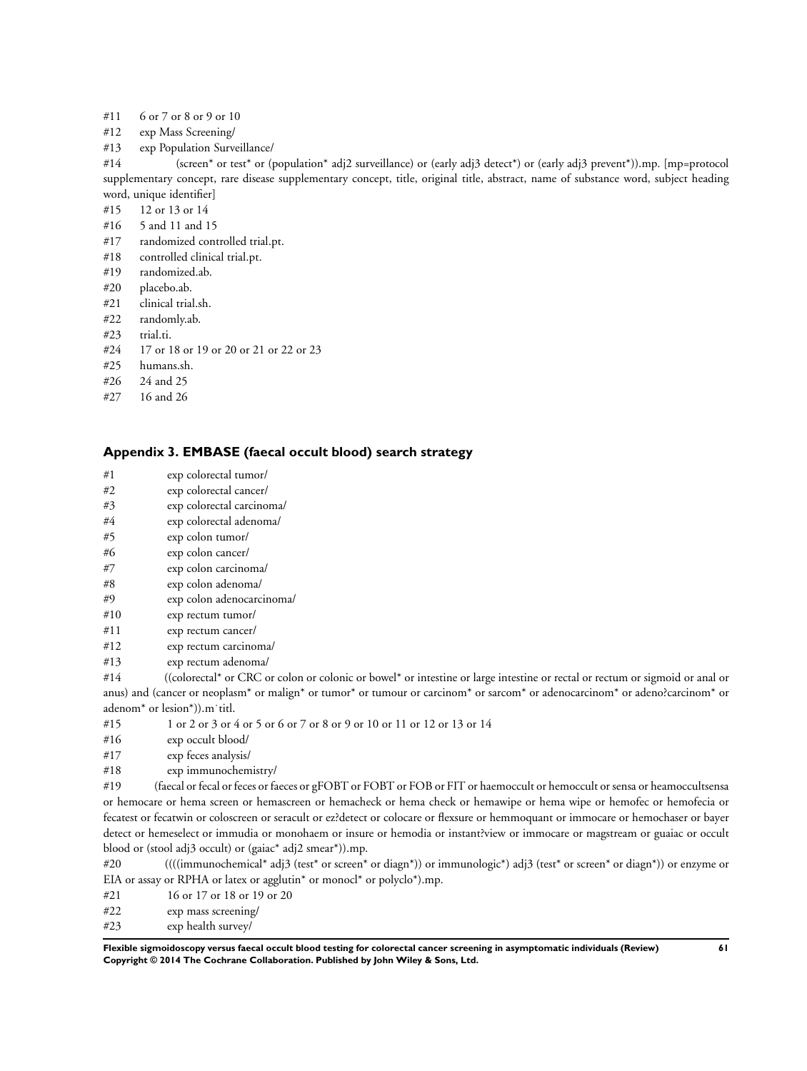#11 6 or 7 or 8 or 9 or 10

#12 exp Mass Screening/

#13 exp Population Surveillance/

#14 (screen* or test* or (population* adj2 surveillance) or (early adj3 detect*) or (early adj3 prevent*)).mp. [mp=protocol supplementary concept, rare disease supplementary concept, title, original title, abstract, name of substance word, subject heading word, unique identifier]

#15 12 or 13 or 14

#16 5 and 11 and 15

#17 randomized controlled trial.pt.

#18 controlled clinical trial.pt.

#19 randomized.ab.

#20 placebo.ab.

#21 clinical trial.sh.

#22 randomly.ab.

#23 trial.ti.

#24 17 or 18 or 19 or 20 or 21 or 22 or 23

#25 humans.sh.

#26 24 and 25

#27 16 and 26

### Appendix 3. EMBASE (faecal occult blood) search strategy

#1 exp colorectal tumor/

#2 exp colorectal cancer/

#3 exp colorectal carcinoma/

#4 exp colorectal adenoma/

#5 exp colon tumor/

#6 exp colon cancer/

#7 exp colon carcinoma/

#8 exp colon adenoma/

#9 exp colon adenocarcinoma/

#10 exp rectum tumor/

#11 exp rectum cancer/

#12 exp rectum carcinoma/

#13 exp rectum adenoma/

#14 ((colorectal* or CRC or colon or colonic or bowel* or intestine or large intestine or rectal or rectum or sigmoid or anal or anus) and (cancer or neoplasm* or malign* or tumor* or tumour or carcinom* or sarcom* or adenocarcinom* or adeno?carcinom* or adenom* or lesion*)).m˙titl.

#15 1 or 2 or 3 or 4 or 5 or 6 or 7 or 8 or 9 or 10 or 11 or 12 or 13 or 14

#16 exp occult blood/

#17 exp feces analysis/

#18 exp immunochemistry/

#19 (faecal or fecal or feces or faeces or gFOBT or FOBT or FOB or FIT or haemoccult or hemoccult or sensa or heamoccultsensa or hemocare or hema screen or hemascreen or hemacheck or hema check or hemawipe or hema wipe or hemofec or hemofecia or fecatest or fecatwin or coloscreen or seracult or ez?detect or colocare or flexsure or hemmoquant or immocare or hemochaser or bayer detect or hemeselect or immudia or monohaem or insure or hemodia or instant?view or immocare or magstream or guaiac or occult blood or (stool adj3 occult) or (gaiac* adj2 smear*)).mp.

#20 ((((immunochemical* adj3 (test* or screen* or diagn*)) or immunologic*) adj3 (test* or screen* or diagn*)) or enzyme or EIA or assay or RPHA or latex or agglutin* or monocl* or polyclo*).mp.

#21 16 or 17 or 18 or 19 or 20

#22 exp mass screening/

#23 exp health survey/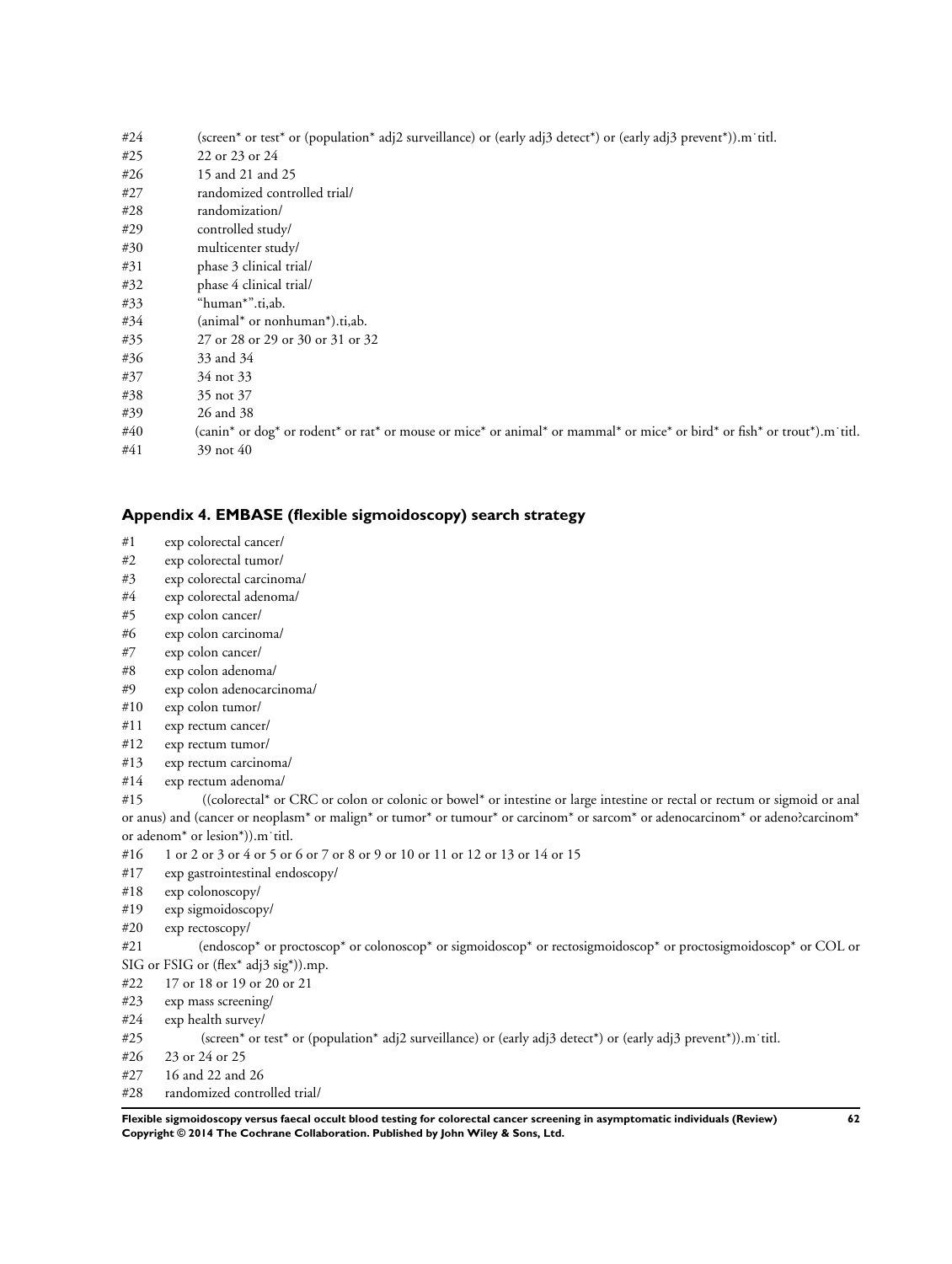#24 (screen* or test* or (population* adj2 surveillance) or (early adj3 detect*) or (early adj3 prevent*)).m˙titl.
#25 22 or 23 or 24
#26 15 and 21 and 25
#27 randomized controlled trial/
#28 randomization/
#29 controlled study/
#30 multicenter study/
#31 phase 3 clinical trial/
#32 phase 4 clinical trial/
#33 "human*".ti,ab.
#34 (animal* or nonhuman*).ti,ab.
#35 27 or 28 or 29 or 30 or 31 or 32
#36 33 and 34
#37 34 not 33
#38 35 not 37
#39 26 and 38
#40 (canin* or dog* or rodent* or rat* or mouse or mice* or animal* or mammal* or mice* or bird* or fish* or trout*).m˙titl.
#41 39 not 40

### Appendix 4. EMBASE (flexible sigmoidoscopy) search strategy

#1 exp colorectal cancer/
#2 exp colorectal tumor/
#3 exp colorectal carcinoma/
#4 exp colorectal adenoma/
#5 exp colon cancer/
#6 exp colon carcinoma/
#7 exp colon cancer/
#8 exp colon adenoma/
#9 exp colon adenocarcinoma/
#10 exp colon tumor/
#11 exp rectum cancer/
#12 exp rectum tumor/
#13 exp rectum carcinoma/
#14 exp rectum adenoma/
#15 ((colorectal* or CRC or colon or colonic or bowel* or intestine or large intestine or rectal or rectum or sigmoid or anal or anus) and (cancer or neoplasm* or malign* or tumor* or tumour* or carcinom* or sarcom* or adenocarcinom* or adeno?carcinom* or adenom* or lesion*)).m˙titl.
#16 1 or 2 or 3 or 4 or 5 or 6 or 7 or 8 or 9 or 10 or 11 or 12 or 13 or 14 or 15
#17 exp gastrointestinal endoscopy/
#18 exp colonoscopy/
#19 exp sigmoidoscopy/
#20 exp rectoscopy/
#21 (endoscop* or proctoscop* or colonoscop* or sigmoidoscop* or rectosigmoidoscop* or proctosigmoidoscop* or COL or SIG or FSIG or (flex* adj3 sig*)).mp.
#22 17 or 18 or 19 or 20 or 21
#23 exp mass screening/
#24 exp health survey/
#25 (screen* or test* or (population* adj2 surveillance) or (early adj3 detect*) or (early adj3 prevent*)).m˙titl.
#26 23 or 24 or 25
#27 16 and 22 and 26
#28 randomized controlled trial/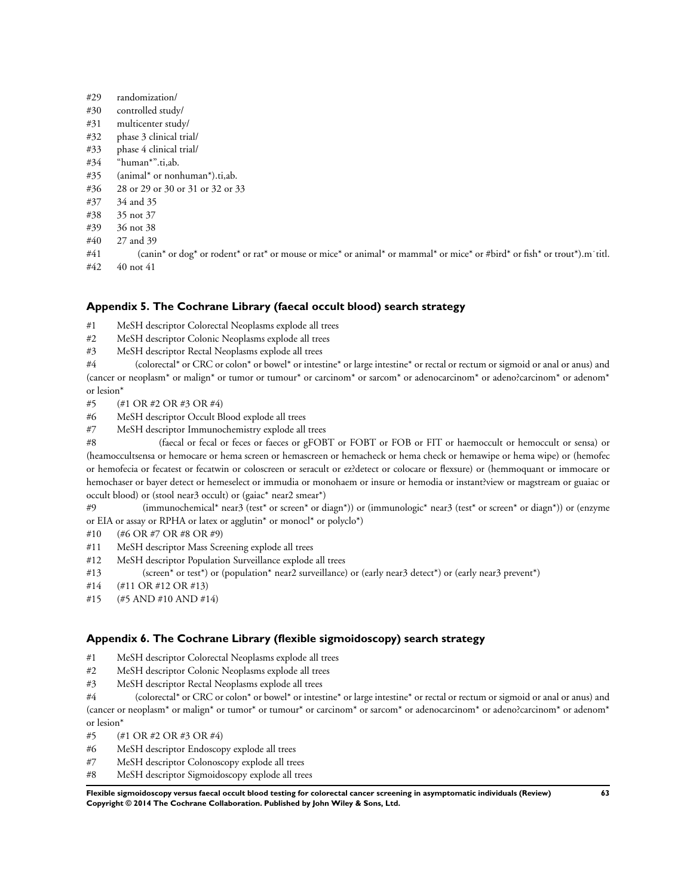#29 randomization/
#30 controlled study/
#31 multicenter study/
#32 phase 3 clinical trial/
#33 phase 4 clinical trial/
#34 "human*".ti,ab.
#35 (animal* or nonhuman*).ti,ab.
#36 28 or 29 or 30 or 31 or 32 or 33
#37 34 and 35
#38 35 not 37
#39 36 not 38
#40 27 and 39
#41 (canin* or dog* or rodent* or rat* or mouse or mice* or animal* or mammal* or mice* or #bird* or fish* or trout*).m˙titl.
#42 40 not 41

## Appendix 5. The Cochrane Library (faecal occult blood) search strategy

#1 MeSH descriptor Colorectal Neoplasms explode all trees
#2 MeSH descriptor Colonic Neoplasms explode all trees
#3 MeSH descriptor Rectal Neoplasms explode all trees
#4 (colorectal* or CRC or colon* or bowel* or intestine* or large intestine* or rectal or rectum or sigmoid or anal or anus) and (cancer or neoplasm* or malign* or tumor or tumour* or carcinom* or sarcom* or adenocarcinom* or adeno?carcinom* or adenom* or lesion*
#5 (#1 OR #2 OR #3 OR #4)
#6 MeSH descriptor Occult Blood explode all trees
#7 MeSH descriptor Immunochemistry explode all trees
#8 (faecal or fecal or feces or faeces or gFOBT or FOBT or FOB or FIT or haemoccult or hemoccult or sensa) or (heamoccultsensa or hemocare or hema screen or hemascreen or hemacheck or hema check or hemawipe or hema wipe) or (hemofec or hemofecia or fecatest or fecatwin or coloscreen or seracult or ez?detect or colocare or flexsure) or (hemmoquant or immocare or hemochaser or bayer detect or hemeselect or immudia or monohaem or insure or hemodia or instant?view or magstream or guaiac or occult blood) or (stool near3 occult) or (gaiac* near2 smear*)
#9 (immunochemical* near3 (test* or screen* or diagn*)) or (immunologic* near3 (test* or screen* or diagn*)) or (enzyme or EIA or assay or RPHA or latex or agglutin* or monocl* or polyclo*)
#10 (#6 OR #7 OR #8 OR #9)
#11 MeSH descriptor Mass Screening explode all trees
#12 MeSH descriptor Population Surveillance explode all trees
#13 (screen* or test*) or (population* near2 surveillance) or (early near3 detect*) or (early near3 prevent*)
#14 (#11 OR #12 OR #13)
#15 (#5 AND #10 AND #14)

## Appendix 6. The Cochrane Library (flexible sigmoidoscopy) search strategy

#1 MeSH descriptor Colorectal Neoplasms explode all trees
#2 MeSH descriptor Colonic Neoplasms explode all trees
#3 MeSH descriptor Rectal Neoplasms explode all trees
#4 (colorectal* or CRC or colon* or bowel* or intestine* or large intestine* or rectal or rectum or sigmoid or anal or anus) and (cancer or neoplasm* or malign* or tumor* or tumour* or carcinom* or sarcom* or adenocarcinom* or adeno?carcinom* or adenom* or lesion*
#5 (#1 OR #2 OR #3 OR #4)
#6 MeSH descriptor Endoscopy explode all trees
#7 MeSH descriptor Colonoscopy explode all trees
#8 MeSH descriptor Sigmoidoscopy explode all trees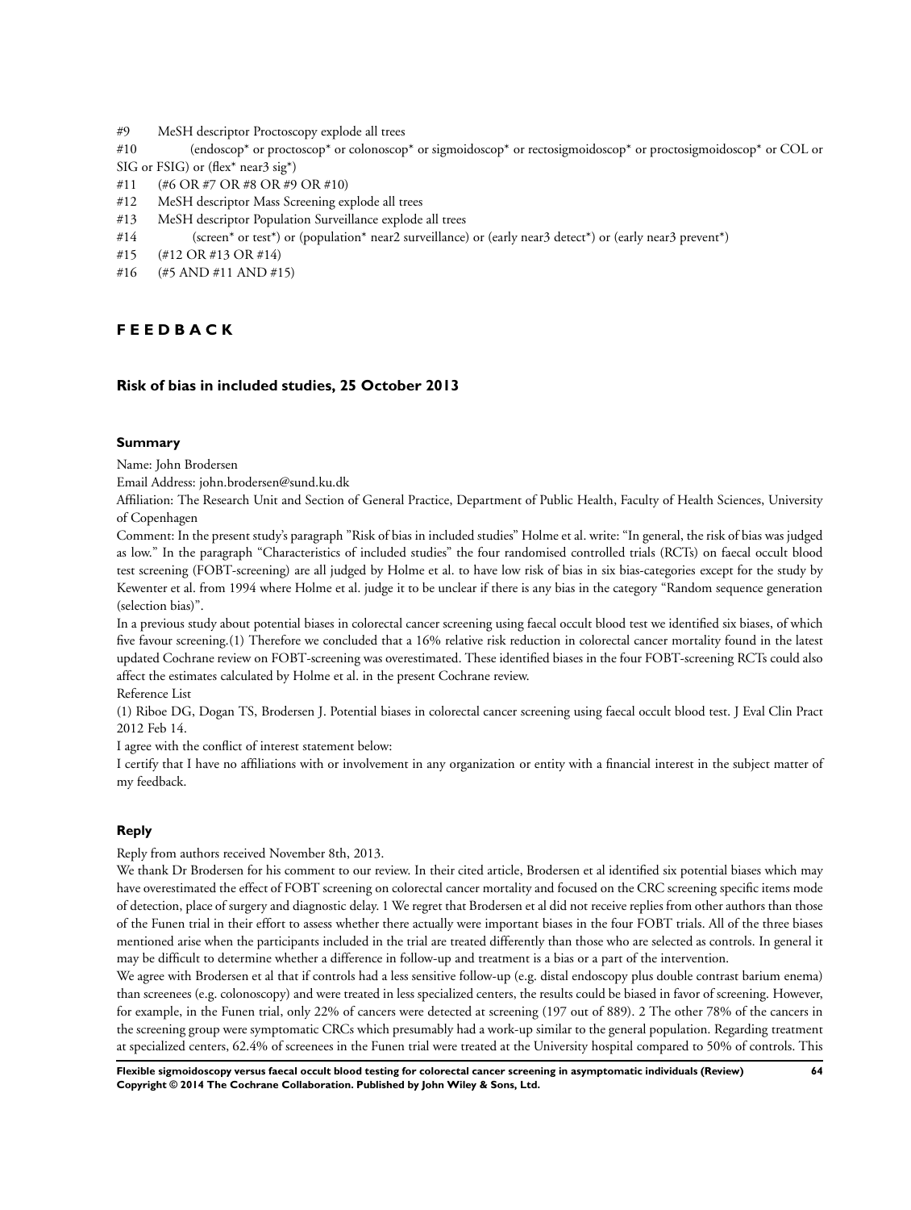#9 MeSH descriptor Proctoscopy explode all trees

#10 (endoscop* or proctoscop* or colonoscop* or sigmoidoscop* or rectosigmoidoscop* or proctosigmoidoscop* or COL or SIG or FSIG) or (flex* near3 sig*)

#11 (#6 OR #7 OR #8 OR #9 OR #10)

#12 MeSH descriptor Mass Screening explode all trees

#13 MeSH descriptor Population Surveillance explode all trees

#14 (screen* or test*) or (population* near2 surveillance) or (early near3 detect*) or (early near3 prevent*)

#15 (#12 OR #13 OR #14)

#16 (#5 AND #11 AND #15)

# FEEDBACK

## Risk of bias in included studies, 25 October 2013

### Summary

Name: John Brodersen

Email Address: john.brodersen@sund.ku.dk

Affiliation: The Research Unit and Section of General Practice, Department of Public Health, Faculty of Health Sciences, University of Copenhagen

Comment: In the present study's paragraph "Risk of bias in included studies" Holme et al. write: "In general, the risk of bias was judged as low." In the paragraph "Characteristics of included studies" the four randomised controlled trials (RCTs) on faecal occult blood test screening (FOBT-screening) are all judged by Holme et al. to have low risk of bias in six bias-categories except for the study by Kewenter et al. from 1994 where Holme et al. judge it to be unclear if there is any bias in the category "Random sequence generation (selection bias)".

In a previous study about potential biases in colorectal cancer screening using faecal occult blood test we identified six biases, of which five favour screening.(1) Therefore we concluded that a 16% relative risk reduction in colorectal cancer mortality found in the latest updated Cochrane review on FOBT-screening was overestimated. These identified biases in the four FOBT-screening RCTs could also affect the estimates calculated by Holme et al. in the present Cochrane review.

Reference List

(1) Riboe DG, Dogan TS, Brodersen J. Potential biases in colorectal cancer screening using faecal occult blood test. J Eval Clin Pract 2012 Feb 14.

I agree with the conflict of interest statement below:

I certify that I have no affiliations with or involvement in any organization or entity with a financial interest in the subject matter of my feedback.

### Reply

Reply from authors received November 8th, 2013.

We thank Dr Brodersen for his comment to our review. In their cited article, Brodersen et al identified six potential biases which may have overestimated the effect of FOBT screening on colorectal cancer mortality and focused on the CRC screening specific items mode of detection, place of surgery and diagnostic delay. 1 We regret that Brodersen et al did not receive replies from other authors than those of the Funen trial in their effort to assess whether there actually were important biases in the four FOBT trials. All of the three biases mentioned arise when the participants included in the trial are treated differently than those who are selected as controls. In general it may be difficult to determine whether a difference in follow-up and treatment is a bias or a part of the intervention.

We agree with Brodersen et al that if controls had a less sensitive follow-up (e.g. distal endoscopy plus double contrast barium enema) than screenees (e.g. colonoscopy) and were treated in less specialized centers, the results could be biased in favor of screening. However, for example, in the Funen trial, only 22% of cancers were detected at screening (197 out of 889). 2 The other 78% of the cancers in the screening group were symptomatic CRCs which presumably had a work-up similar to the general population. Regarding treatment at specialized centers, 62.4% of screenees in the Funen trial were treated at the University hospital compared to 50% of controls. This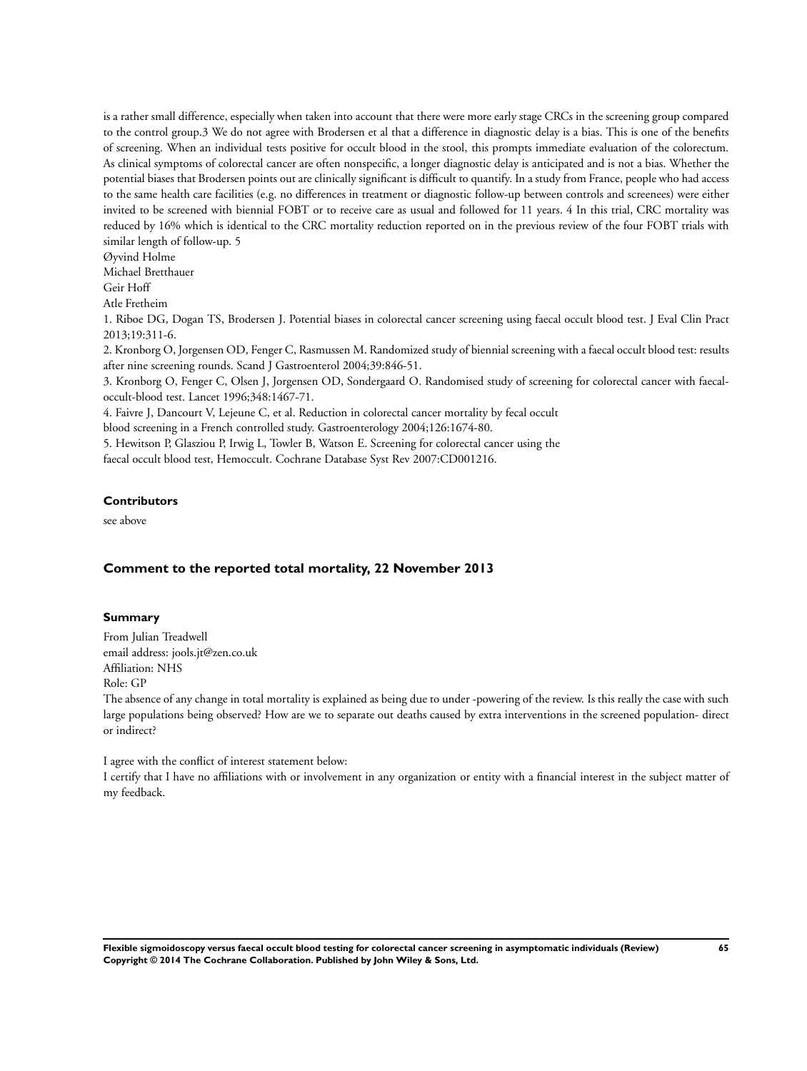is a rather small difference, especially when taken into account that there were more early stage CRCs in the screening group compared to the control group.3 We do not agree with Brodersen et al that a difference in diagnostic delay is a bias. This is one of the benefits of screening. When an individual tests positive for occult blood in the stool, this prompts immediate evaluation of the colorectum. As clinical symptoms of colorectal cancer are often nonspecific, a longer diagnostic delay is anticipated and is not a bias. Whether the potential biases that Brodersen points out are clinically significant is difficult to quantify. In a study from France, people who had access to the same health care facilities (e.g. no differences in treatment or diagnostic follow-up between controls and screenees) were either invited to be screened with biennial FOBT or to receive care as usual and followed for 11 years. 4 In this trial, CRC mortality was reduced by 16% which is identical to the CRC mortality reduction reported on in the previous review of the four FOBT trials with similar length of follow-up. 5

Øyvind Holme
Michael Bretthauer
Geir Hoff
Atle Fretheim

1. Riboe DG, Dogan TS, Brodersen J. Potential biases in colorectal cancer screening using faecal occult blood test. J Eval Clin Pract 2013;19:311-6.
2. Kronborg O, Jorgensen OD, Fenger C, Rasmussen M. Randomized study of biennial screening with a faecal occult blood test: results after nine screening rounds. Scand J Gastroenterol 2004;39:846-51.
3. Kronborg O, Fenger C, Olsen J, Jorgensen OD, Sondergaard O. Randomised study of screening for colorectal cancer with faecal-occult-blood test. Lancet 1996;348:1467-71.
4. Faivre J, Dancourt V, Lejeune C, et al. Reduction in colorectal cancer mortality by fecal occult blood screening in a French controlled study. Gastroenterology 2004;126:1674-80.
5. Hewitson P, Glasziou P, Irwig L, Towler B, Watson E. Screening for colorectal cancer using the faecal occult blood test, Hemoccult. Cochrane Database Syst Rev 2007:CD001216.

### Contributors

see above

## Comment to the reported total mortality, 22 November 2013

### Summary

From Julian Treadwell
email address: jools.jt@zen.co.uk
Affiliation: NHS
Role: GP

The absence of any change in total mortality is explained as being due to under -powering of the review. Is this really the case with such large populations being observed? How are we to separate out deaths caused by extra interventions in the screened population- direct or indirect?

I agree with the conflict of interest statement below:
I certify that I have no affiliations with or involvement in any organization or entity with a financial interest in the subject matter of my feedback.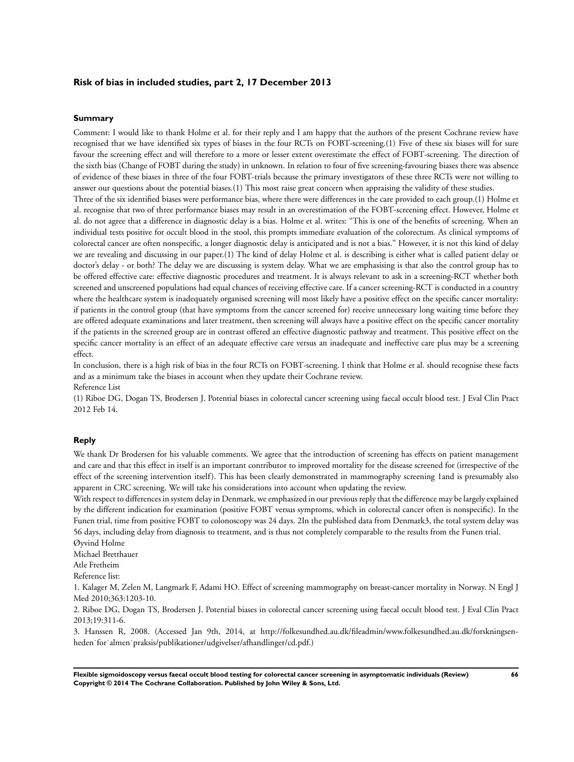### Risk of bias in included studies, part 2, 17 December 2013

#### Summary

Comment: I would like to thank Holme et al. for their reply and I am happy that the authors of the present Cochrane review have recognised that we have identified six types of biases in the four RCTs on FOBT-screening.(1) Five of these six biases will for sure favour the screening effect and will therefore to a more or lesser extent overestimate the effect of FOBT-screening. The direction of the sixth bias (Change of FOBT during the study) in unknown. In relation to four of five screening-favouring biases there was absence of evidence of these biases in three of the four FOBT-trials because the primary investigators of these three RCTs were not willing to answer our questions about the potential biases.(1) This most raise great concern when appraising the validity of these studies.

Three of the six identified biases were performance bias, where there were differences in the care provided to each group.(1) Holme et al. recognise that two of three performance biases may result in an overestimation of the FOBT-screening effect. However, Holme et al. do not agree that a difference in diagnostic delay is a bias. Holme et al. writes: "This is one of the benefits of screening. When an individual tests positive for occult blood in the stool, this prompts immediate evaluation of the colorectum. As clinical symptoms of colorectal cancer are often nonspecific, a longer diagnostic delay is anticipated and is not a bias." However, it is not this kind of delay we are revealing and discussing in our paper.(1) The kind of delay Holme et al. is describing is either what is called patient delay or doctor's delay - or both? The delay we are discussing is system delay. What we are emphasising is that also the control group has to be offered effective care: effective diagnostic procedures and treatment. It is always relevant to ask in a screening-RCT whether both screened and unscreened populations had equal chances of receiving effective care. If a cancer screening-RCT is conducted in a country where the healthcare system is inadequately organised screening will most likely have a positive effect on the specific cancer mortality: if patients in the control group (that have symptoms from the cancer screened for) receive unnecessary long waiting time before they are offered adequate examinations and later treatment, then screening will always have a positive effect on the specific cancer mortality if the patients in the screened group are in contrast offered an effective diagnostic pathway and treatment. This positive effect on the specific cancer mortality is an effect of an adequate effective care versus an inadequate and ineffective care plus may be a screening effect.

In conclusion, there is a high risk of bias in the four RCTs on FOBT-screening. I think that Holme et al. should recognise these facts and as a minimum take the biases in account when they update their Cochrane review.

Reference List

(1) Riboe DG, Dogan TS, Brodersen J. Potential biases in colorectal cancer screening using faecal occult blood test. J Eval Clin Pract 2012 Feb 14.

#### Reply

We thank Dr Brodersen for his valuable comments. We agree that the introduction of screening has effects on patient management and care and that this effect in itself is an important contributor to improved mortality for the disease screened for (irrespective of the effect of the screening intervention itself). This has been clearly demonstrated in mammography screening 1and is presumably also apparent in CRC screening. We will take his considerations into account when updating the review.

With respect to differences in system delay in Denmark, we emphasized in our previous reply that the difference may be largely explained by the different indication for examination (positive FOBT versus symptoms, which in colorectal cancer often is nonspecific). In the Funen trial, time from positive FOBT to colonoscopy was 24 days. 2In the published data from Denmark3, the total system delay was 56 days, including delay from diagnosis to treatment, and is thus not completely comparable to the results from the Funen trial.

Øyvind Holme

Michael Bretthauer

Atle Fretheim

Reference list:

1. Kalager M, Zelen M, Langmark F, Adami HO. Effect of screening mammography on breast-cancer mortality in Norway. N Engl J Med 2010;363:1203-10.
2. Riboe DG, Dogan TS, Brodersen J. Potential biases in colorectal cancer screening using faecal occult blood test. J Eval Clin Pract 2013;19:311-6.
3. Hanssen R, 2008. (Accessed Jan 9th, 2014, at http://folkesundhed.au.dk/fileadmin/www.folkesundhed.au.dk/forskningsenheden˙for˙almen˙praksis/publikationer/udgivelser/afhandlinger/cd.pdf.)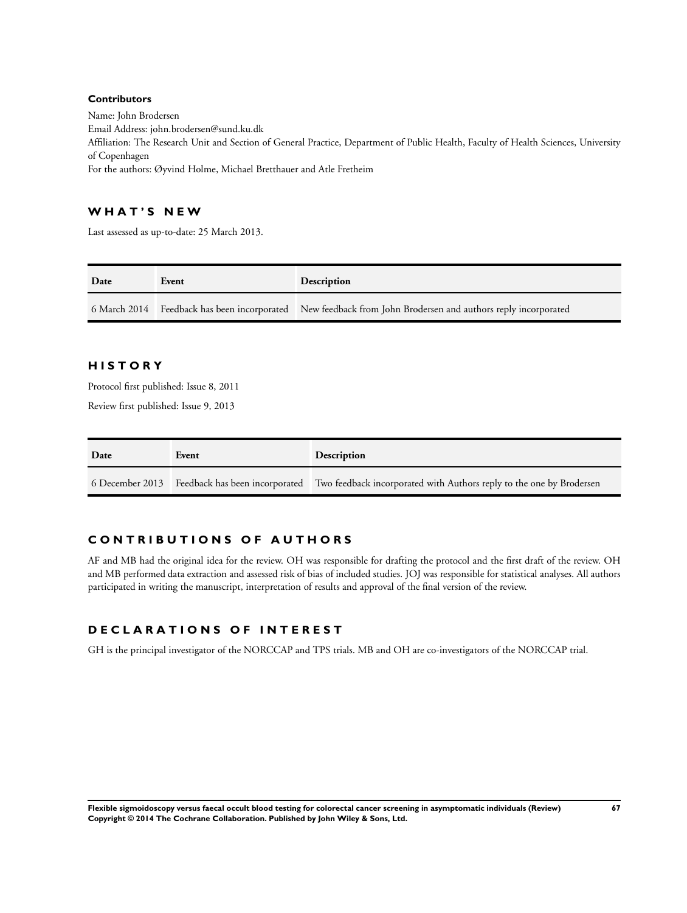**Contributors**

Name: John Brodersen
Email Address: john.brodersen@sund.ku.dk
Affiliation: The Research Unit and Section of General Practice, Department of Public Health, Faculty of Health Sciences, University of Copenhagen
For the authors: Øyvind Holme, Michael Bretthauer and Atle Fretheim

## WHAT'S NEW

Last assessed as up-to-date: 25 March 2013.

| Date | Event | Description |
|---|---|---|
| 6 March 2014 | Feedback has been incorporated | New feedback from John Brodersen and authors reply incorporated |

## HISTORY

Protocol first published: Issue 8, 2011

Review first published: Issue 9, 2013

| Date | Event | Description |
|---|---|---|
| 6 December 2013 | Feedback has been incorporated | Two feedback incorporated with Authors reply to the one by Brodersen |

## CONTRIBUTIONS OF AUTHORS

AF and MB had the original idea for the review. OH was responsible for drafting the protocol and the first draft of the review. OH and MB performed data extraction and assessed risk of bias of included studies. JOJ was responsible for statistical analyses. All authors participated in writing the manuscript, interpretation of results and approval of the final version of the review.

## DECLARATIONS OF INTEREST

GH is the principal investigator of the NORCCAP and TPS trials. MB and OH are co-investigators of the NORCCAP trial.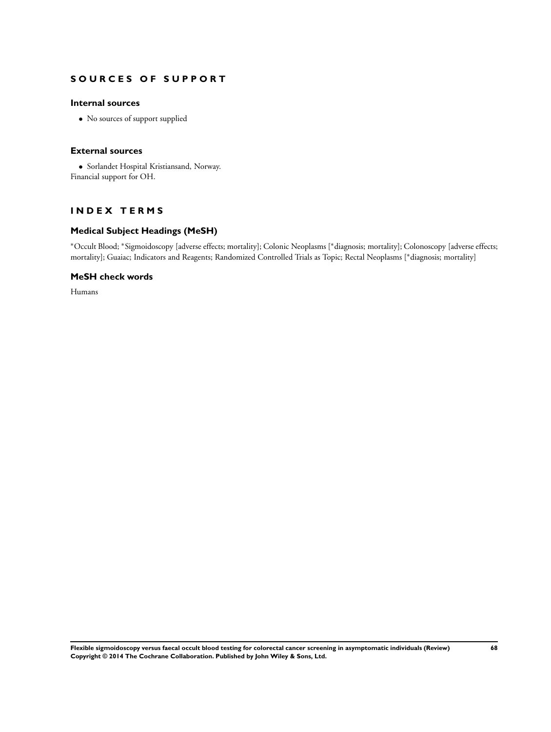# SOURCES OF SUPPORT

## Internal sources

- No sources of support supplied

## External sources

- Sorlandet Hospital Kristiansand, Norway.

Financial support for OH.

# INDEX TERMS

## Medical Subject Headings (MeSH)

*Occult Blood; *Sigmoidoscopy [adverse effects; mortality]; Colonic Neoplasms [*diagnosis; mortality]; Colonoscopy [adverse effects; mortality]; Guaiac; Indicators and Reagents; Randomized Controlled Trials as Topic; Rectal Neoplasms [*diagnosis; mortality]

## MeSH check words

Humans